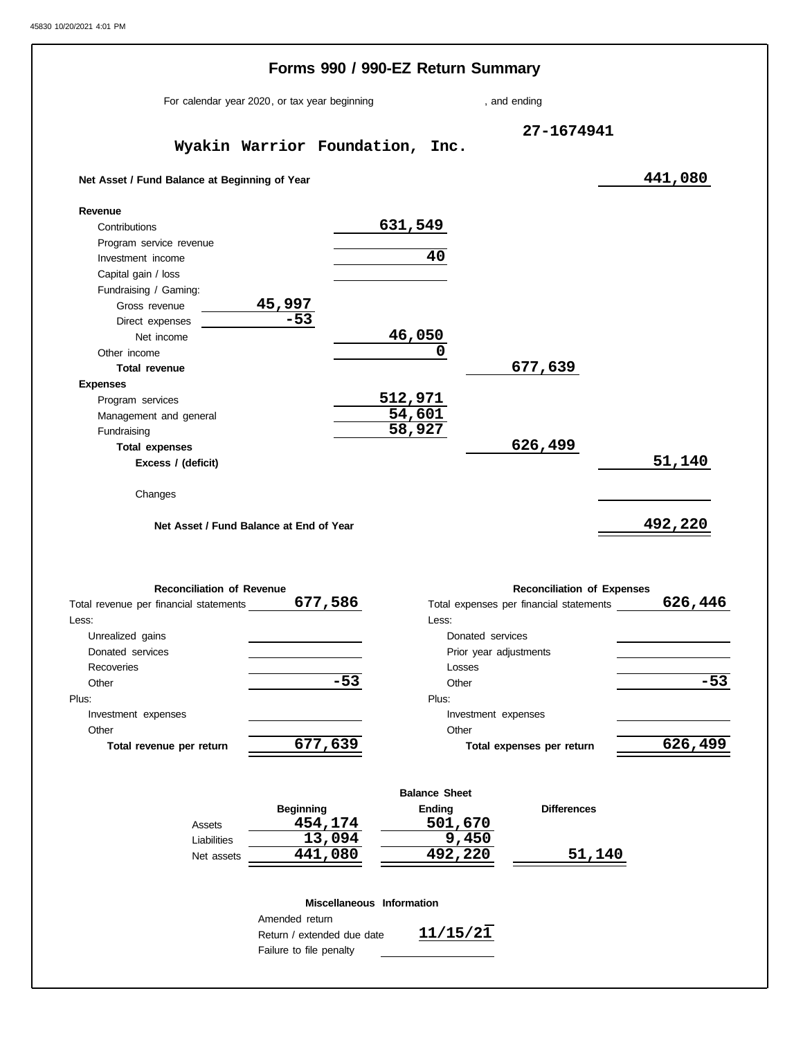# Forms 990 / 990-EZ Return Summary

For calendar year 2020, or tax year beginning , and ending

**Wyakin Warrior Foundation, Inc.** — **27-1674941**

| | | | |
|---|---|---|---|
| **Net Asset / Fund Balance at Beginning of Year** | | | **441,080** |
| **Revenue** | | | |
| Contributions | 631,549 | | |
| Program service revenue | | | |
| Investment income | 40 | | |
| Capital gain / loss | | | |
| Fundraising / Gaming: | | | |
| Gross revenue 45,997 | | | |
| Direct expenses -53 | | | |
| Net income | 46,050 | | |
| Other income | 0 | | |
| **Total revenue** | | 677,639 | |
| **Expenses** | | | |
| Program services | 512,971 | | |
| Management and general | 54,601 | | |
| Fundraising | 58,927 | | |
| **Total expenses** | | 626,499 | |
| **Excess / (deficit)** | | | 51,140 |
| Changes | | | |
| **Net Asset / Fund Balance at End of Year** | | | 492,220 |

| **Reconciliation of Revenue** | | **Reconciliation of Expenses** | |
|---|---|---|---|
| Total revenue per financial statements | 677,586 | Total expenses per financial statements | 626,446 |
| Less: | | Less: | |
| Unrealized gains | | Donated services | |
| Donated services | | Prior year adjustments | |
| Recoveries | | Losses | |
| Other | -53 | Other | -53 |
| Plus: | | Plus: | |
| Investment expenses | | Investment expenses | |
| Other | | Other | |
| **Total revenue per return** | 677,639 | **Total expenses per return** | 626,499 |

**Balance Sheet**

| | Beginning | Ending | Differences |
|---|---|---|---|
| Assets | 454,174 | 501,670 | |
| Liabilities | 13,094 | 9,450 | |
| Net assets | 441,080 | 492,220 | 51,140 |

**Miscellaneous Information**

| | |
|---|---|
| Amended return | |
| Return / extended due date | 11/15/21 |
| Failure to file penalty | |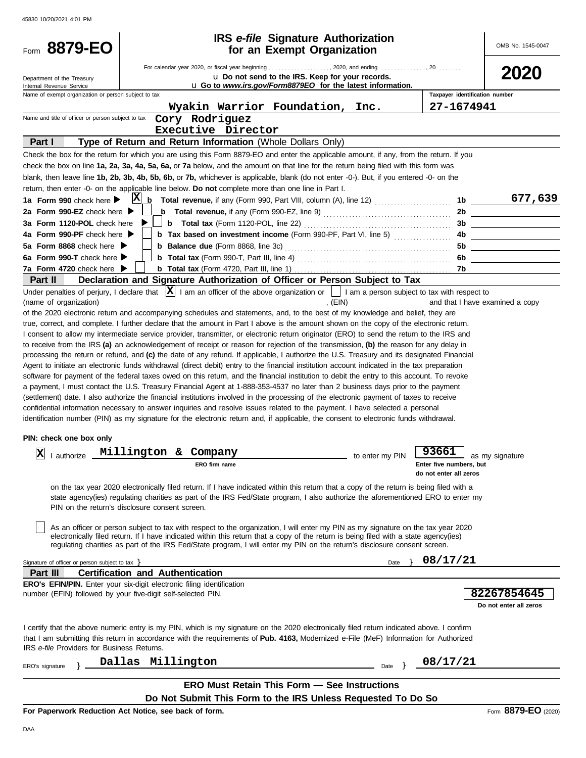45830 10/20/2021 4:01 PM

# Form 8879-EO

## IRS *e-file* Signature Authorization for an Exempt Organization

OMB No. 1545-0047

**2020**

Department of the Treasury
Internal Revenue Service

For calendar year 2020, or fiscal year beginning . . . . . . . . . . . . . . . . . . . ., 2020, and ending . . . . . . . . . . . . . . ., 20 . . . . . . .

u **Do not send to the IRS. Keep for your records.**

u **Go to *www.irs.gov/Form8879EO* for the latest information.**

| Name of exempt organization or person subject to tax | Taxpayer identification number |
|---|---|
| Wyakin Warrior Foundation, Inc. | 27-1674941 |

Name and title of officer or person subject to tax: Cory Rodriguez
Executive Director

**Part I — Type of Return and Return Information** (Whole Dollars Only)

Check the box for the return for which you are using this Form 8879-EO and enter the applicable amount, if any, from the return. If you check the box on line **1a, 2a, 3a, 4a, 5a, 6a,** or **7a** below, and the amount on that line for the return being filed with this form was blank, then leave line **1b, 2b, 3b, 4b, 5b, 6b,** or **7b,** whichever is applicable, blank (do not enter -0-). But, if you entered -0- on the return, then enter -0- on the applicable line below. **Do not** complete more than one line in Part I.

| | | | |
|---|---|---|---|
| **1a Form 990** check here ▶ [X] | **b Total revenue,** if any (Form 990, Part VIII, column (A), line 12) | 1b | 677,639 |
| **2a Form 990-EZ** check here ▶ [ ] | **b Total revenue,** if any (Form 990-EZ, line 9) | 2b | |
| **3a Form 1120-POL** check here ▶ [ ] | **b Total tax** (Form 1120-POL, line 22) | 3b | |
| **4a Form 990-PF** check here ▶ [ ] | **b Tax based on investment income** (Form 990-PF, Part VI, line 5) | 4b | |
| **5a Form 8868** check here ▶ [ ] | **b Balance due** (Form 8868, line 3c) | 5b | |
| **6a Form 990-T** check here ▶ [ ] | **b Total tax** (Form 990-T, Part III, line 4) | 6b | |
| **7a Form 4720** check here ▶ [ ] | **b Total tax** (Form 4720, Part III, line 1) | 7b | |

**Part II — Declaration and Signature Authorization of Officer or Person Subject to Tax**

Under penalties of perjury, I declare that [X] I am an officer of the above organization or [ ] I am a person subject to tax with respect to (name of organization) \_\_\_\_\_\_\_\_\_\_, (EIN) \_\_\_\_\_\_\_\_ and that I have examined a copy of the 2020 electronic return and accompanying schedules and statements, and, to the best of my knowledge and belief, they are true, correct, and complete. I further declare that the amount in Part I above is the amount shown on the copy of the electronic return. I consent to allow my intermediate service provider, transmitter, or electronic return originator (ERO) to send the return to the IRS and to receive from the IRS **(a)** an acknowledgement of receipt or reason for rejection of the transmission, **(b)** the reason for any delay in processing the return or refund, and **(c)** the date of any refund. If applicable, I authorize the U.S. Treasury and its designated Financial Agent to initiate an electronic funds withdrawal (direct debit) entry to the financial institution account indicated in the tax preparation software for payment of the federal taxes owed on this return, and the financial institution to debit the entry to this account. To revoke a payment, I must contact the U.S. Treasury Financial Agent at 1-888-353-4537 no later than 2 business days prior to the payment (settlement) date. I also authorize the financial institutions involved in the processing of the electronic payment of taxes to receive confidential information necessary to answer inquiries and resolve issues related to the payment. I have selected a personal identification number (PIN) as my signature for the electronic return and, if applicable, the consent to electronic funds withdrawal.

**PIN: check one box only**

[X] I authorize **Millington & Company** (ERO firm name) to enter my PIN **93661** (Enter five numbers, but do not enter all zeros) as my signature on the tax year 2020 electronically filed return. If I have indicated within this return that a copy of the return is being filed with a state agency(ies) regulating charities as part of the IRS Fed/State program, I also authorize the aforementioned ERO to enter my PIN on the return's disclosure consent screen.

[ ] As an officer or person subject to tax with respect to the organization, I will enter my PIN as my signature on the tax year 2020 electronically filed return. If I have indicated within this return that a copy of the return is being filed with a state agency(ies) regulating charities as part of the IRS Fed/State program, I will enter my PIN on the return's disclosure consent screen.

Signature of officer or person subject to tax } \_\_\_\_\_\_\_\_ Date } 08/17/21

**Part III — Certification and Authentication**

**ERO's EFIN/PIN.** Enter your six-digit electronic filing identification number (EFIN) followed by your five-digit self-selected PIN. **82267854645** (Do not enter all zeros)

I certify that the above numeric entry is my PIN, which is my signature on the 2020 electronically filed return indicated above. I confirm that I am submitting this return in accordance with the requirements of **Pub. 4163,** Modernized e-File (MeF) Information for Authorized IRS *e-file* Providers for Business Returns.

ERO's signature } **Dallas Millington** Date } 08/17/21

**ERO Must Retain This Form — See Instructions**

**Do Not Submit This Form to the IRS Unless Requested To Do So**

**For Paperwork Reduction Act Notice, see back of form.** Form **8879-EO** (2020)

DAA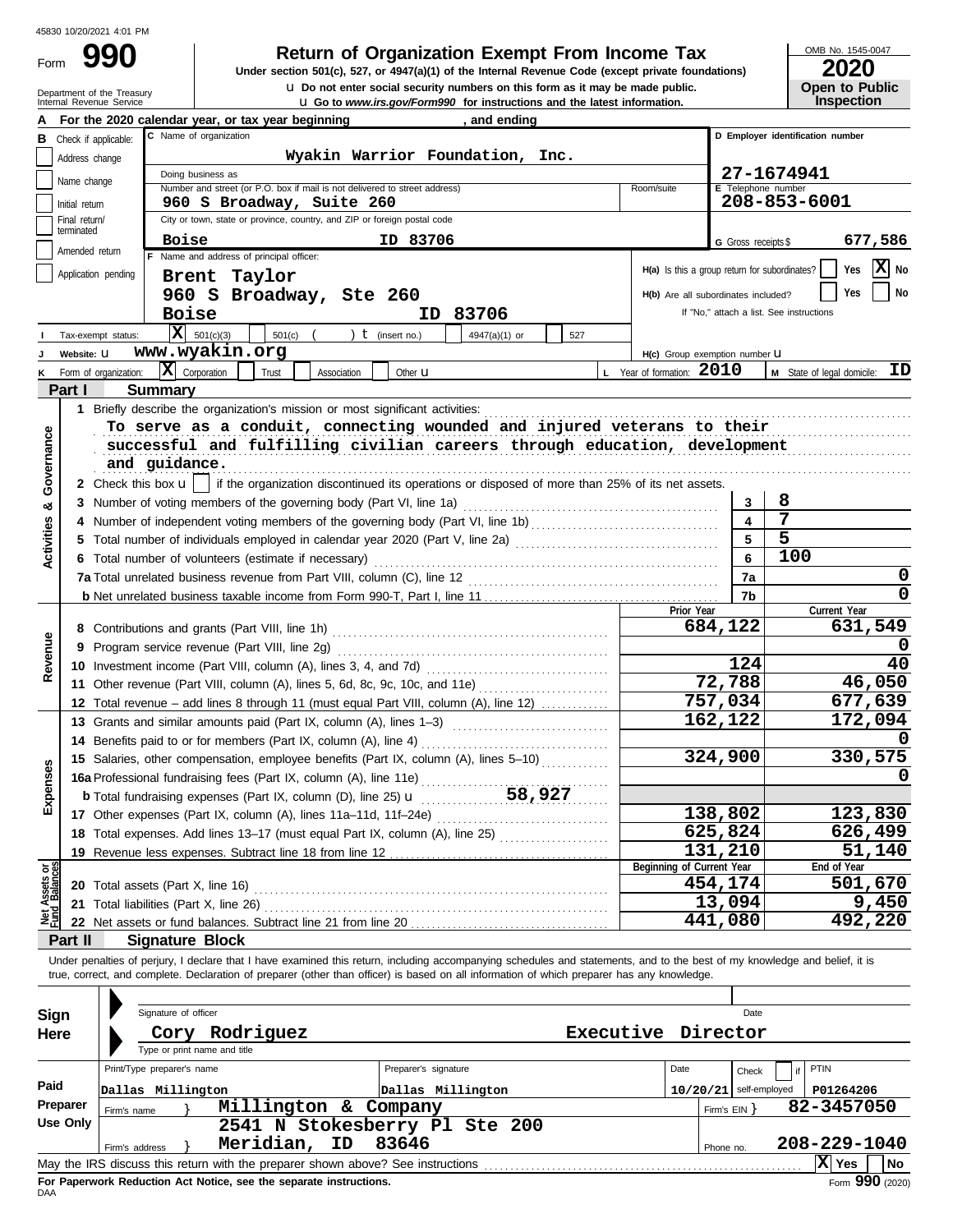45830 10/20/2021 4:01 PM

# Form 990 — Return of Organization Exempt From Income Tax

**Under section 501(c), 527, or 4947(a)(1) of the Internal Revenue Code (except private foundations)**

u Do not enter social security numbers on this form as it may be made public.

u Go to *www.irs.gov/Form990* for instructions and the latest information.

Department of the Treasury
Internal Revenue Service

OMB No. 1545-0047

**2020**

**Open to Public Inspection**

**A** For the 2020 calendar year, or tax year beginning , and ending

**B** Check if applicable:
- Address change
- Name change
- Initial return
- Final return/terminated
- Amended return
- Application pending

**C** Name of organization: **Wyakin Warrior Foundation, Inc.**

Doing business as

Number and street (or P.O. box if mail is not delivered to street address): **960 S Broadway, Suite 260** Room/suite

City or town, state or province, country, and ZIP or foreign postal code: **Boise ID 83706**

**D** Employer identification number: **27-1674941**

**E** Telephone number: **208-853-6001**

**G** Gross receipts $ **677,586**

**F** Name and address of principal officer: **Brent Taylor, 960 S Broadway, Ste 260, Boise ID 83706**

**H(a)** Is this a group return for subordinates? Yes [ ] No [X]

**H(b)** Are all subordinates included? Yes [ ] No [ ]
If "No," attach a list. See instructions

**I** Tax-exempt status: [X] 501(c)(3) [ ] 501(c) ( ) t (insert no.) [ ] 4947(a)(1) or [ ] 527

**J** Website: u **www.wyakin.org**

**H(c)** Group exemption number u

**K** Form of organization: [X] Corporation [ ] Trust [ ] Association [ ] Other u

**L** Year of formation: **2010**

**M** State of legal domicile: **ID**

## Part I — Summary

### Activities & Governance

1 Briefly describe the organization's mission or most significant activities:
**To serve as a conduit, connecting wounded and injured veterans to their successful and fulfilling civilian careers through education, development and guidance.**

2 Check this box u [ ] if the organization discontinued its operations or disposed of more than 25% of its net assets.

| | Line | Value |
|---|---|---|
| 3 Number of voting members of the governing body (Part VI, line 1a) | 3 | 8 |
| 4 Number of independent voting members of the governing body (Part VI, line 1b) | 4 | 7 |
| 5 Total number of individuals employed in calendar year 2020 (Part V, line 2a) | 5 | 5 |
| 6 Total number of volunteers (estimate if necessary) | 6 | 100 |
| 7a Total unrelated business revenue from Part VIII, column (C), line 12 | 7a | 0 |
| b Net unrelated business taxable income from Form 990-T, Part I, line 11 | 7b | 0 |

### Revenue and Expenses

| | Prior Year | Current Year |
|---|---|---|
| 8 Contributions and grants (Part VIII, line 1h) | 684,122 | 631,549 |
| 9 Program service revenue (Part VIII, line 2g) | | 0 |
| 10 Investment income (Part VIII, column (A), lines 3, 4, and 7d) | 124 | 40 |
| 11 Other revenue (Part VIII, column (A), lines 5, 6d, 8c, 9c, 10c, and 11e) | 72,788 | 46,050 |
| 12 Total revenue – add lines 8 through 11 (must equal Part VIII, column (A), line 12) | 757,034 | 677,639 |
| 13 Grants and similar amounts paid (Part IX, column (A), lines 1–3) | 162,122 | 172,094 |
| 14 Benefits paid to or for members (Part IX, column (A), line 4) | | 0 |
| 15 Salaries, other compensation, employee benefits (Part IX, column (A), lines 5–10) | 324,900 | 330,575 |
| 16a Professional fundraising fees (Part IX, column (A), line 11e) | | 0 |
| b Total fundraising expenses (Part IX, column (D), line 25) u 58,927 | | |
| 17 Other expenses (Part IX, column (A), lines 11a–11d, 11f–24e) | 138,802 | 123,830 |
| 18 Total expenses. Add lines 13–17 (must equal Part IX, column (A), line 25) | 625,824 | 626,499 |
| 19 Revenue less expenses. Subtract line 18 from line 12 | 131,210 | 51,140 |

### Net Assets or Fund Balances

| | Beginning of Current Year | End of Year |
|---|---|---|
| 20 Total assets (Part X, line 16) | 454,174 | 501,670 |
| 21 Total liabilities (Part X, line 26) | 13,094 | 9,450 |
| 22 Net assets or fund balances. Subtract line 21 from line 20 | 441,080 | 492,220 |

## Part II — Signature Block

Under penalties of perjury, I declare that I have examined this return, including accompanying schedules and statements, and to the best of my knowledge and belief, it is true, correct, and complete. Declaration of preparer (other than officer) is based on all information of which preparer has any knowledge.

**Sign Here**

Signature of officer — Date

**Cory Rodriguez — Executive Director**

Type or print name and title

**Paid Preparer Use Only**

| Print/Type preparer's name | Preparer's signature | Date | Check [ ] if self-employed | PTIN |
|---|---|---|---|---|
| Dallas Millington | Dallas Millington | 10/20/21 | | P01264206 |

Firm's name } **Millington & Company** — Firm's EIN } **82-3457050**

Firm's address } **2541 N Stokesberry Pl Ste 200, Meridian, ID 83646** — Phone no. **208-229-1040**

May the IRS discuss this return with the preparer shown above? See instructions [X] Yes [ ] No

**For Paperwork Reduction Act Notice, see the separate instructions.**

DAA — Form **990** (2020)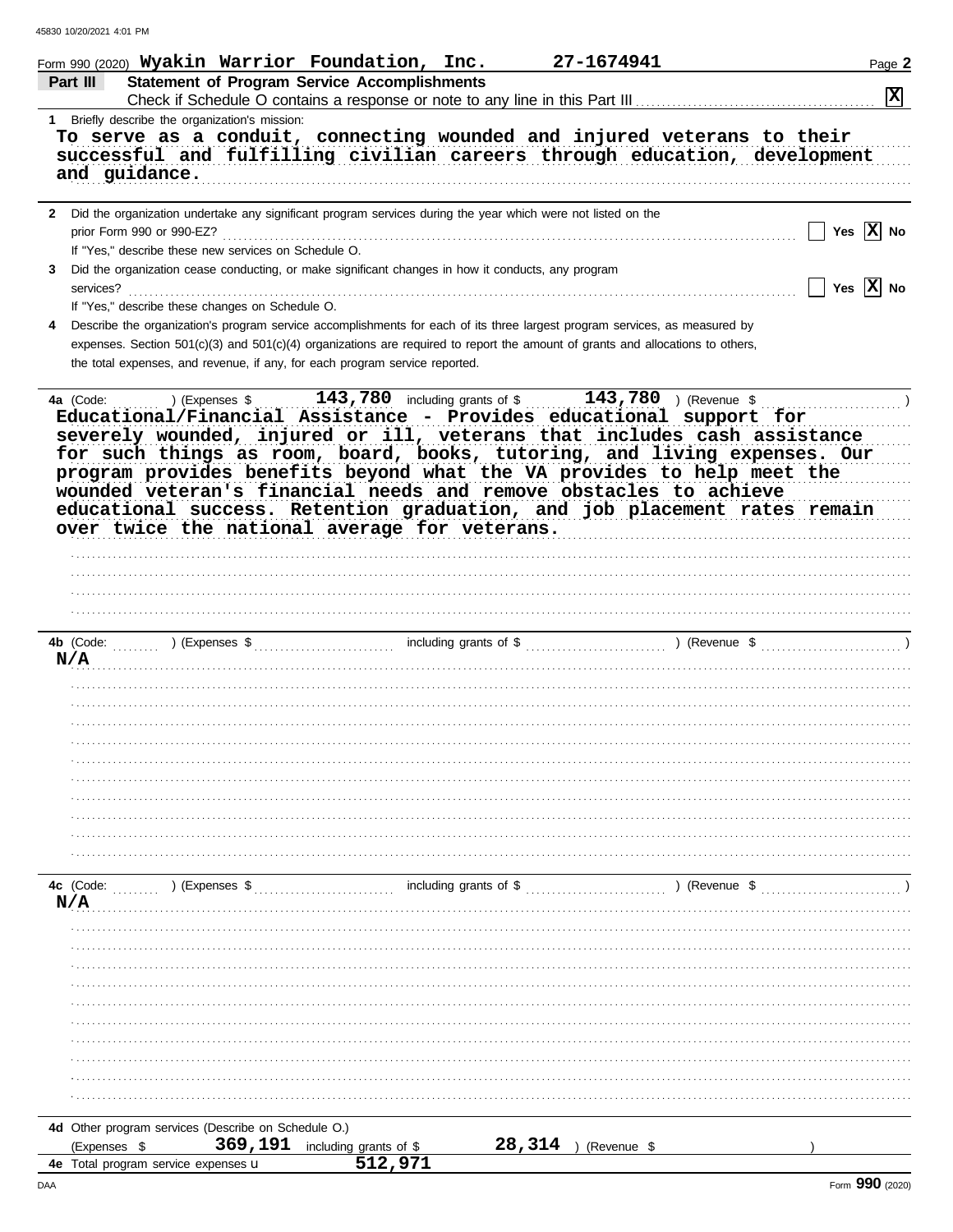Form 990 (2020) **Wyakin Warrior Foundation, Inc.** **27-1674941** Page **2**

## Part III Statement of Program Service Accomplishments

Check if Schedule O contains a response or note to any line in this Part III . . . . . . [X]

**1** Briefly describe the organization's mission:

To serve as a conduit, connecting wounded and injured veterans to their successful and fulfilling civilian careers through education, development and guidance.

**2** Did the organization undertake any significant program services during the year which were not listed on the prior Form 990 or 990-EZ? . . . . . . [ ] Yes [X] No

If "Yes," describe these new services on Schedule O.

**3** Did the organization cease conducting, or make significant changes in how it conducts, any program services? . . . . . . [ ] Yes [X] No

If "Yes," describe these changes on Schedule O.

**4** Describe the organization's program service accomplishments for each of its three largest program services, as measured by expenses. Section 501(c)(3) and 501(c)(4) organizations are required to report the amount of grants and allocations to others, the total expenses, and revenue, if any, for each program service reported.

**4a** (Code: ) (Expenses $ **143,780** including grants of $ **143,780** ) (Revenue $ )

Educational/Financial Assistance - Provides educational support for severely wounded, injured or ill, veterans that includes cash assistance for such things as room, board, books, tutoring, and living expenses. Our program provides benefits beyond what the VA provides to help meet the wounded veteran's financial needs and remove obstacles to achieve educational success. Retention graduation, and job placement rates remain over twice the national average for veterans.

**4b** (Code: ) (Expenses $ including grants of $ ) (Revenue $ )

N/A

**4c** (Code: ) (Expenses $ including grants of $ ) (Revenue $ )

N/A

**4d** Other program services (Describe on Schedule O.)

(Expenses $ **369,191** including grants of $ **28,314** ) (Revenue $ )

**4e** Total program service expenses ▶ **512,971**

Form **990** (2020)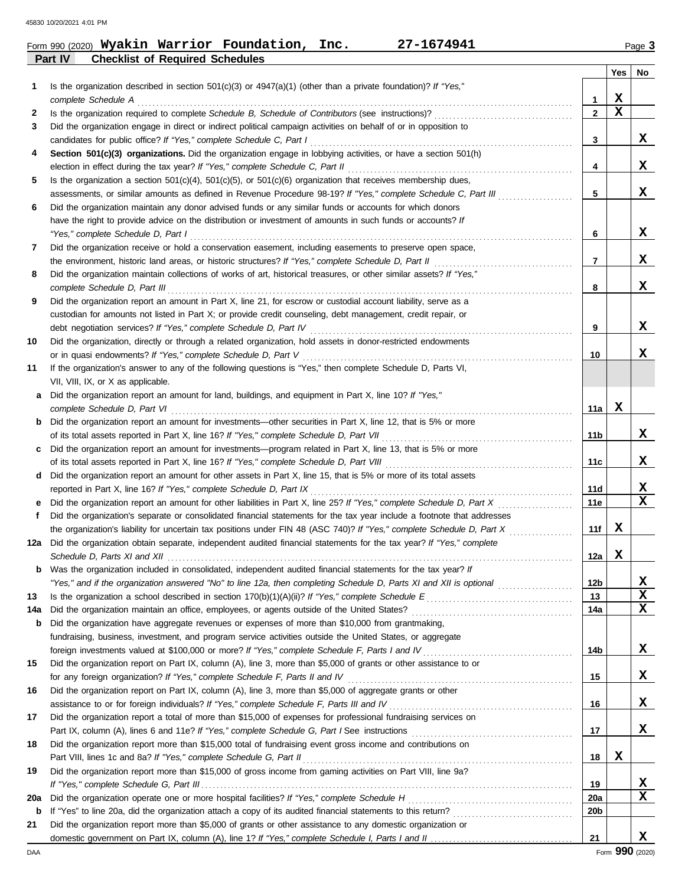Form 990 (2020) **Wyakin Warrior Foundation, Inc. 27-1674941**

**Part IV Checklist of Required Schedules**

| | | | Yes | No |
|---|---|---|---|---|
| **1** | Is the organization described in section 501(c)(3) or 4947(a)(1) (other than a private foundation)? *If "Yes," complete Schedule A* | 1 | X | |
| **2** | Is the organization required to complete *Schedule B, Schedule of Contributors* (see instructions)? | 2 | X | |
| **3** | Did the organization engage in direct or indirect political campaign activities on behalf of or in opposition to candidates for public office? *If "Yes," complete Schedule C, Part I* | 3 | | X |
| **4** | **Section 501(c)(3) organizations.** Did the organization engage in lobbying activities, or have a section 501(h) election in effect during the tax year? *If "Yes," complete Schedule C, Part II* | 4 | | X |
| **5** | Is the organization a section 501(c)(4), 501(c)(5), or 501(c)(6) organization that receives membership dues, assessments, or similar amounts as defined in Revenue Procedure 98-19? *If "Yes," complete Schedule C, Part III* | 5 | | X |
| **6** | Did the organization maintain any donor advised funds or any similar funds or accounts for which donors have the right to provide advice on the distribution or investment of amounts in such funds or accounts? *If "Yes," complete Schedule D, Part I* | 6 | | X |
| **7** | Did the organization receive or hold a conservation easement, including easements to preserve open space, the environment, historic land areas, or historic structures? *If "Yes," complete Schedule D, Part II* | 7 | | X |
| **8** | Did the organization maintain collections of works of art, historical treasures, or other similar assets? *If "Yes," complete Schedule D, Part III* | 8 | | X |
| **9** | Did the organization report an amount in Part X, line 21, for escrow or custodial account liability, serve as a custodian for amounts not listed in Part X; or provide credit counseling, debt management, credit repair, or debt negotiation services? *If "Yes," complete Schedule D, Part IV* | 9 | | X |
| **10** | Did the organization, directly or through a related organization, hold assets in donor-restricted endowments or in quasi endowments? *If "Yes," complete Schedule D, Part V* | 10 | | X |
| **11** | If the organization's answer to any of the following questions is "Yes," then complete Schedule D, Parts VI, VII, VIII, IX, or X as applicable. | | | |
| **a** | Did the organization report an amount for land, buildings, and equipment in Part X, line 10? *If "Yes," complete Schedule D, Part VI* | 11a | X | |
| **b** | Did the organization report an amount for investments—other securities in Part X, line 12, that is 5% or more of its total assets reported in Part X, line 16? *If "Yes," complete Schedule D, Part VII* | 11b | | X |
| **c** | Did the organization report an amount for investments—program related in Part X, line 13, that is 5% or more of its total assets reported in Part X, line 16? *If "Yes," complete Schedule D, Part VIII* | 11c | | X |
| **d** | Did the organization report an amount for other assets in Part X, line 15, that is 5% or more of its total assets reported in Part X, line 16? *If "Yes," complete Schedule D, Part IX* | 11d | | X |
| **e** | Did the organization report an amount for other liabilities in Part X, line 25? *If "Yes," complete Schedule D, Part X* | 11e | | X |
| **f** | Did the organization's separate or consolidated financial statements for the tax year include a footnote that addresses the organization's liability for uncertain tax positions under FIN 48 (ASC 740)? *If "Yes," complete Schedule D, Part X* | 11f | X | |
| **12a** | Did the organization obtain separate, independent audited financial statements for the tax year? *If "Yes," complete Schedule D, Parts XI and XII* | 12a | X | |
| **b** | Was the organization included in consolidated, independent audited financial statements for the tax year? *If "Yes," and if the organization answered "No" to line 12a, then completing Schedule D, Parts XI and XII is optional* | 12b | | X |
| **13** | Is the organization a school described in section 170(b)(1)(A)(ii)? *If "Yes," complete Schedule E* | 13 | | X |
| **14a** | Did the organization maintain an office, employees, or agents outside of the United States? | 14a | | X |
| **b** | Did the organization have aggregate revenues or expenses of more than $10,000 from grantmaking, fundraising, business, investment, and program service activities outside the United States, or aggregate foreign investments valued at $100,000 or more? *If "Yes," complete Schedule F, Parts I and IV* | 14b | | X |
| **15** | Did the organization report on Part IX, column (A), line 3, more than $5,000 of grants or other assistance to or for any foreign organization? *If "Yes," complete Schedule F, Parts II and IV* | 15 | | X |
| **16** | Did the organization report on Part IX, column (A), line 3, more than $5,000 of aggregate grants or other assistance to or for foreign individuals? *If "Yes," complete Schedule F, Parts III and IV* | 16 | | X |
| **17** | Did the organization report a total of more than $15,000 of expenses for professional fundraising services on Part IX, column (A), lines 6 and 11e? *If "Yes," complete Schedule G, Part I* See instructions | 17 | | X |
| **18** | Did the organization report more than $15,000 total of fundraising event gross income and contributions on Part VIII, lines 1c and 8a? *If "Yes," complete Schedule G, Part II* | 18 | X | |
| **19** | Did the organization report more than $15,000 of gross income from gaming activities on Part VIII, line 9a? *If "Yes," complete Schedule G, Part III* | 19 | | X |
| **20a** | Did the organization operate one or more hospital facilities? *If "Yes," complete Schedule H* | 20a | | X |
| **b** | If "Yes" to line 20a, did the organization attach a copy of its audited financial statements to this return? | 20b | | |
| **21** | Did the organization report more than $5,000 of grants or other assistance to any domestic organization or domestic government on Part IX, column (A), line 1? *If "Yes," complete Schedule I, Parts I and II* | 21 | | X |

Form **990** (2020)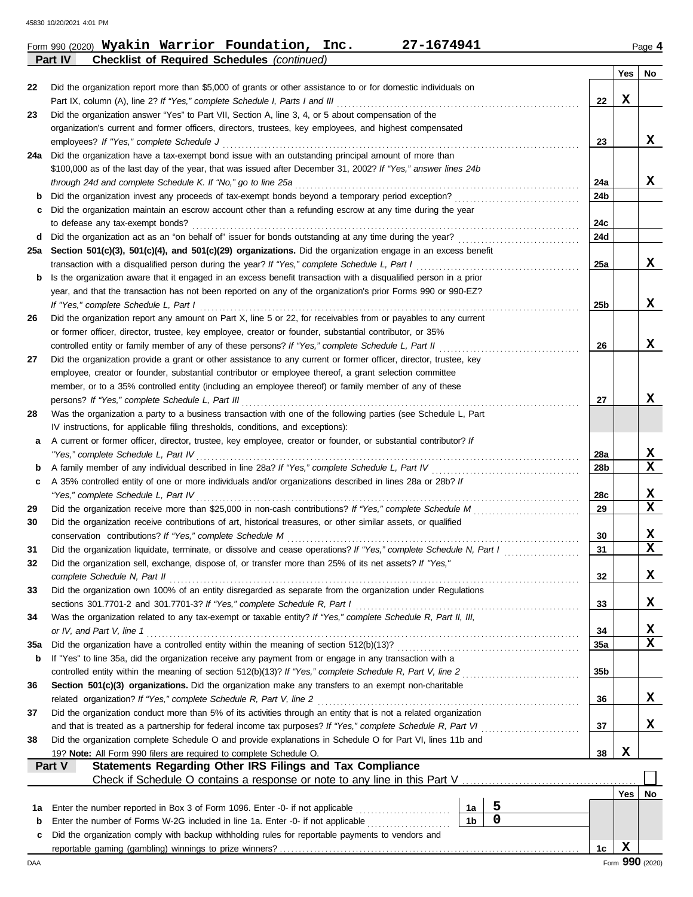Form 990 (2020) **Wyakin Warrior Foundation, Inc.** **27-1674941** Page **4**

**Part IV Checklist of Required Schedules** *(continued)*

| | | | Yes | No |
|---|---|---|---|---|
| 22 | Did the organization report more than $5,000 of grants or other assistance to or for domestic individuals on Part IX, column (A), line 2? *If "Yes," complete Schedule I, Parts I and III* | 22 | X | |
| 23 | Did the organization answer "Yes" to Part VII, Section A, line 3, 4, or 5 about compensation of the organization's current and former officers, directors, trustees, key employees, and highest compensated employees? *If "Yes," complete Schedule J* | 23 | | X |
| 24a | Did the organization have a tax-exempt bond issue with an outstanding principal amount of more than $100,000 as of the last day of the year, that was issued after December 31, 2002? *If "Yes," answer lines 24b through 24d and complete Schedule K. If "No," go to line 25a* | 24a | | X |
| b | Did the organization invest any proceeds of tax-exempt bonds beyond a temporary period exception? | 24b | | |
| c | Did the organization maintain an escrow account other than a refunding escrow at any time during the year to defease any tax-exempt bonds? | 24c | | |
| d | Did the organization act as an "on behalf of" issuer for bonds outstanding at any time during the year? | 24d | | |
| 25a | **Section 501(c)(3), 501(c)(4), and 501(c)(29) organizations.** Did the organization engage in an excess benefit transaction with a disqualified person during the year? *If "Yes," complete Schedule L, Part I* | 25a | | X |
| b | Is the organization aware that it engaged in an excess benefit transaction with a disqualified person in a prior year, and that the transaction has not been reported on any of the organization's prior Forms 990 or 990-EZ? *If "Yes," complete Schedule L, Part I* | 25b | | X |
| 26 | Did the organization report any amount on Part X, line 5 or 22, for receivables from or payables to any current or former officer, director, trustee, key employee, creator or founder, substantial contributor, or 35% controlled entity or family member of any of these persons? *If "Yes," complete Schedule L, Part II* | 26 | | X |
| 27 | Did the organization provide a grant or other assistance to any current or former officer, director, trustee, key employee, creator or founder, substantial contributor or employee thereof, a grant selection committee member, or to a 35% controlled entity (including an employee thereof) or family member of any of these persons? *If "Yes," complete Schedule L, Part III* | 27 | | X |
| 28 | Was the organization a party to a business transaction with one of the following parties (see Schedule L, Part IV instructions, for applicable filing thresholds, conditions, and exceptions): | | | |
| a | A current or former officer, director, trustee, key employee, creator or founder, or substantial contributor? *If "Yes," complete Schedule L, Part IV* | 28a | | X |
| b | A family member of any individual described in line 28a? *If "Yes," complete Schedule L, Part IV* | 28b | | X |
| c | A 35% controlled entity of one or more individuals and/or organizations described in lines 28a or 28b? *If "Yes," complete Schedule L, Part IV* | 28c | | X |
| 29 | Did the organization receive more than $25,000 in non-cash contributions? *If "Yes," complete Schedule M* | 29 | | X |
| 30 | Did the organization receive contributions of art, historical treasures, or other similar assets, or qualified conservation contributions? *If "Yes," complete Schedule M* | 30 | | X |
| 31 | Did the organization liquidate, terminate, or dissolve and cease operations? *If "Yes," complete Schedule N, Part I* | 31 | | X |
| 32 | Did the organization sell, exchange, dispose of, or transfer more than 25% of its net assets? *If "Yes," complete Schedule N, Part II* | 32 | | X |
| 33 | Did the organization own 100% of an entity disregarded as separate from the organization under Regulations sections 301.7701-2 and 301.7701-3? *If "Yes," complete Schedule R, Part I* | 33 | | X |
| 34 | Was the organization related to any tax-exempt or taxable entity? *If "Yes," complete Schedule R, Part II, III, or IV, and Part V, line 1* | 34 | | X |
| 35a | Did the organization have a controlled entity within the meaning of section 512(b)(13)? | 35a | | X |
| b | If "Yes" to line 35a, did the organization receive any payment from or engage in any transaction with a controlled entity within the meaning of section 512(b)(13)? *If "Yes," complete Schedule R, Part V, line 2* | 35b | | |
| 36 | **Section 501(c)(3) organizations.** Did the organization make any transfers to an exempt non-charitable related organization? *If "Yes," complete Schedule R, Part V, line 2* | 36 | | X |
| 37 | Did the organization conduct more than 5% of its activities through an entity that is not a related organization and that is treated as a partnership for federal income tax purposes? *If "Yes," complete Schedule R, Part VI* | 37 | | X |
| 38 | Did the organization complete Schedule O and provide explanations in Schedule O for Part VI, lines 11b and 19? **Note:** All Form 990 filers are required to complete Schedule O. | 38 | X | |

**Part V Statements Regarding Other IRS Filings and Tax Compliance**

Check if Schedule O contains a response or note to any line in this Part V ☐

| | | | | | Yes | No |
|---|---|---|---|---|---|---|
| 1a | Enter the number reported in Box 3 of Form 1096. Enter -0- if not applicable | 1a | 5 | | | |
| b | Enter the number of Forms W-2G included in line 1a. Enter -0- if not applicable | 1b | 0 | | | |
| c | Did the organization comply with backup withholding rules for reportable payments to vendors and reportable gaming (gambling) winnings to prize winners? | | | 1c | X | |

Form **990** (2020)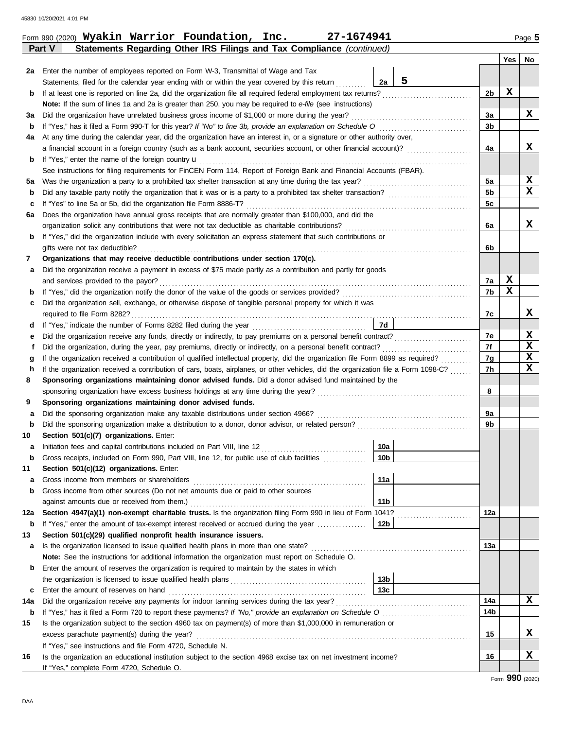Form 990 (2020) **Wyakin Warrior Foundation, Inc. 27-1674941** Page 5

## Part V Statements Regarding Other IRS Filings and Tax Compliance *(continued)*

| | | | | | Yes | No |
|---|---|---|---|---|---|---|
| **2a** | Enter the number of employees reported on Form W-3, Transmittal of Wage and Tax Statements, filed for the calendar year ending with or within the year covered by this return | 2a | 5 | | | |
| **b** | If at least one is reported on line 2a, did the organization file all required federal employment tax returns? | | | 2b | X | |
| | **Note:** If the sum of lines 1a and 2a is greater than 250, you may be required to *e-file* (see instructions) | | | | | |
| **3a** | Did the organization have unrelated business gross income of $1,000 or more during the year? | | | 3a | | X |
| **b** | If "Yes," has it filed a Form 990-T for this year? *If "No" to line 3b, provide an explanation on Schedule O* | | | 3b | | |
| **4a** | At any time during the calendar year, did the organization have an interest in, or a signature or other authority over, a financial account in a foreign country (such as a bank account, securities account, or other financial account)? | | | 4a | | X |
| **b** | If "Yes," enter the name of the foreign country u | | | | | |
| | See instructions for filing requirements for FinCEN Form 114, Report of Foreign Bank and Financial Accounts (FBAR). | | | | | |
| **5a** | Was the organization a party to a prohibited tax shelter transaction at any time during the tax year? | | | 5a | | X |
| **b** | Did any taxable party notify the organization that it was or is a party to a prohibited tax shelter transaction? | | | 5b | | X |
| **c** | If "Yes" to line 5a or 5b, did the organization file Form 8886-T? | | | 5c | | |
| **6a** | Does the organization have annual gross receipts that are normally greater than $100,000, and did the organization solicit any contributions that were not tax deductible as charitable contributions? | | | 6a | | X |
| **b** | If "Yes," did the organization include with every solicitation an express statement that such contributions or gifts were not tax deductible? | | | 6b | | |
| **7** | **Organizations that may receive deductible contributions under section 170(c).** | | | | | |
| **a** | Did the organization receive a payment in excess of $75 made partly as a contribution and partly for goods and services provided to the payor? | | | 7a | X | |
| **b** | If "Yes," did the organization notify the donor of the value of the goods or services provided? | | | 7b | X | |
| **c** | Did the organization sell, exchange, or otherwise dispose of tangible personal property for which it was required to file Form 8282? | | | 7c | | X |
| **d** | If "Yes," indicate the number of Forms 8282 filed during the year | 7d | | | | |
| **e** | Did the organization receive any funds, directly or indirectly, to pay premiums on a personal benefit contract? | | | 7e | | X |
| **f** | Did the organization, during the year, pay premiums, directly or indirectly, on a personal benefit contract? | | | 7f | | X |
| **g** | If the organization received a contribution of qualified intellectual property, did the organization file Form 8899 as required? | | | 7g | | X |
| **h** | If the organization received a contribution of cars, boats, airplanes, or other vehicles, did the organization file a Form 1098-C? | | | 7h | | X |
| **8** | **Sponsoring organizations maintaining donor advised funds.** Did a donor advised fund maintained by the sponsoring organization have excess business holdings at any time during the year? | | | 8 | | |
| **9** | **Sponsoring organizations maintaining donor advised funds.** | | | | | |
| **a** | Did the sponsoring organization make any taxable distributions under section 4966? | | | 9a | | |
| **b** | Did the sponsoring organization make a distribution to a donor, donor advisor, or related person? | | | 9b | | |
| **10** | **Section 501(c)(7) organizations.** Enter: | | | | | |
| **a** | Initiation fees and capital contributions included on Part VIII, line 12 | 10a | | | | |
| **b** | Gross receipts, included on Form 990, Part VIII, line 12, for public use of club facilities | 10b | | | | |
| **11** | **Section 501(c)(12) organizations.** Enter: | | | | | |
| **a** | Gross income from members or shareholders | 11a | | | | |
| **b** | Gross income from other sources (Do not net amounts due or paid to other sources against amounts due or received from them.) | 11b | | | | |
| **12a** | **Section 4947(a)(1) non-exempt charitable trusts.** Is the organization filing Form 990 in lieu of Form 1041? | | | 12a | | |
| **b** | If "Yes," enter the amount of tax-exempt interest received or accrued during the year | 12b | | | | |
| **13** | **Section 501(c)(29) qualified nonprofit health insurance issuers.** | | | | | |
| **a** | Is the organization licensed to issue qualified health plans in more than one state? | | | 13a | | |
| | **Note:** See the instructions for additional information the organization must report on Schedule O. | | | | | |
| **b** | Enter the amount of reserves the organization is required to maintain by the states in which the organization is licensed to issue qualified health plans | 13b | | | | |
| **c** | Enter the amount of reserves on hand | 13c | | | | |
| **14a** | Did the organization receive any payments for indoor tanning services during the tax year? | | | 14a | | X |
| **b** | If "Yes," has it filed a Form 720 to report these payments? *If "No," provide an explanation on Schedule O* | | | 14b | | |
| **15** | Is the organization subject to the section 4960 tax on payment(s) of more than $1,000,000 in remuneration or excess parachute payment(s) during the year? | | | 15 | | X |
| | If "Yes," see instructions and file Form 4720, Schedule N. | | | | | |
| **16** | Is the organization an educational institution subject to the section 4968 excise tax on net investment income? | | | 16 | | X |
| | If "Yes," complete Form 4720, Schedule O. | | | | | |

Form **990** (2020)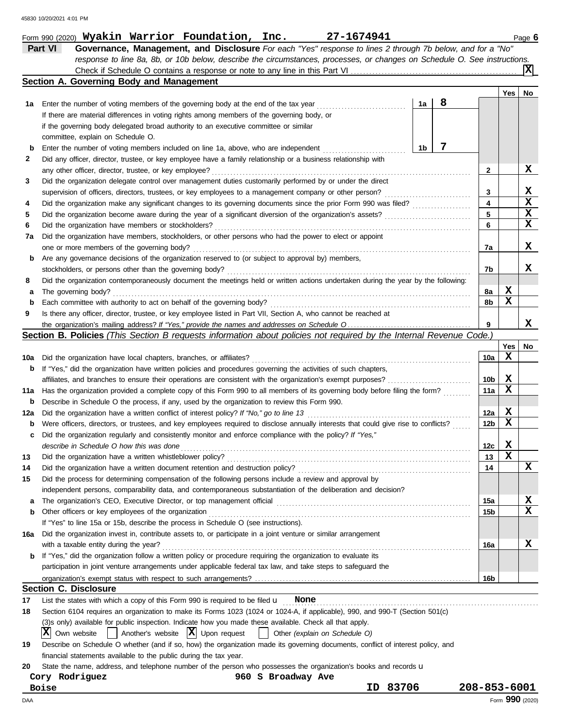Form 990 (2020) **Wyakin Warrior Foundation, Inc.** **27-1674941** Page **6**

## Part VI Governance, Management, and Disclosure

*For each "Yes" response to lines 2 through 7b below, and for a "No" response to line 8a, 8b, or 10b below, describe the circumstances, processes, or changes on Schedule O. See instructions.*

Check if Schedule O contains a response or note to any line in this Part VI ..... **[X]**

### Section A. Governing Body and Management

| | | | | Yes | No |
|---|---|---|---|---|---|
| 1a | Enter the number of voting members of the governing body at the end of the tax year ..... **1a** **8** If there are material differences in voting rights among members of the governing body, or if the governing body delegated broad authority to an executive committee or similar committee, explain on Schedule O. | | | | |
| b | Enter the number of voting members included on line 1a, above, who are independent ..... **1b** **7** | | | | |
| 2 | Did any officer, director, trustee, or key employee have a family relationship or a business relationship with any other officer, director, trustee, or key employee? | 2 | | | X |
| 3 | Did the organization delegate control over management duties customarily performed by or under the direct supervision of officers, directors, trustees, or key employees to a management company or other person? | 3 | | | X |
| 4 | Did the organization make any significant changes to its governing documents since the prior Form 990 was filed? | 4 | | | X |
| 5 | Did the organization become aware during the year of a significant diversion of the organization's assets? | 5 | | | X |
| 6 | Did the organization have members or stockholders? | 6 | | | X |
| 7a | Did the organization have members, stockholders, or other persons who had the power to elect or appoint one or more members of the governing body? | 7a | | | X |
| b | Are any governance decisions of the organization reserved to (or subject to approval by) members, stockholders, or persons other than the governing body? | 7b | | | X |
| 8 | Did the organization contemporaneously document the meetings held or written actions undertaken during the year by the following: | | | | |
| a | The governing body? | 8a | | X | |
| b | Each committee with authority to act on behalf of the governing body? | 8b | | X | |
| 9 | Is there any officer, director, trustee, or key employee listed in Part VII, Section A, who cannot be reached at the organization's mailing address? *If "Yes," provide the names and addresses on Schedule O* | 9 | | | X |

### Section B. Policies *(This Section B requests information about policies not required by the Internal Revenue Code.)*

| | | | Yes | No |
|---|---|---|---|---|
| 10a | Did the organization have local chapters, branches, or affiliates? | 10a | X | |
| b | If "Yes," did the organization have written policies and procedures governing the activities of such chapters, affiliates, and branches to ensure their operations are consistent with the organization's exempt purposes? | 10b | X | |
| 11a | Has the organization provided a complete copy of this Form 990 to all members of its governing body before filing the form? | 11a | X | |
| b | Describe in Schedule O the process, if any, used by the organization to review this Form 990. | | | |
| 12a | Did the organization have a written conflict of interest policy? *If "No," go to line 13* | 12a | X | |
| b | Were officers, directors, or trustees, and key employees required to disclose annually interests that could give rise to conflicts? | 12b | X | |
| c | Did the organization regularly and consistently monitor and enforce compliance with the policy? *If "Yes," describe in Schedule O how this was done* | 12c | X | |
| 13 | Did the organization have a written whistleblower policy? | 13 | X | |
| 14 | Did the organization have a written document retention and destruction policy? | 14 | | X |
| 15 | Did the process for determining compensation of the following persons include a review and approval by independent persons, comparability data, and contemporaneous substantiation of the deliberation and decision? | | | |
| a | The organization's CEO, Executive Director, or top management official | 15a | | X |
| b | Other officers or key employees of the organization | 15b | | X |
| | If "Yes" to line 15a or 15b, describe the process in Schedule O (see instructions). | | | |
| 16a | Did the organization invest in, contribute assets to, or participate in a joint venture or similar arrangement with a taxable entity during the year? | 16a | | X |
| b | If "Yes," did the organization follow a written policy or procedure requiring the organization to evaluate its participation in joint venture arrangements under applicable federal tax law, and take steps to safeguard the organization's exempt status with respect to such arrangements? | 16b | | |

### Section C. Disclosure

**17** List the states with which a copy of this Form 990 is required to be filed u **None**

**18** Section 6104 requires an organization to make its Forms 1023 (1024 or 1024-A, if applicable), 990, and 990-T (Section 501(c)(3)s only) available for public inspection. Indicate how you made these available. Check all that apply.

[X] Own website [ ] Another's website [X] Upon request [ ] Other *(explain on Schedule O)*

**19** Describe on Schedule O whether (and if so, how) the organization made its governing documents, conflict of interest policy, and financial statements available to the public during the tax year.

**20** State the name, address, and telephone number of the person who possesses the organization's books and records u

**Cory Rodriguez** **960 S Broadway Ave**
**Boise** **ID 83706** **208-853-6001**

DAA Form **990** (2020)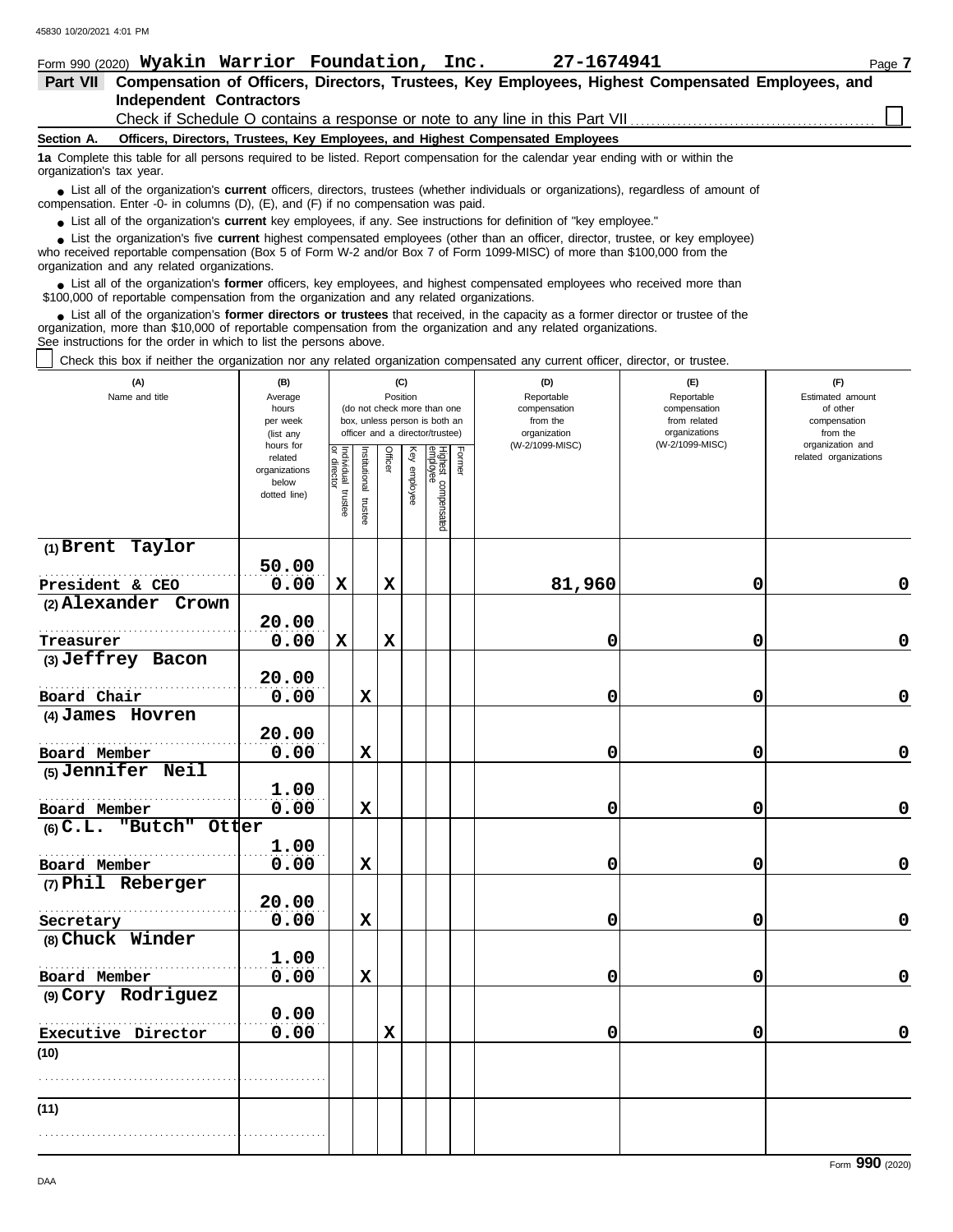Form 990 (2020) **Wyakin Warrior Foundation, Inc.** **27-1674941**

## Part VII Compensation of Officers, Directors, Trustees, Key Employees, Highest Compensated Employees, and Independent Contractors

Check if Schedule O contains a response or note to any line in this Part VII ☐

### Section A. Officers, Directors, Trustees, Key Employees, and Highest Compensated Employees

**1a** Complete this table for all persons required to be listed. Report compensation for the calendar year ending with or within the organization's tax year.

- List all of the organization's **current** officers, directors, trustees (whether individuals or organizations), regardless of amount of compensation. Enter -0- in columns (D), (E), and (F) if no compensation was paid.
- List all of the organization's **current** key employees, if any. See instructions for definition of "key employee."
- List the organization's five **current** highest compensated employees (other than an officer, director, trustee, or key employee) who received reportable compensation (Box 5 of Form W-2 and/or Box 7 of Form 1099-MISC) of more than $100,000 from the organization and any related organizations.
- List all of the organization's **former** officers, key employees, and highest compensated employees who received more than $100,000 of reportable compensation from the organization and any related organizations.
- List all of the organization's **former directors or trustees** that received, in the capacity as a former director or trustee of the organization, more than $10,000 of reportable compensation from the organization and any related organizations.

See instructions for the order in which to list the persons above.

☐ Check this box if neither the organization nor any related organization compensated any current officer, director, or trustee.

| (A) Name and title | (B) Average hours per week (list any hours for related organizations below dotted line) | (C) Position (do not check more than one box, unless person is both an officer and a director/trustee) | | | | | | (D) Reportable compensation from the organization (W-2/1099-MISC) | (E) Reportable compensation from related organizations (W-2/1099-MISC) | (F) Estimated amount of other compensation from the organization and related organizations |
|---|---|---|---|---|---|---|---|---|---|---|
| | | Individual trustee or director | Institutional trustee | Officer | Key employee | Highest compensated employee | Former | | | |
| (1) Brent Taylor<br>President & CEO | 50.00<br>0.00 | X | | X | | | | 81,960 | 0 | 0 |
| (2) Alexander Crown<br>Treasurer | 20.00<br>0.00 | X | | X | | | | 0 | 0 | 0 |
| (3) Jeffrey Bacon<br>Board Chair | 20.00<br>0.00 | | X | | | | | 0 | 0 | 0 |
| (4) James Hovren<br>Board Member | 20.00<br>0.00 | | X | | | | | 0 | 0 | 0 |
| (5) Jennifer Neil<br>Board Member | 1.00<br>0.00 | | X | | | | | 0 | 0 | 0 |
| (6) C.L. "Butch" Otter<br>Board Member | 1.00<br>0.00 | | X | | | | | 0 | 0 | 0 |
| (7) Phil Reberger<br>Secretary | 20.00<br>0.00 | | X | | | | | 0 | 0 | 0 |
| (8) Chuck Winder<br>Board Member | 1.00<br>0.00 | | X | | | | | 0 | 0 | 0 |
| (9) Cory Rodriguez<br>Executive Director | 0.00<br>0.00 | | | X | | | | 0 | 0 | 0 |
| (10) | | | | | | | | | | |
| (11) | | | | | | | | | | |

Form **990** (2020)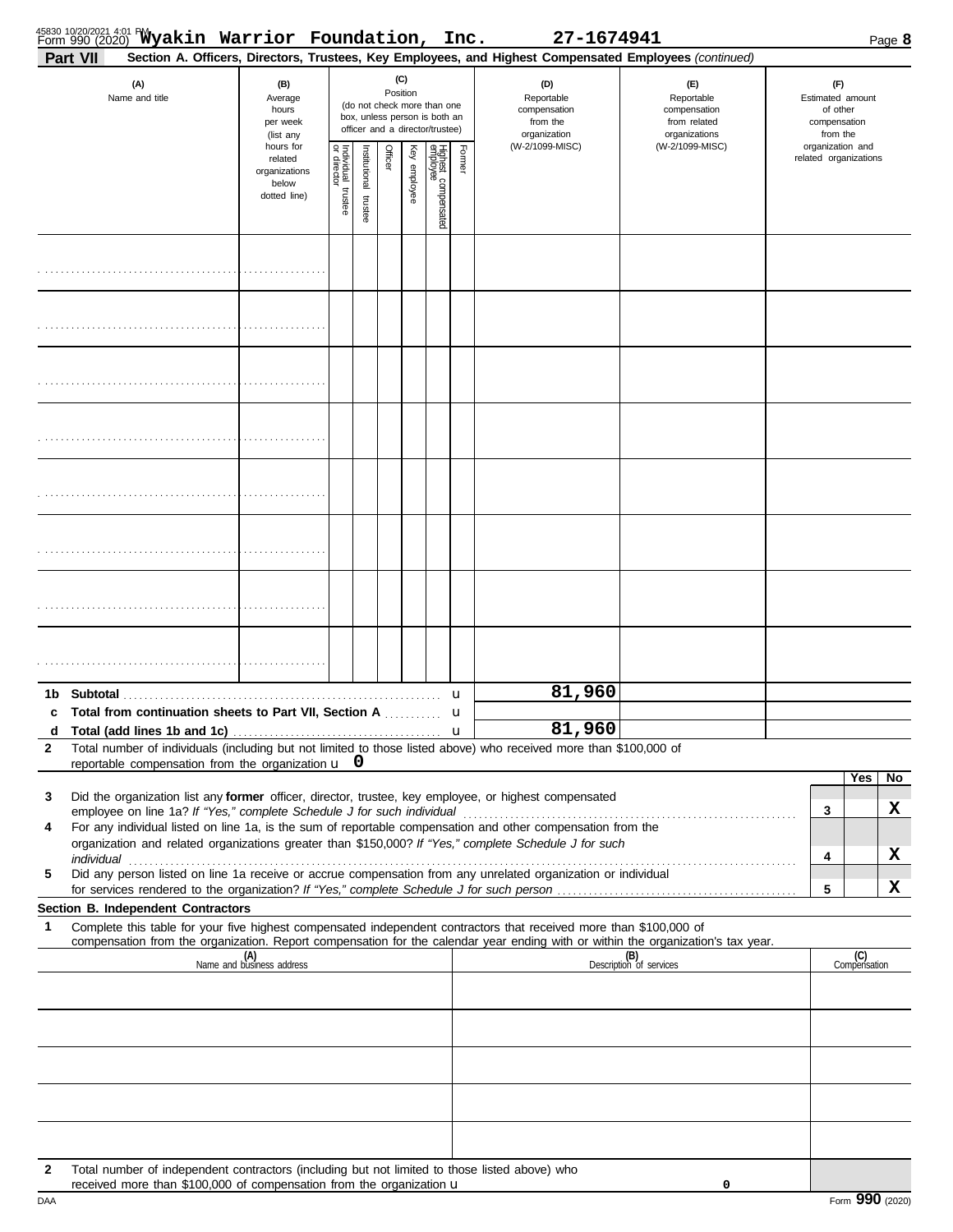Form 990 (2020) **Wyakin Warrior Foundation, Inc.** 27-1674941

**Part VII** **Section A. Officers, Directors, Trustees, Key Employees, and Highest Compensated Employees** *(continued)*

| (A) Name and title | (B) Average hours per week (list any hours for related organizations below dotted line) | (C) Position: Individual trustee or director | Institutional trustee | Officer | Key employee | Highest compensated employee | Former | (D) Reportable compensation from the organization (W-2/1099-MISC) | (E) Reportable compensation from related organizations (W-2/1099-MISC) | (F) Estimated amount of other compensation from the organization and related organizations |
|---|---|---|---|---|---|---|---|---|---|---|
| | | | | | | | | | | |
| | | | | | | | | | | |
| | | | | | | | | | | |
| | | | | | | | | | | |
| | | | | | | | | | | |
| | | | | | | | | | | |
| | | | | | | | | | | |
| | | | | | | | | | | |
| **1b Subtotal** | | | | | | | | 81,960 | | |
| **c Total from continuation sheets to Part VII, Section A** | | | | | | | | | | |
| **d Total (add lines 1b and 1c)** | | | | | | | | 81,960 | | |

**2** Total number of individuals (including but not limited to those listed above) who received more than $100,000 of reportable compensation from the organization u 0

| | | Yes | No |
|---|---|---|---|
| **3** Did the organization list any **former** officer, director, trustee, key employee, or highest compensated employee on line 1a? *If "Yes," complete Schedule J for such individual* | 3 | | X |
| **4** For any individual listed on line 1a, is the sum of reportable compensation and other compensation from the organization and related organizations greater than $150,000? *If "Yes," complete Schedule J for such individual* | 4 | | X |
| **5** Did any person listed on line 1a receive or accrue compensation from any unrelated organization or individual for services rendered to the organization? *If "Yes," complete Schedule J for such person* | 5 | | X |

**Section B. Independent Contractors**

**1** Complete this table for your five highest compensated independent contractors that received more than $100,000 of compensation from the organization. Report compensation for the calendar year ending with or within the organization's tax year.

| (A) Name and business address | (B) Description of services | (C) Compensation |
|---|---|---|
| | | |
| | | |
| | | |
| | | |
| | | |

**2** Total number of independent contractors (including but not limited to those listed above) who received more than $100,000 of compensation from the organization u 0

Form **990** (2020)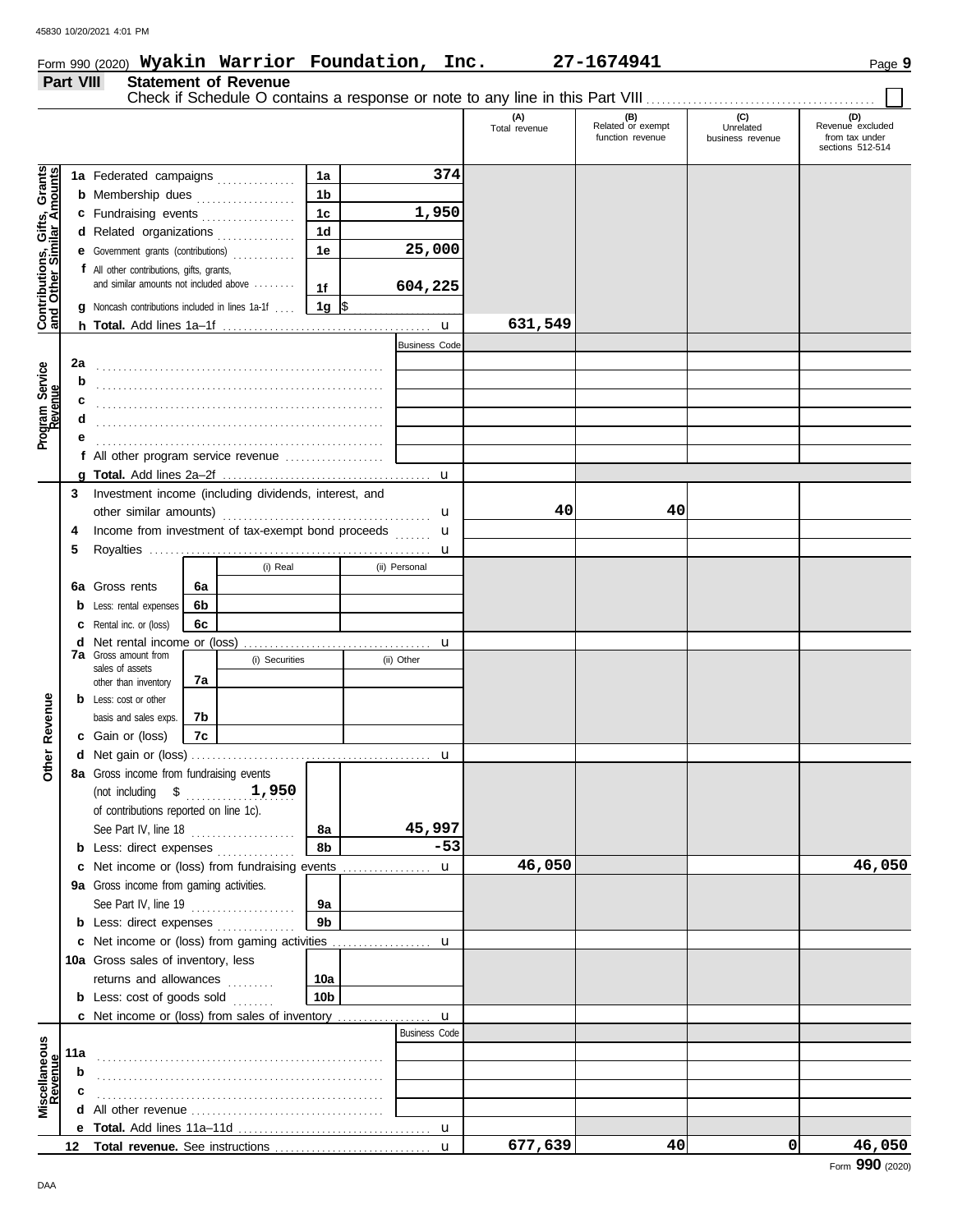Form 990 (2020) **Wyakin Warrior Foundation, Inc.** **27-1674941** Page **9**

**Part VIII** **Statement of Revenue**

Check if Schedule O contains a response or note to any line in this Part VIII ☐

| | | | | (A) Total revenue | (B) Related or exempt function revenue | (C) Unrelated business revenue | (D) Revenue excluded from tax under sections 512-514 |
|---|---|---|---|---|---|---|---|
| **Contributions, Gifts, Grants and Other Similar Amounts** | **1a** Federated campaigns | 1a | 374 | | | | |
| | **b** Membership dues | 1b | | | | | |
| | **c** Fundraising events | 1c | 1,950 | | | | |
| | **d** Related organizations | 1d | | | | | |
| | **e** Government grants (contributions) | 1e | 25,000 | | | | |
| | **f** All other contributions, gifts, grants, and similar amounts not included above | 1f | 604,225 | | | | |
| | **g** Noncash contributions included in lines 1a-1f | 1g | $ | | | | |
| | **h Total.** Add lines 1a–1f | | | 631,549 | | | |
| **Program Service Revenue** | | | Business Code | | | | |
| | **2a** | | | | | | |
| | **b** | | | | | | |
| | **c** | | | | | | |
| | **d** | | | | | | |
| | **e** | | | | | | |
| | **f** All other program service revenue | | | | | | |
| | **g Total.** Add lines 2a–2f | | | | | | |
| **Other Revenue** | **3** Investment income (including dividends, interest, and other similar amounts) | | | 40 | 40 | | |
| | **4** Income from investment of tax-exempt bond proceeds | | | | | | |
| | **5** Royalties | | | | | | |
| | | (i) Real | (ii) Personal | | | | |
| | **6a** Gross rents 6a | | | | | | |
| | **b** Less: rental expenses 6b | | | | | | |
| | **c** Rental inc. or (loss) 6c | | | | | | |
| | **d** Net rental income or (loss) | | | | | | |
| | **7a** Gross amount from sales of assets other than inventory 7a | (i) Securities | (ii) Other | | | | |
| | **b** Less: cost or other basis and sales exps. 7b | | | | | | |
| | **c** Gain or (loss) 7c | | | | | | |
| | **d** Net gain or (loss) | | | | | | |
| | **8a** Gross income from fundraising events (not including $ 1,950 of contributions reported on line 1c). See Part IV, line 18 | 8a | 45,997 | | | | |
| | **b** Less: direct expenses | 8b | -53 | | | | |
| | **c** Net income or (loss) from fundraising events | | | 46,050 | | | 46,050 |
| | **9a** Gross income from gaming activities. See Part IV, line 19 | 9a | | | | | |
| | **b** Less: direct expenses | 9b | | | | | |
| | **c** Net income or (loss) from gaming activities | | | | | | |
| | **10a** Gross sales of inventory, less returns and allowances | 10a | | | | | |
| | **b** Less: cost of goods sold | 10b | | | | | |
| | **c** Net income or (loss) from sales of inventory | | | | | | |
| **Miscellaneous Revenue** | | | Business Code | | | | |
| | **11a** | | | | | | |
| | **b** | | | | | | |
| | **c** | | | | | | |
| | **d** All other revenue | | | | | | |
| | **e Total.** Add lines 11a–11d | | | | | | |
| | **12 Total revenue.** See instructions | | | 677,639 | 40 | 0 | 46,050 |

Form **990** (2020)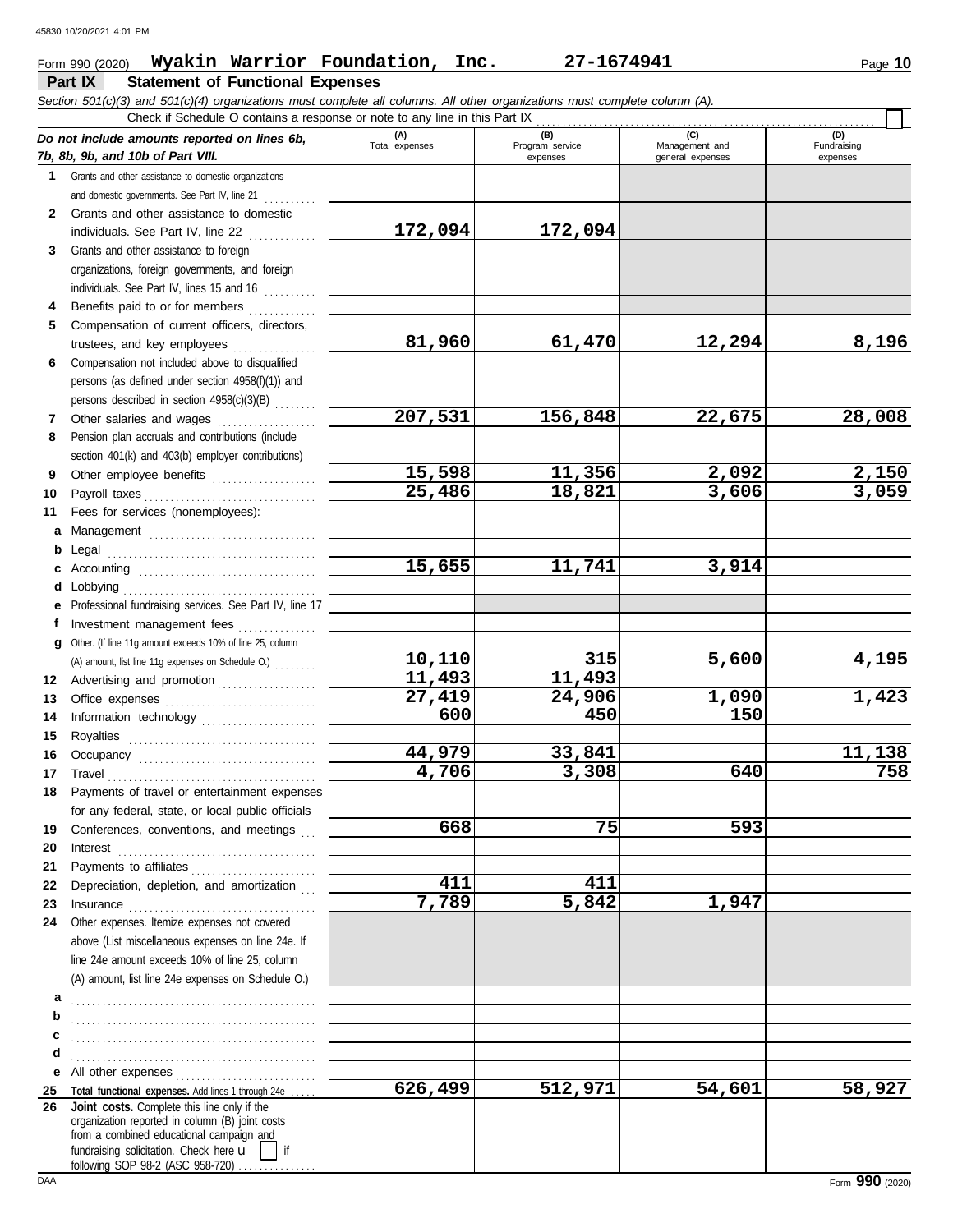Form 990 (2020) **Wyakin Warrior Foundation, Inc.** **27-1674941**

## Part IX Statement of Functional Expenses

*Section 501(c)(3) and 501(c)(4) organizations must complete all columns. All other organizations must complete column (A).*

Check if Schedule O contains a response or note to any line in this Part IX ☐

| *Do not include amounts reported on lines 6b, 7b, 8b, 9b, and 10b of Part VIII.* | (A) Total expenses | (B) Program service expenses | (C) Management and general expenses | (D) Fundraising expenses |
|---|---|---|---|---|
| **1** Grants and other assistance to domestic organizations and domestic governments. See Part IV, line 21 | | | | |
| **2** Grants and other assistance to domestic individuals. See Part IV, line 22 | 172,094 | 172,094 | | |
| **3** Grants and other assistance to foreign organizations, foreign governments, and foreign individuals. See Part IV, lines 15 and 16 | | | | |
| **4** Benefits paid to or for members | | | | |
| **5** Compensation of current officers, directors, trustees, and key employees | 81,960 | 61,470 | 12,294 | 8,196 |
| **6** Compensation not included above to disqualified persons (as defined under section 4958(f)(1)) and persons described in section 4958(c)(3)(B) | | | | |
| **7** Other salaries and wages | 207,531 | 156,848 | 22,675 | 28,008 |
| **8** Pension plan accruals and contributions (include section 401(k) and 403(b) employer contributions) | | | | |
| **9** Other employee benefits | 15,598 | 11,356 | 2,092 | 2,150 |
| **10** Payroll taxes | 25,486 | 18,821 | 3,606 | 3,059 |
| **11** Fees for services (nonemployees): | | | | |
| **a** Management | | | | |
| **b** Legal | | | | |
| **c** Accounting | 15,655 | 11,741 | 3,914 | |
| **d** Lobbying | | | | |
| **e** Professional fundraising services. See Part IV, line 17 | | | | |
| **f** Investment management fees | | | | |
| **g** Other. (If line 11g amount exceeds 10% of line 25, column (A) amount, list line 11g expenses on Schedule O.) | 10,110 | 315 | 5,600 | 4,195 |
| **12** Advertising and promotion | 11,493 | 11,493 | | |
| **13** Office expenses | 27,419 | 24,906 | 1,090 | 1,423 |
| **14** Information technology | 600 | 450 | 150 | |
| **15** Royalties | | | | |
| **16** Occupancy | 44,979 | 33,841 | | 11,138 |
| **17** Travel | 4,706 | 3,308 | 640 | 758 |
| **18** Payments of travel or entertainment expenses for any federal, state, or local public officials | | | | |
| **19** Conferences, conventions, and meetings | 668 | 75 | 593 | |
| **20** Interest | | | | |
| **21** Payments to affiliates | | | | |
| **22** Depreciation, depletion, and amortization | 411 | 411 | | |
| **23** Insurance | 7,789 | 5,842 | 1,947 | |
| **24** Other expenses. Itemize expenses not covered above (List miscellaneous expenses on line 24e. If line 24e amount exceeds 10% of line 25, column (A) amount, list line 24e expenses on Schedule O.) | | | | |
| **a** | | | | |
| **b** | | | | |
| **c** | | | | |
| **d** | | | | |
| **e** All other expenses | | | | |
| **25 Total functional expenses.** Add lines 1 through 24e | 626,499 | 512,971 | 54,601 | 58,927 |
| **26 Joint costs.** Complete this line only if the organization reported in column (B) joint costs from a combined educational campaign and fundraising solicitation. Check here ☐ if following SOP 98-2 (ASC 958-720) | | | | |

Form **990** (2020)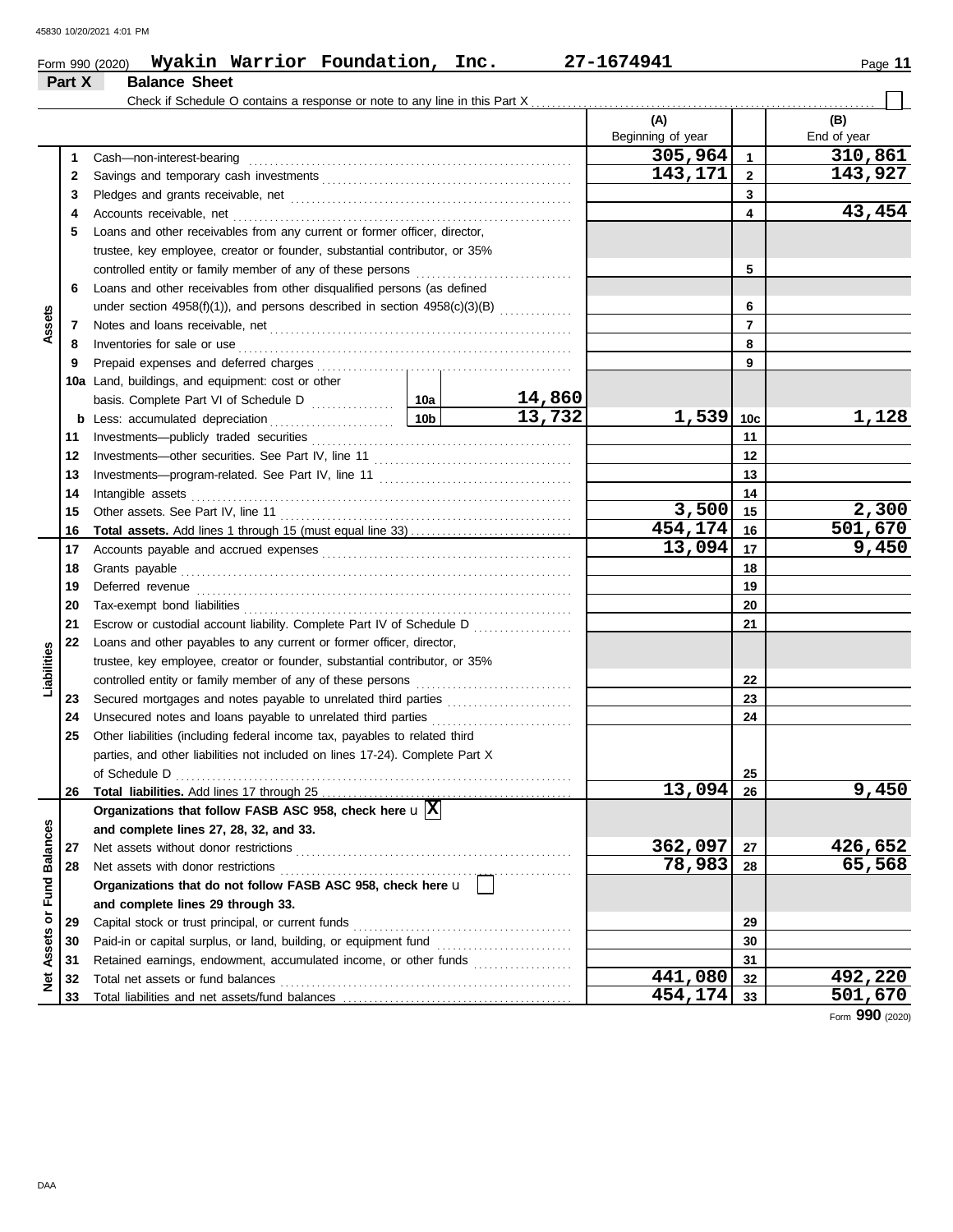Form 990 (2020) **Wyakin Warrior Foundation, Inc.** **27-1674941**

## Part X Balance Sheet

Check if Schedule O contains a response or note to any line in this Part X ☐

| | | | | (A) Beginning of year | | (B) End of year |
|---|---|---|---|---|---|---|
| **Assets** | 1 | Cash—non-interest-bearing | | 305,964 | 1 | 310,861 |
| | 2 | Savings and temporary cash investments | | 143,171 | 2 | 143,927 |
| | 3 | Pledges and grants receivable, net | | | 3 | |
| | 4 | Accounts receivable, net | | | 4 | 43,454 |
| | 5 | Loans and other receivables from any current or former officer, director, trustee, key employee, creator or founder, substantial contributor, or 35% controlled entity or family member of any of these persons | | | 5 | |
| | 6 | Loans and other receivables from other disqualified persons (as defined under section 4958(f)(1)), and persons described in section 4958(c)(3)(B) | | | 6 | |
| | 7 | Notes and loans receivable, net | | | 7 | |
| | 8 | Inventories for sale or use | | | 8 | |
| | 9 | Prepaid expenses and deferred charges | | | 9 | |
| | 10a | Land, buildings, and equipment: cost or other basis. Complete Part VI of Schedule D | 10a 14,860 | | | |
| | b | Less: accumulated depreciation | 10b 13,732 | 1,539 | 10c | 1,128 |
| | 11 | Investments—publicly traded securities | | | 11 | |
| | 12 | Investments—other securities. See Part IV, line 11 | | | 12 | |
| | 13 | Investments—program-related. See Part IV, line 11 | | | 13 | |
| | 14 | Intangible assets | | | 14 | |
| | 15 | Other assets. See Part IV, line 11 | | 3,500 | 15 | 2,300 |
| | 16 | **Total assets.** Add lines 1 through 15 (must equal line 33) | | 454,174 | 16 | 501,670 |
| **Liabilities** | 17 | Accounts payable and accrued expenses | | 13,094 | 17 | 9,450 |
| | 18 | Grants payable | | | 18 | |
| | 19 | Deferred revenue | | | 19 | |
| | 20 | Tax-exempt bond liabilities | | | 20 | |
| | 21 | Escrow or custodial account liability. Complete Part IV of Schedule D | | | 21 | |
| | 22 | Loans and other payables to any current or former officer, director, trustee, key employee, creator or founder, substantial contributor, or 35% controlled entity or family member of any of these persons | | | 22 | |
| | 23 | Secured mortgages and notes payable to unrelated third parties | | | 23 | |
| | 24 | Unsecured notes and loans payable to unrelated third parties | | | 24 | |
| | 25 | Other liabilities (including federal income tax, payables to related third parties, and other liabilities not included on lines 17-24). Complete Part X of Schedule D | | | 25 | |
| | 26 | **Total liabilities.** Add lines 17 through 25 | | 13,094 | 26 | 9,450 |
| **Net Assets or Fund Balances** | | **Organizations that follow FASB ASC 958, check here** u ☒ **and complete lines 27, 28, 32, and 33.** | | | | |
| | 27 | Net assets without donor restrictions | | 362,097 | 27 | 426,652 |
| | 28 | Net assets with donor restrictions | | 78,983 | 28 | 65,568 |
| | | **Organizations that do not follow FASB ASC 958, check here** u ☐ **and complete lines 29 through 33.** | | | | |
| | 29 | Capital stock or trust principal, or current funds | | | 29 | |
| | 30 | Paid-in or capital surplus, or land, building, or equipment fund | | | 30 | |
| | 31 | Retained earnings, endowment, accumulated income, or other funds | | | 31 | |
| | 32 | Total net assets or fund balances | | 441,080 | 32 | 492,220 |
| | 33 | Total liabilities and net assets/fund balances | | 454,174 | 33 | 501,670 |

Form **990** (2020)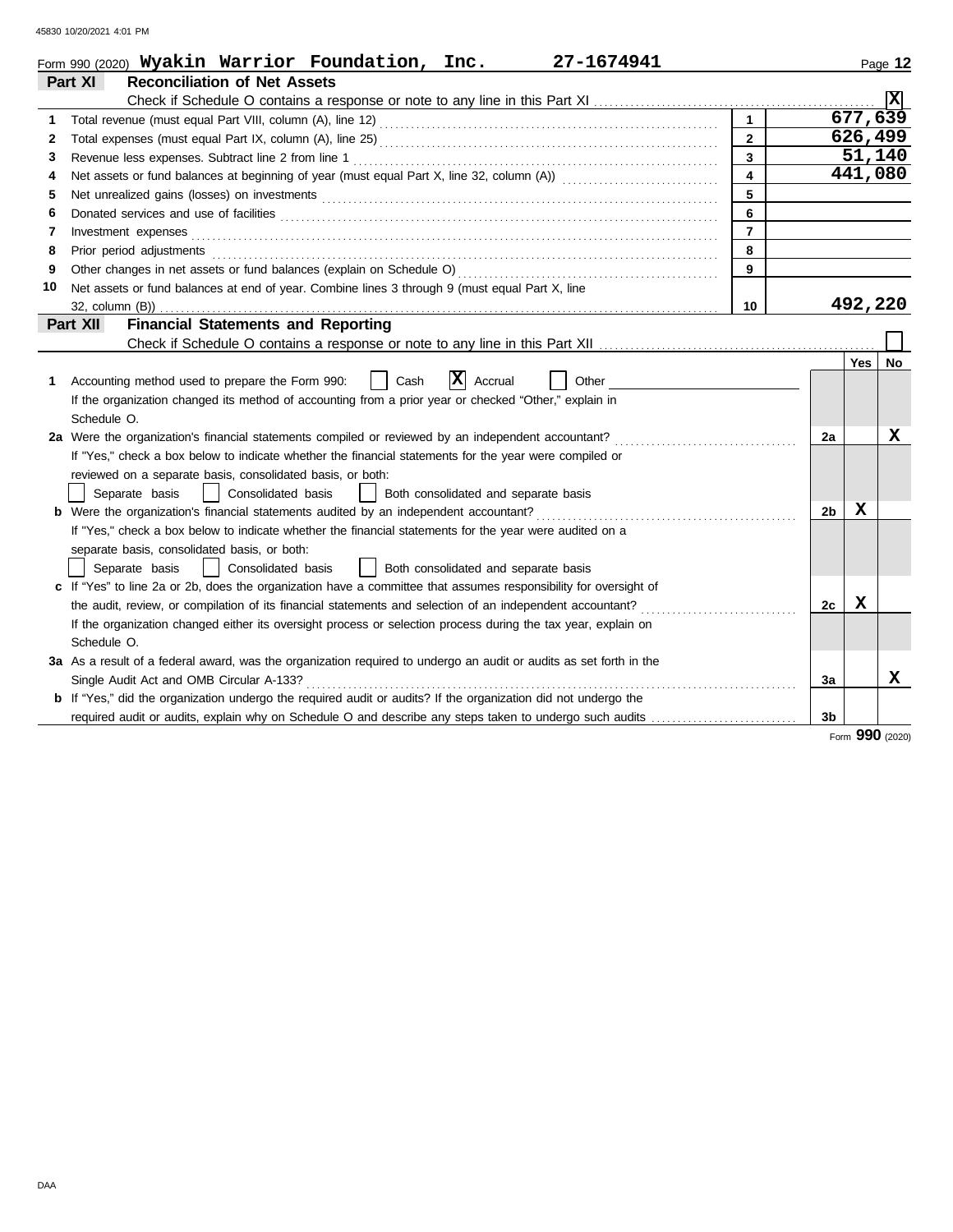Form 990 (2020) **Wyakin Warrior Foundation, Inc.** **27-1674941** Page 12

## Part XI — Reconciliation of Net Assets

Check if Schedule O contains a response or note to any line in this Part XI .......... [X]

| | | | |
|---|---|---|---|
| 1 | Total revenue (must equal Part VIII, column (A), line 12) | 1 | 677,639 |
| 2 | Total expenses (must equal Part IX, column (A), line 25) | 2 | 626,499 |
| 3 | Revenue less expenses. Subtract line 2 from line 1 | 3 | 51,140 |
| 4 | Net assets or fund balances at beginning of year (must equal Part X, line 32, column (A)) | 4 | 441,080 |
| 5 | Net unrealized gains (losses) on investments | 5 | |
| 6 | Donated services and use of facilities | 6 | |
| 7 | Investment expenses | 7 | |
| 8 | Prior period adjustments | 8 | |
| 9 | Other changes in net assets or fund balances (explain on Schedule O) | 9 | |
| 10 | Net assets or fund balances at end of year. Combine lines 3 through 9 (must equal Part X, line 32, column (B)) | 10 | 492,220 |

## Part XII — Financial Statements and Reporting

Check if Schedule O contains a response or note to any line in this Part XII .......... [ ]

| | | | Yes | No |
|---|---|---|---|---|
| 1 | Accounting method used to prepare the Form 990: [ ] Cash [X] Accrual [ ] Other<br>If the organization changed its method of accounting from a prior year or checked "Other," explain in Schedule O. | | | |
| 2a | Were the organization's financial statements compiled or reviewed by an independent accountant?<br>If "Yes," check a box below to indicate whether the financial statements for the year were compiled or reviewed on a separate basis, consolidated basis, or both:<br>[ ] Separate basis [ ] Consolidated basis [ ] Both consolidated and separate basis | 2a | | X |
| b | Were the organization's financial statements audited by an independent accountant?<br>If "Yes," check a box below to indicate whether the financial statements for the year were audited on a separate basis, consolidated basis, or both:<br>[ ] Separate basis [ ] Consolidated basis [ ] Both consolidated and separate basis | 2b | X | |
| c | If "Yes" to line 2a or 2b, does the organization have a committee that assumes responsibility for oversight of the audit, review, or compilation of its financial statements and selection of an independent accountant?<br>If the organization changed either its oversight process or selection process during the tax year, explain on Schedule O. | 2c | X | |
| 3a | As a result of a federal award, was the organization required to undergo an audit or audits as set forth in the Single Audit Act and OMB Circular A-133? | 3a | | X |
| b | If "Yes," did the organization undergo the required audit or audits? If the organization did not undergo the required audit or audits, explain why on Schedule O and describe any steps taken to undergo such audits | 3b | | |

Form **990** (2020)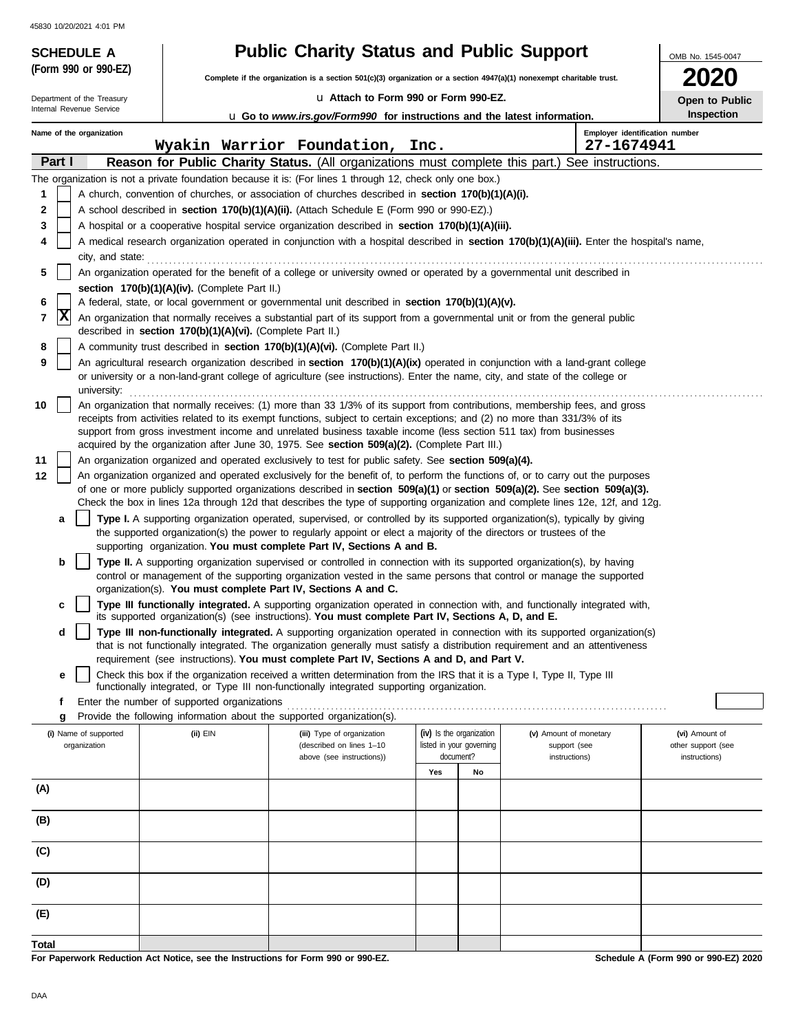45830 10/20/2021 4:01 PM

**SCHEDULE A (Form 990 or 990-EZ)**

Department of the Treasury
Internal Revenue Service

# Public Charity Status and Public Support

**Complete if the organization is a section 501(c)(3) organization or a section 4947(a)(1) nonexempt charitable trust.**

u **Attach to Form 990 or Form 990-EZ.**

u **Go to *www.irs.gov/Form990* for instructions and the latest information.**

OMB No. 1545-0047

**2020**

**Open to Public Inspection**

**Name of the organization:** Wyakin Warrior Foundation, Inc.

**Employer identification number:** 27-1674941

**Part I — Reason for Public Charity Status.** (All organizations must complete this part.) See instructions.

The organization is not a private foundation because it is: (For lines 1 through 12, check only one box.)

1 [ ] A church, convention of churches, or association of churches described in **section 170(b)(1)(A)(i).**

2 [ ] A school described in **section 170(b)(1)(A)(ii).** (Attach Schedule E (Form 990 or 990-EZ).)

3 [ ] A hospital or a cooperative hospital service organization described in **section 170(b)(1)(A)(iii).**

4 [ ] A medical research organization operated in conjunction with a hospital described in **section 170(b)(1)(A)(iii).** Enter the hospital's name, city, and state:

5 [ ] An organization operated for the benefit of a college or university owned or operated by a governmental unit described in **section 170(b)(1)(A)(iv).** (Complete Part II.)

6 [ ] A federal, state, or local government or governmental unit described in **section 170(b)(1)(A)(v).**

7 [X] An organization that normally receives a substantial part of its support from a governmental unit or from the general public described in **section 170(b)(1)(A)(vi).** (Complete Part II.)

8 [ ] A community trust described in **section 170(b)(1)(A)(vi).** (Complete Part II.)

9 [ ] An agricultural research organization described in **section 170(b)(1)(A)(ix)** operated in conjunction with a land-grant college or university or a non-land-grant college of agriculture (see instructions). Enter the name, city, and state of the college or university:

10 [ ] An organization that normally receives: (1) more than 33 1/3% of its support from contributions, membership fees, and gross receipts from activities related to its exempt functions, subject to certain exceptions; and (2) no more than 331/3% of its support from gross investment income and unrelated business taxable income (less section 511 tax) from businesses acquired by the organization after June 30, 1975. See **section 509(a)(2).** (Complete Part III.)

11 [ ] An organization organized and operated exclusively to test for public safety. See **section 509(a)(4).**

12 [ ] An organization organized and operated exclusively for the benefit of, to perform the functions of, or to carry out the purposes of one or more publicly supported organizations described in **section 509(a)(1)** or **section 509(a)(2).** See **section 509(a)(3).** Check the box in lines 12a through 12d that describes the type of supporting organization and complete lines 12e, 12f, and 12g.

a [ ] **Type I.** A supporting organization operated, supervised, or controlled by its supported organization(s), typically by giving the supported organization(s) the power to regularly appoint or elect a majority of the directors or trustees of the supporting organization. **You must complete Part IV, Sections A and B.**

b [ ] **Type II.** A supporting organization supervised or controlled in connection with its supported organization(s), by having control or management of the supporting organization vested in the same persons that control or manage the supported organization(s). **You must complete Part IV, Sections A and C.**

c [ ] **Type III functionally integrated.** A supporting organization operated in connection with, and functionally integrated with, its supported organization(s) (see instructions). **You must complete Part IV, Sections A, D, and E.**

d [ ] **Type III non-functionally integrated.** A supporting organization operated in connection with its supported organization(s) that is not functionally integrated. The organization generally must satisfy a distribution requirement and an attentiveness requirement (see instructions). **You must complete Part IV, Sections A and D, and Part V.**

e [ ] Check this box if the organization received a written determination from the IRS that it is a Type I, Type II, Type III functionally integrated, or Type III non-functionally integrated supporting organization.

f Enter the number of supported organizations

g Provide the following information about the supported organization(s).

| (i) Name of supported organization | (ii) EIN | (iii) Type of organization (described on lines 1–10 above (see instructions)) | (iv) Is the organization listed in your governing document? Yes | No | (v) Amount of monetary support (see instructions) | (vi) Amount of other support (see instructions) |
|---|---|---|---|---|---|---|
| (A) | | | | | | |
| (B) | | | | | | |
| (C) | | | | | | |
| (D) | | | | | | |
| (E) | | | | | | |
| **Total** | | | | | | |

**For Paperwork Reduction Act Notice, see the Instructions for Form 990 or 990-EZ.**

**Schedule A (Form 990 or 990-EZ) 2020**

DAA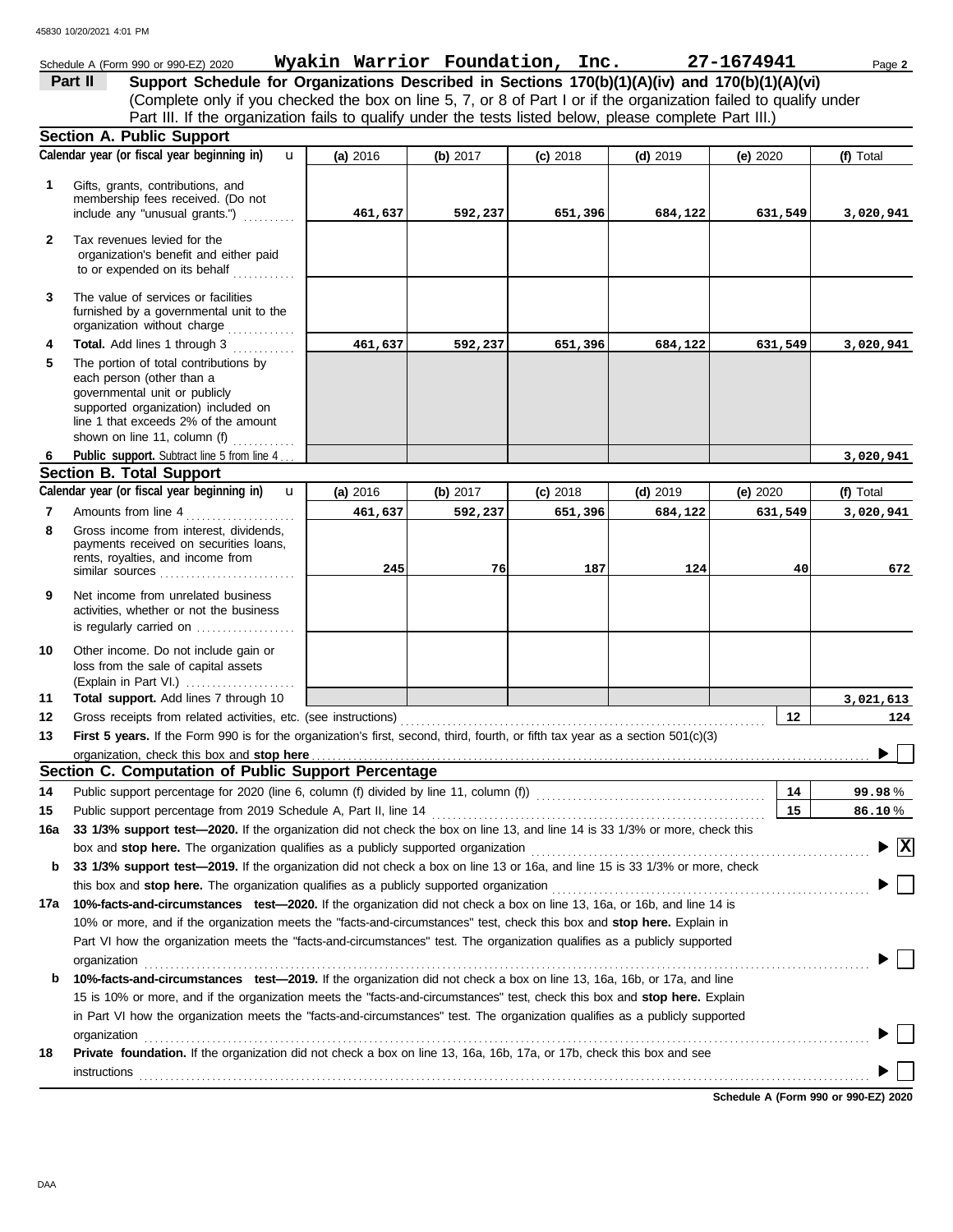Schedule A (Form 990 or 990-EZ) 2020 **Wyakin Warrior Foundation, Inc.** **27-1674941**

## Part II Support Schedule for Organizations Described in Sections 170(b)(1)(A)(iv) and 170(b)(1)(A)(vi)

(Complete only if you checked the box on line 5, 7, or 8 of Part I or if the organization failed to qualify under Part III. If the organization fails to qualify under the tests listed below, please complete Part III.)

### Section A. Public Support

| | Calendar year (or fiscal year beginning in) | (a) 2016 | (b) 2017 | (c) 2018 | (d) 2019 | (e) 2020 | (f) Total |
|---|---|---|---|---|---|---|---|
| 1 | Gifts, grants, contributions, and membership fees received. (Do not include any "unusual grants.") | 461,637 | 592,237 | 651,396 | 684,122 | 631,549 | 3,020,941 |
| 2 | Tax revenues levied for the organization's benefit and either paid to or expended on its behalf | | | | | | |
| 3 | The value of services or facilities furnished by a governmental unit to the organization without charge | | | | | | |
| 4 | **Total.** Add lines 1 through 3 | 461,637 | 592,237 | 651,396 | 684,122 | 631,549 | 3,020,941 |
| 5 | The portion of total contributions by each person (other than a governmental unit or publicly supported organization) included on line 1 that exceeds 2% of the amount shown on line 11, column (f) | | | | | | |
| 6 | **Public support.** Subtract line 5 from line 4 | | | | | | 3,020,941 |

### Section B. Total Support

| | Calendar year (or fiscal year beginning in) | (a) 2016 | (b) 2017 | (c) 2018 | (d) 2019 | (e) 2020 | (f) Total |
|---|---|---|---|---|---|---|---|
| 7 | Amounts from line 4 | 461,637 | 592,237 | 651,396 | 684,122 | 631,549 | 3,020,941 |
| 8 | Gross income from interest, dividends, payments received on securities loans, rents, royalties, and income from similar sources | 245 | 76 | 187 | 124 | 40 | 672 |
| 9 | Net income from unrelated business activities, whether or not the business is regularly carried on | | | | | | |
| 10 | Other income. Do not include gain or loss from the sale of capital assets (Explain in Part VI.) | | | | | | |
| 11 | **Total support.** Add lines 7 through 10 | | | | | | 3,021,613 |

12 Gross receipts from related activities, etc. (see instructions) — **12** — 124

13 **First 5 years.** If the Form 990 is for the organization's first, second, third, fourth, or fifth tax year as a section 501(c)(3) organization, check this box and **stop here** ☐

### Section C. Computation of Public Support Percentage

14 Public support percentage for 2020 (line 6, column (f) divided by line 11, column (f)) — **14** — 99.98 %

15 Public support percentage from 2019 Schedule A, Part II, line 14 — **15** — 86.10 %

16a **33 1/3% support test—2020.** If the organization did not check the box on line 13, and line 14 is 33 1/3% or more, check this box and **stop here.** The organization qualifies as a publicly supported organization ☒

b **33 1/3% support test—2019.** If the organization did not check a box on line 13 or 16a, and line 15 is 33 1/3% or more, check this box and **stop here.** The organization qualifies as a publicly supported organization ☐

17a **10%-facts-and-circumstances test—2020.** If the organization did not check a box on line 13, 16a, or 16b, and line 14 is 10% or more, and if the organization meets the "facts-and-circumstances" test, check this box and **stop here.** Explain in Part VI how the organization meets the "facts-and-circumstances" test. The organization qualifies as a publicly supported organization ☐

b **10%-facts-and-circumstances test—2019.** If the organization did not check a box on line 13, 16a, 16b, or 17a, and line 15 is 10% or more, and if the organization meets the "facts-and-circumstances" test, check this box and **stop here.** Explain in Part VI how the organization meets the "facts-and-circumstances" test. The organization qualifies as a publicly supported organization ☐

18 **Private foundation.** If the organization did not check a box on line 13, 16a, 16b, 17a, or 17b, check this box and see instructions ☐

**Schedule A (Form 990 or 990-EZ) 2020**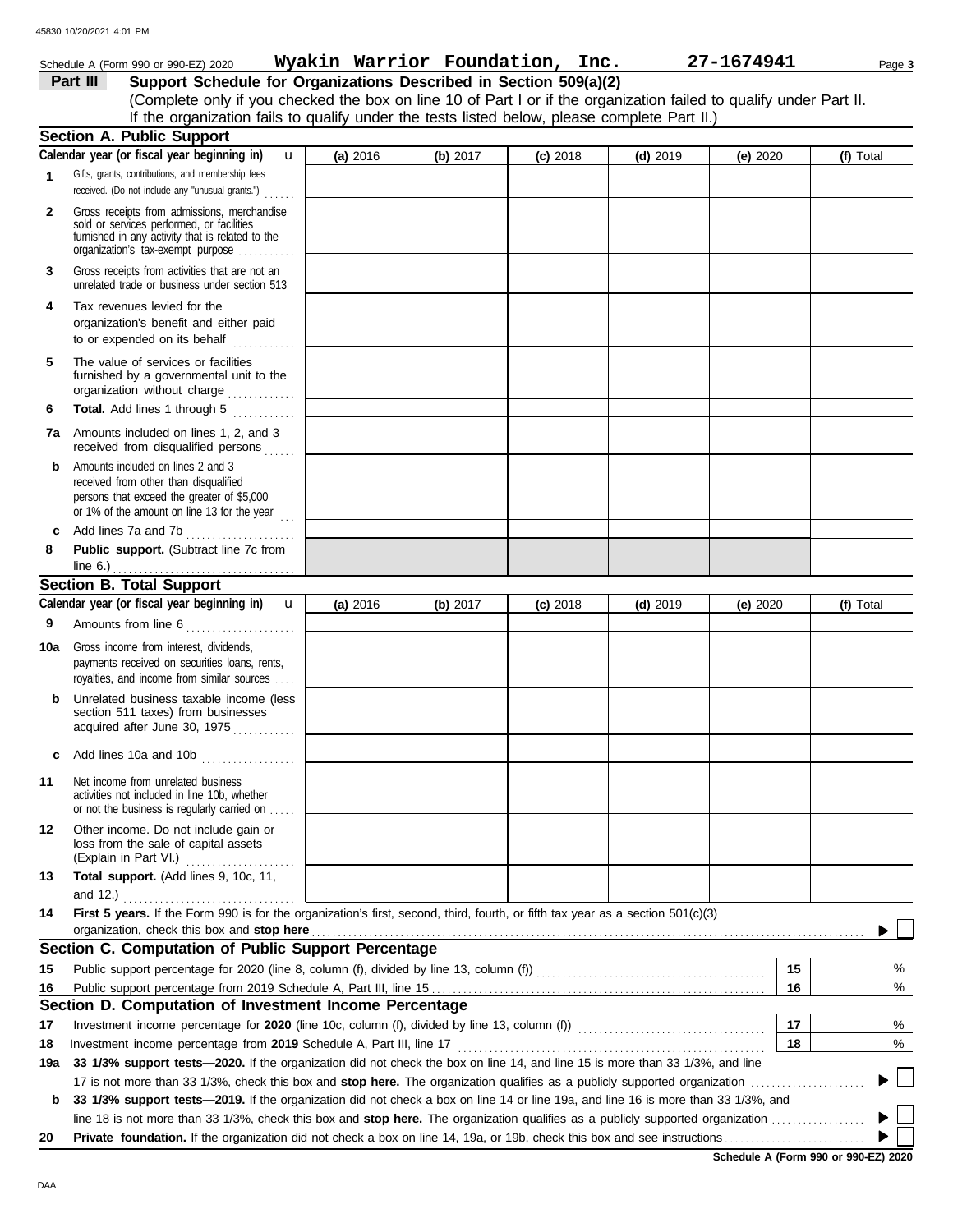Schedule A (Form 990 or 990-EZ) 2020 **Wyakin Warrior Foundation, Inc.** **27-1674941**

## Part III Support Schedule for Organizations Described in Section 509(a)(2)

(Complete only if you checked the box on line 10 of Part I or if the organization failed to qualify under Part II. If the organization fails to qualify under the tests listed below, please complete Part II.)

### Section A. Public Support

| Calendar year (or fiscal year beginning in) | (a) 2016 | (b) 2017 | (c) 2018 | (d) 2019 | (e) 2020 | (f) Total |
|---|---|---|---|---|---|---|
| **1** Gifts, grants, contributions, and membership fees received. (Do not include any "unusual grants.") | | | | | | |
| **2** Gross receipts from admissions, merchandise sold or services performed, or facilities furnished in any activity that is related to the organization's tax-exempt purpose | | | | | | |
| **3** Gross receipts from activities that are not an unrelated trade or business under section 513 | | | | | | |
| **4** Tax revenues levied for the organization's benefit and either paid to or expended on its behalf | | | | | | |
| **5** The value of services or facilities furnished by a governmental unit to the organization without charge | | | | | | |
| **6** **Total.** Add lines 1 through 5 | | | | | | |
| **7a** Amounts included on lines 1, 2, and 3 received from disqualified persons | | | | | | |
| **b** Amounts included on lines 2 and 3 received from other than disqualified persons that exceed the greater of $5,000 or 1% of the amount on line 13 for the year | | | | | | |
| **c** Add lines 7a and 7b | | | | | | |
| **8** **Public support.** (Subtract line 7c from line 6.) | | | | | | |

### Section B. Total Support

| Calendar year (or fiscal year beginning in) | (a) 2016 | (b) 2017 | (c) 2018 | (d) 2019 | (e) 2020 | (f) Total |
|---|---|---|---|---|---|---|
| **9** Amounts from line 6 | | | | | | |
| **10a** Gross income from interest, dividends, payments received on securities loans, rents, royalties, and income from similar sources | | | | | | |
| **b** Unrelated business taxable income (less section 511 taxes) from businesses acquired after June 30, 1975 | | | | | | |
| **c** Add lines 10a and 10b | | | | | | |
| **11** Net income from unrelated business activities not included in line 10b, whether or not the business is regularly carried on | | | | | | |
| **12** Other income. Do not include gain or loss from the sale of capital assets (Explain in Part VI.) | | | | | | |
| **13** **Total support.** (Add lines 9, 10c, 11, and 12.) | | | | | | |

**14** **First 5 years.** If the Form 990 is for the organization's first, second, third, fourth, or fifth tax year as a section 501(c)(3) organization, check this box and **stop here** ☐

### Section C. Computation of Public Support Percentage

| | | | |
|---|---|---|---|
| **15** | Public support percentage for 2020 (line 8, column (f), divided by line 13, column (f)) | 15 | % |
| **16** | Public support percentage from 2019 Schedule A, Part III, line 15 | 16 | % |

### Section D. Computation of Investment Income Percentage

| | | | |
|---|---|---|---|
| **17** | Investment income percentage for **2020** (line 10c, column (f), divided by line 13, column (f)) | 17 | % |
| **18** | Investment income percentage from **2019** Schedule A, Part III, line 17 | 18 | % |

**19a** **33 1/3% support tests—2020.** If the organization did not check the box on line 14, and line 15 is more than 33 1/3%, and line 17 is not more than 33 1/3%, check this box and **stop here.** The organization qualifies as a publicly supported organization ☐

**b** **33 1/3% support tests—2019.** If the organization did not check a box on line 14 or line 19a, and line 16 is more than 33 1/3%, and line 18 is not more than 33 1/3%, check this box and **stop here.** The organization qualifies as a publicly supported organization ☐

**20** **Private foundation.** If the organization did not check a box on line 14, 19a, or 19b, check this box and see instructions ☐

**Schedule A (Form 990 or 990-EZ) 2020**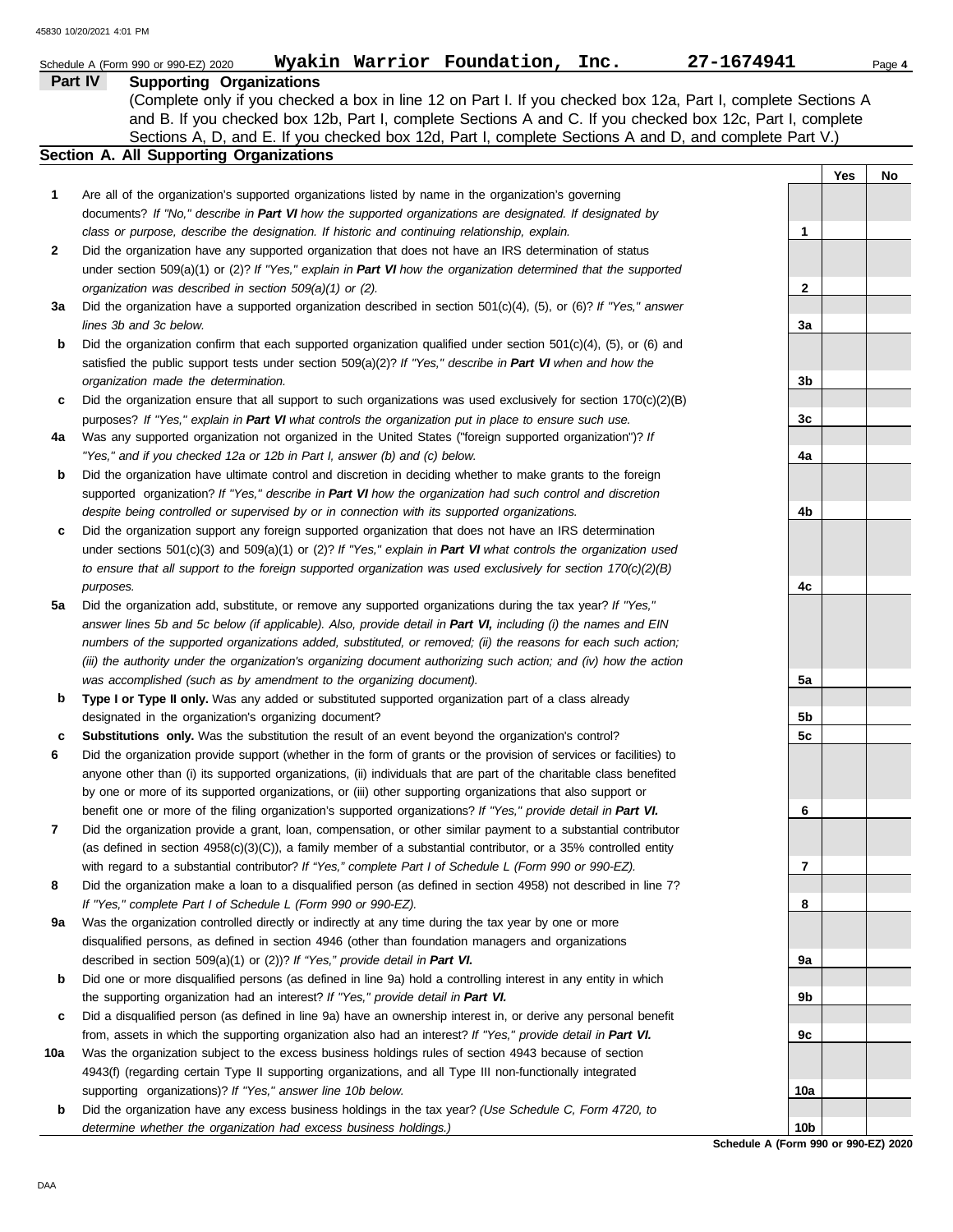Schedule A (Form 990 or 990-EZ) 2020 **Wyakin Warrior Foundation, Inc.** **27-1674941**

**Part IV** **Supporting Organizations**

(Complete only if you checked a box in line 12 on Part I. If you checked box 12a, Part I, complete Sections A and B. If you checked box 12b, Part I, complete Sections A and C. If you checked box 12c, Part I, complete Sections A, D, and E. If you checked box 12d, Part I, complete Sections A and D, and complete Part V.)

## Section A. All Supporting Organizations

| | | | Yes | No |
|---|---|---|---|---|
| **1** | Are all of the organization's supported organizations listed by name in the organization's governing documents? *If "No," describe in **Part VI** how the supported organizations are designated. If designated by class or purpose, describe the designation. If historic and continuing relationship, explain.* | **1** | | |
| **2** | Did the organization have any supported organization that does not have an IRS determination of status under section 509(a)(1) or (2)? *If "Yes," explain in **Part VI** how the organization determined that the supported organization was described in section 509(a)(1) or (2).* | **2** | | |
| **3a** | Did the organization have a supported organization described in section 501(c)(4), (5), or (6)? *If "Yes," answer lines 3b and 3c below.* | **3a** | | |
| **b** | Did the organization confirm that each supported organization qualified under section 501(c)(4), (5), or (6) and satisfied the public support tests under section 509(a)(2)? *If "Yes," describe in **Part VI** when and how the organization made the determination.* | **3b** | | |
| **c** | Did the organization ensure that all support to such organizations was used exclusively for section 170(c)(2)(B) purposes? *If "Yes," explain in **Part VI** what controls the organization put in place to ensure such use.* | **3c** | | |
| **4a** | Was any supported organization not organized in the United States ("foreign supported organization")? *If "Yes," and if you checked 12a or 12b in Part I, answer (b) and (c) below.* | **4a** | | |
| **b** | Did the organization have ultimate control and discretion in deciding whether to make grants to the foreign supported organization? *If "Yes," describe in **Part VI** how the organization had such control and discretion despite being controlled or supervised by or in connection with its supported organizations.* | **4b** | | |
| **c** | Did the organization support any foreign supported organization that does not have an IRS determination under sections 501(c)(3) and 509(a)(1) or (2)? *If "Yes," explain in **Part VI** what controls the organization used to ensure that all support to the foreign supported organization was used exclusively for section 170(c)(2)(B) purposes.* | **4c** | | |
| **5a** | Did the organization add, substitute, or remove any supported organizations during the tax year? *If "Yes," answer lines 5b and 5c below (if applicable). Also, provide detail in **Part VI,** including (i) the names and EIN numbers of the supported organizations added, substituted, or removed; (ii) the reasons for each such action; (iii) the authority under the organization's organizing document authorizing such action; and (iv) how the action was accomplished (such as by amendment to the organizing document).* | **5a** | | |
| **b** | **Type I or Type II only.** Was any added or substituted supported organization part of a class already designated in the organization's organizing document? | **5b** | | |
| **c** | **Substitutions only.** Was the substitution the result of an event beyond the organization's control? | **5c** | | |
| **6** | Did the organization provide support (whether in the form of grants or the provision of services or facilities) to anyone other than (i) its supported organizations, (ii) individuals that are part of the charitable class benefited by one or more of its supported organizations, or (iii) other supporting organizations that also support or benefit one or more of the filing organization's supported organizations? ***If "Yes," provide detail in Part VI.*** | **6** | | |
| **7** | Did the organization provide a grant, loan, compensation, or other similar payment to a substantial contributor (as defined in section 4958(c)(3)(C)), a family member of a substantial contributor, or a 35% controlled entity with regard to a substantial contributor? *If "Yes," complete Part I of Schedule L (Form 990 or 990-EZ).* | **7** | | |
| **8** | Did the organization make a loan to a disqualified person (as defined in section 4958) not described in line 7? *If "Yes," complete Part I of Schedule L (Form 990 or 990-EZ).* | **8** | | |
| **9a** | Was the organization controlled directly or indirectly at any time during the tax year by one or more disqualified persons, as defined in section 4946 (other than foundation managers and organizations described in section 509(a)(1) or (2))? *If "Yes," provide detail in **Part VI.*** | **9a** | | |
| **b** | Did one or more disqualified persons (as defined in line 9a) hold a controlling interest in any entity in which the supporting organization had an interest? *If "Yes," provide detail in **Part VI.*** | **9b** | | |
| **c** | Did a disqualified person (as defined in line 9a) have an ownership interest in, or derive any personal benefit from, assets in which the supporting organization also had an interest? *If "Yes," provide detail in **Part VI.*** | **9c** | | |
| **10a** | Was the organization subject to the excess business holdings rules of section 4943 because of section 4943(f) (regarding certain Type II supporting organizations, and all Type III non-functionally integrated supporting organizations)? *If "Yes," answer line 10b below.* | **10a** | | |
| **b** | Did the organization have any excess business holdings in the tax year? *(Use Schedule C, Form 4720, to determine whether the organization had excess business holdings.)* | **10b** | | |

**Schedule A (Form 990 or 990-EZ) 2020**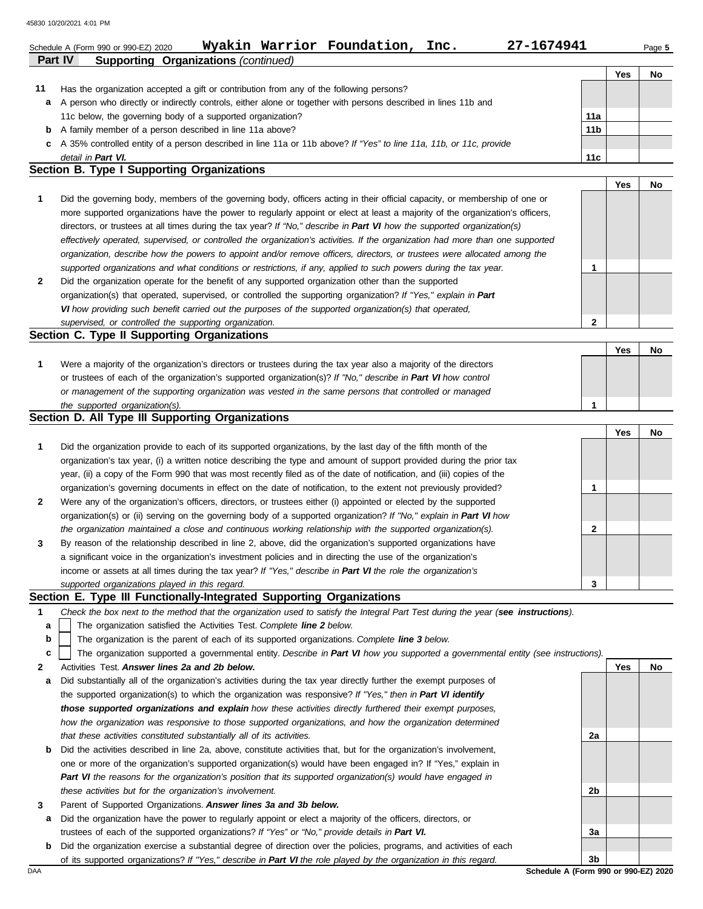Schedule A (Form 990 or 990-EZ) 2020 **Wyakin Warrior Foundation, Inc.** **27-1674941**

## Part IV Supporting Organizations *(continued)*

| | | | Yes | No |
|---|---|---|---|---|
| **11** | Has the organization accepted a gift or contribution from any of the following persons? | | | |
| **a** | A person who directly or indirectly controls, either alone or together with persons described in lines 11b and 11c below, the governing body of a supported organization? | 11a | | |
| **b** | A family member of a person described in line 11a above? | 11b | | |
| **c** | A 35% controlled entity of a person described in line 11a or 11b above? *If "Yes" to line 11a, 11b, or 11c, provide detail in **Part VI.*** | 11c | | |

### Section B. Type I Supporting Organizations

| | | | Yes | No |
|---|---|---|---|---|
| **1** | Did the governing body, members of the governing body, officers acting in their official capacity, or membership of one or more supported organizations have the power to regularly appoint or elect at least a majority of the organization's officers, directors, or trustees at all times during the tax year? *If "No," describe in **Part VI** how the supported organization(s) effectively operated, supervised, or controlled the organization's activities. If the organization had more than one supported organization, describe how the powers to appoint and/or remove officers, directors, or trustees were allocated among the supported organizations and what conditions or restrictions, if any, applied to such powers during the tax year.* | 1 | | |
| **2** | Did the organization operate for the benefit of any supported organization other than the supported organization(s) that operated, supervised, or controlled the supporting organization? *If "Yes," explain in **Part VI** how providing such benefit carried out the purposes of the supported organization(s) that operated, supervised, or controlled the supporting organization.* | 2 | | |

### Section C. Type II Supporting Organizations

| | | | Yes | No |
|---|---|---|---|---|
| **1** | Were a majority of the organization's directors or trustees during the tax year also a majority of the directors or trustees of each of the organization's supported organization(s)? *If "No," describe in **Part VI** how control or management of the supporting organization was vested in the same persons that controlled or managed the supported organization(s).* | 1 | | |

### Section D. All Type III Supporting Organizations

| | | | Yes | No |
|---|---|---|---|---|
| **1** | Did the organization provide to each of its supported organizations, by the last day of the fifth month of the organization's tax year, (i) a written notice describing the type and amount of support provided during the prior tax year, (ii) a copy of the Form 990 that was most recently filed as of the date of notification, and (iii) copies of the organization's governing documents in effect on the date of notification, to the extent not previously provided? | 1 | | |
| **2** | Were any of the organization's officers, directors, or trustees either (i) appointed or elected by the supported organization(s) or (ii) serving on the governing body of a supported organization? *If "No," explain in **Part VI** how the organization maintained a close and continuous working relationship with the supported organization(s).* | 2 | | |
| **3** | By reason of the relationship described in line 2, above, did the organization's supported organizations have a significant voice in the organization's investment policies and in directing the use of the organization's income or assets at all times during the tax year? *If "Yes," describe in **Part VI** the role the organization's supported organizations played in this regard.* | 3 | | |

### Section E. Type III Functionally-Integrated Supporting Organizations

**1** *Check the box next to the method that the organization used to satisfy the Integral Part Test during the year (**see instructions**).*

- **a** ☐ The organization satisfied the Activities Test. *Complete **line 2** below.*
- **b** ☐ The organization is the parent of each of its supported organizations. *Complete **line 3** below.*
- **c** ☐ The organization supported a governmental entity. *Describe in **Part VI** how you supported a governmental entity (see instructions).*

| | | | Yes | No |
|---|---|---|---|---|
| **2** | Activities Test. ***Answer lines 2a and 2b below.*** | | | |
| **a** | Did substantially all of the organization's activities during the tax year directly further the exempt purposes of the supported organization(s) to which the organization was responsive? *If "Yes," then in **Part VI identify those supported organizations and explain** how these activities directly furthered their exempt purposes, how the organization was responsive to those supported organizations, and how the organization determined that these activities constituted substantially all of its activities.* | 2a | | |
| **b** | Did the activities described in line 2a, above, constitute activities that, but for the organization's involvement, one or more of the organization's supported organization(s) would have been engaged in? If "Yes," explain in ***Part VI*** *the reasons for the organization's position that its supported organization(s) would have engaged in these activities but for the organization's involvement.* | 2b | | |
| **3** | Parent of Supported Organizations. ***Answer lines 3a and 3b below.*** | | | |
| **a** | Did the organization have the power to regularly appoint or elect a majority of the officers, directors, or trustees of each of the supported organizations? *If "Yes" or "No," provide details in **Part VI.*** | 3a | | |
| **b** | Did the organization exercise a substantial degree of direction over the policies, programs, and activities of each of its supported organizations? *If "Yes," describe in **Part VI** the role played by the organization in this regard.* | 3b | | |

**Schedule A (Form 990 or 990-EZ) 2020**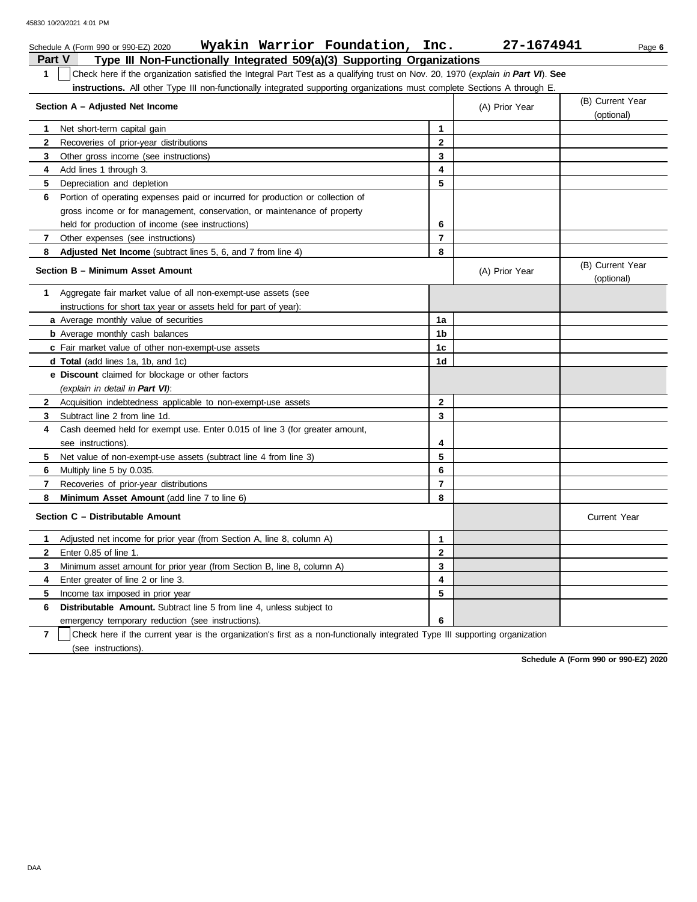Schedule A (Form 990 or 990-EZ) 2020 **Wyakin Warrior Foundation, Inc.** **27-1674941**

## Part V Type III Non-Functionally Integrated 509(a)(3) Supporting Organizations

**1** ☐ Check here if the organization satisfied the Integral Part Test as a qualifying trust on Nov. 20, 1970 (*explain in* ***Part VI***). **See instructions.** All other Type III non-functionally integrated supporting organizations must complete Sections A through E.

| **Section A – Adjusted Net Income** | | (A) Prior Year | (B) Current Year (optional) |
|---|---|---|---|
| **1** Net short-term capital gain | 1 | | |
| **2** Recoveries of prior-year distributions | 2 | | |
| **3** Other gross income (see instructions) | 3 | | |
| **4** Add lines 1 through 3. | 4 | | |
| **5** Depreciation and depletion | 5 | | |
| **6** Portion of operating expenses paid or incurred for production or collection of gross income or for management, conservation, or maintenance of property held for production of income (see instructions) | 6 | | |
| **7** Other expenses (see instructions) | 7 | | |
| **8** **Adjusted Net Income** (subtract lines 5, 6, and 7 from line 4) | 8 | | |

| **Section B – Minimum Asset Amount** | | (A) Prior Year | (B) Current Year (optional) |
|---|---|---|---|
| **1** Aggregate fair market value of all non-exempt-use assets (see instructions for short tax year or assets held for part of year): | | | |
| **a** Average monthly value of securities | 1a | | |
| **b** Average monthly cash balances | 1b | | |
| **c** Fair market value of other non-exempt-use assets | 1c | | |
| **d** **Total** (add lines 1a, 1b, and 1c) | 1d | | |
| **e** **Discount** claimed for blockage or other factors (*explain in detail in* ***Part VI***): | | | |
| **2** Acquisition indebtedness applicable to non-exempt-use assets | 2 | | |
| **3** Subtract line 2 from line 1d. | 3 | | |
| **4** Cash deemed held for exempt use. Enter 0.015 of line 3 (for greater amount, see instructions). | 4 | | |
| **5** Net value of non-exempt-use assets (subtract line 4 from line 3) | 5 | | |
| **6** Multiply line 5 by 0.035. | 6 | | |
| **7** Recoveries of prior-year distributions | 7 | | |
| **8** **Minimum Asset Amount** (add line 7 to line 6) | 8 | | |

| **Section C – Distributable Amount** | | | Current Year |
|---|---|---|---|
| **1** Adjusted net income for prior year (from Section A, line 8, column A) | 1 | | |
| **2** Enter 0.85 of line 1. | 2 | | |
| **3** Minimum asset amount for prior year (from Section B, line 8, column A) | 3 | | |
| **4** Enter greater of line 2 or line 3. | 4 | | |
| **5** Income tax imposed in prior year | 5 | | |
| **6** **Distributable Amount.** Subtract line 5 from line 4, unless subject to emergency temporary reduction (see instructions). | 6 | | |

**7** ☐ Check here if the current year is the organization's first as a non-functionally integrated Type III supporting organization (see instructions).

**Schedule A (Form 990 or 990-EZ) 2020**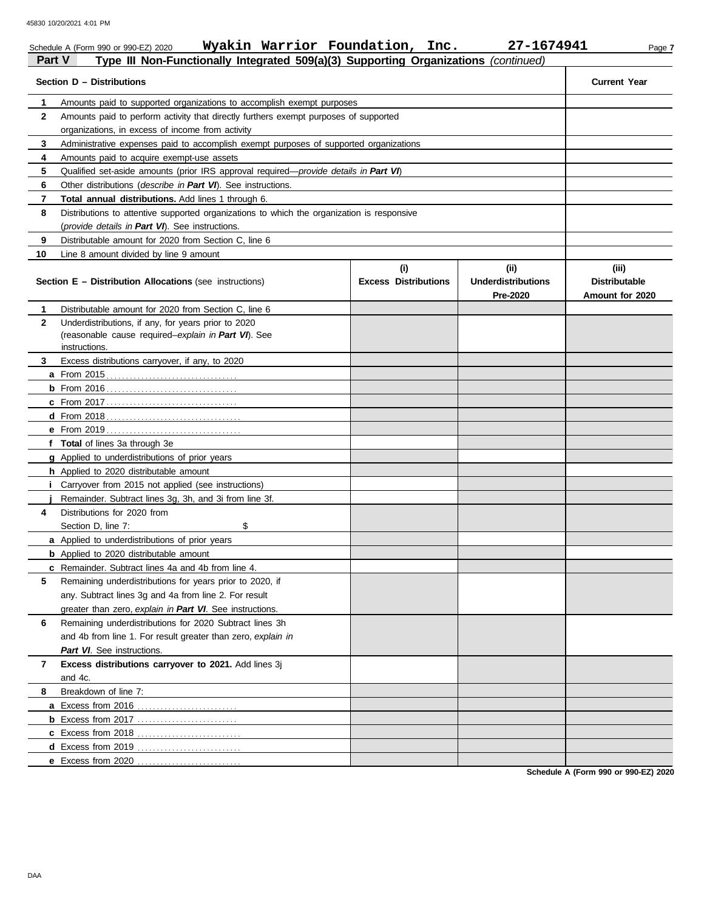Schedule A (Form 990 or 990-EZ) 2020 **Wyakin Warrior Foundation, Inc.** **27-1674941**

## Part V Type III Non-Functionally Integrated 509(a)(3) Supporting Organizations *(continued)*

| **Section D – Distributions** | **Current Year** |
|---|---|
| **1** Amounts paid to supported organizations to accomplish exempt purposes | |
| **2** Amounts paid to perform activity that directly furthers exempt purposes of supported organizations, in excess of income from activity | |
| **3** Administrative expenses paid to accomplish exempt purposes of supported organizations | |
| **4** Amounts paid to acquire exempt-use assets | |
| **5** Qualified set-aside amounts (prior IRS approval required—*provide details in **Part VI***) | |
| **6** Other distributions (*describe in **Part VI***). See instructions. | |
| **7** **Total annual distributions.** Add lines 1 through 6. | |
| **8** Distributions to attentive supported organizations to which the organization is responsive (*provide details in **Part VI***). See instructions. | |
| **9** Distributable amount for 2020 from Section C, line 6 | |
| **10** Line 8 amount divided by line 9 amount | |

| **Section E – Distribution Allocations** (see instructions) | **(i) Excess Distributions** | **(ii) Underdistributions Pre-2020** | **(iii) Distributable Amount for 2020** |
|---|---|---|---|
| **1** Distributable amount for 2020 from Section C, line 6 | | | |
| **2** Underdistributions, if any, for years prior to 2020 (reasonable cause required–*explain in **Part VI***). See instructions. | | | |
| **3** Excess distributions carryover, if any, to 2020 | | | |
| **a** From 2015 | | | |
| **b** From 2016 | | | |
| **c** From 2017 | | | |
| **d** From 2018 | | | |
| **e** From 2019 | | | |
| **f** **Total** of lines 3a through 3e | | | |
| **g** Applied to underdistributions of prior years | | | |
| **h** Applied to 2020 distributable amount | | | |
| **i** Carryover from 2015 not applied (see instructions) | | | |
| **j** Remainder. Subtract lines 3g, 3h, and 3i from line 3f. | | | |
| **4** Distributions for 2020 from Section D, line 7: $ | | | |
| **a** Applied to underdistributions of prior years | | | |
| **b** Applied to 2020 distributable amount | | | |
| **c** Remainder. Subtract lines 4a and 4b from line 4. | | | |
| **5** Remaining underdistributions for years prior to 2020, if any. Subtract lines 3g and 4a from line 2. For result greater than zero, *explain in **Part VI***. See instructions. | | | |
| **6** Remaining underdistributions for 2020 Subtract lines 3h and 4b from line 1. For result greater than zero, *explain in **Part VI***. See instructions. | | | |
| **7** **Excess distributions carryover to 2021.** Add lines 3j and 4c. | | | |
| **8** Breakdown of line 7: | | | |
| **a** Excess from 2016 | | | |
| **b** Excess from 2017 | | | |
| **c** Excess from 2018 | | | |
| **d** Excess from 2019 | | | |
| **e** Excess from 2020 | | | |

**Schedule A (Form 990 or 990-EZ) 2020**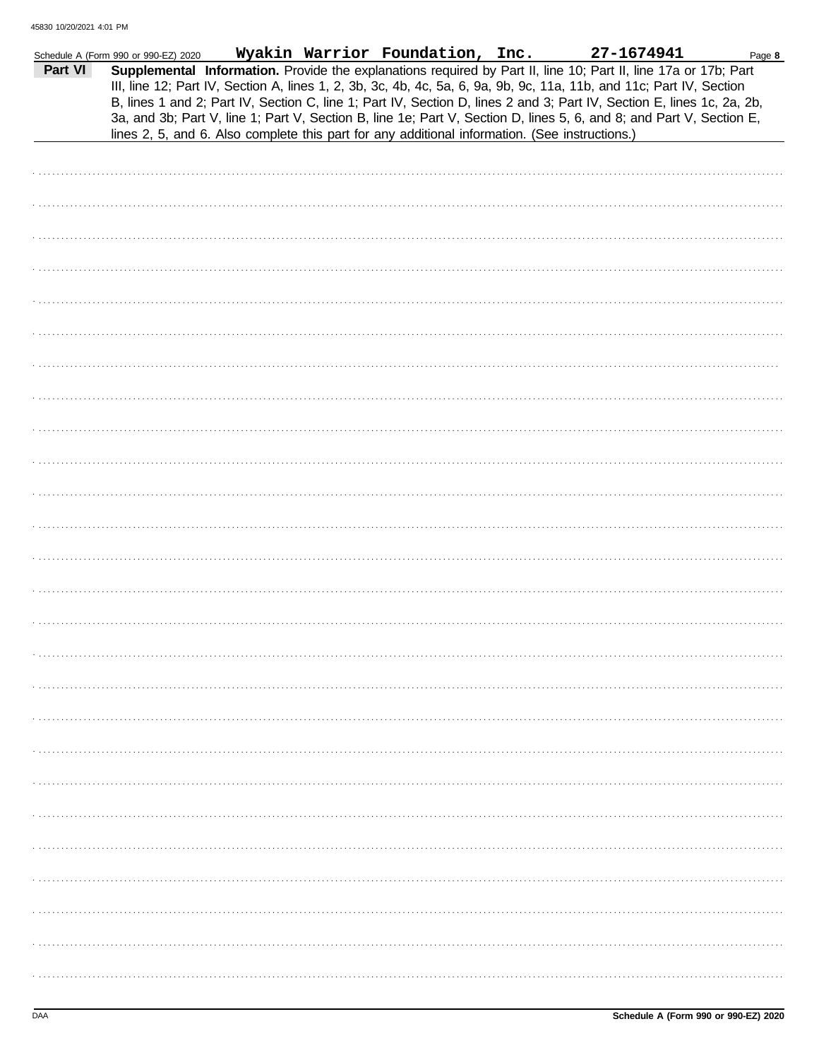Schedule A (Form 990 or 990-EZ) 2020 **Wyakin Warrior Foundation, Inc.** **27-1674941** Page **8**

**Part VI** **Supplemental Information.** Provide the explanations required by Part II, line 10; Part II, line 17a or 17b; Part III, line 12; Part IV, Section A, lines 1, 2, 3b, 3c, 4b, 4c, 5a, 6, 9a, 9b, 9c, 11a, 11b, and 11c; Part IV, Section B, lines 1 and 2; Part IV, Section C, line 1; Part IV, Section D, lines 2 and 3; Part IV, Section E, lines 1c, 2a, 2b, 3a, and 3b; Part V, line 1; Part V, Section B, line 1e; Part V, Section D, lines 5, 6, and 8; and Part V, Section E, lines 2, 5, and 6. Also complete this part for any additional information. (See instructions.)

Schedule A (Form 990 or 990-EZ) 2020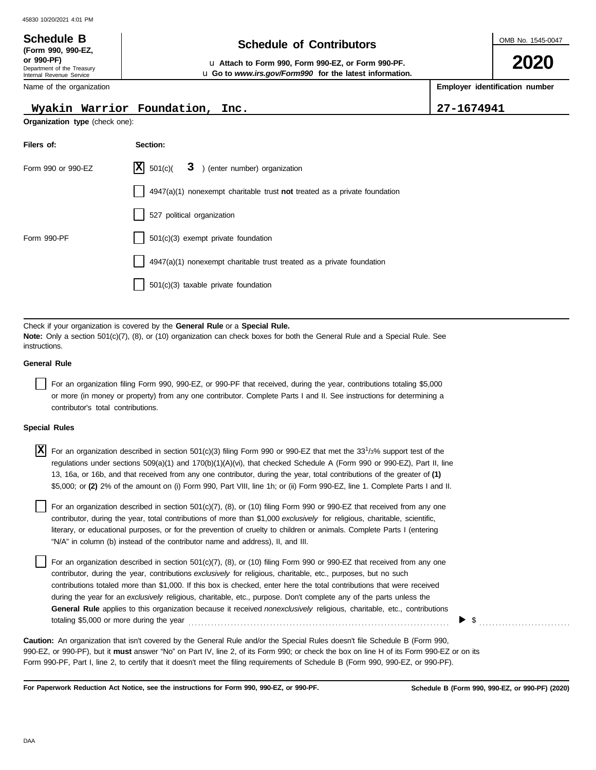**Schedule B**
**(Form 990, 990-EZ, or 990-PF)**
Department of the Treasury
Internal Revenue Service

# Schedule of Contributors

u **Attach to Form 990, Form 990-EZ, or Form 990-PF.**
u **Go to *www.irs.gov/Form990* for the latest information.**

OMB No. 1545-0047

**2020**

Name of the organization: **Wyakin Warrior Foundation, Inc.**

**Employer identification number**: **27-1674941**

**Organization type** (check one):

| Filers of: | Section: |
|---|---|
| Form 990 or 990-EZ | [X] 501(c)( **3** ) (enter number) organization |
| | [ ] 4947(a)(1) nonexempt charitable trust **not** treated as a private foundation |
| | [ ] 527 political organization |
| Form 990-PF | [ ] 501(c)(3) exempt private foundation |
| | [ ] 4947(a)(1) nonexempt charitable trust treated as a private foundation |
| | [ ] 501(c)(3) taxable private foundation |

Check if your organization is covered by the **General Rule** or a **Special Rule.**
**Note:** Only a section 501(c)(7), (8), or (10) organization can check boxes for both the General Rule and a Special Rule. See instructions.

**General Rule**

[ ] For an organization filing Form 990, 990-EZ, or 990-PF that received, during the year, contributions totaling $5,000 or more (in money or property) from any one contributor. Complete Parts I and II. See instructions for determining a contributor's total contributions.

**Special Rules**

[X] For an organization described in section 501(c)(3) filing Form 990 or 990-EZ that met the 33 1/3% support test of the regulations under sections 509(a)(1) and 170(b)(1)(A)(vi), that checked Schedule A (Form 990 or 990-EZ), Part II, line 13, 16a, or 16b, and that received from any one contributor, during the year, total contributions of the greater of **(1)** $5,000; or **(2)** 2% of the amount on (i) Form 990, Part VIII, line 1h; or (ii) Form 990-EZ, line 1. Complete Parts I and II.

[ ] For an organization described in section 501(c)(7), (8), or (10) filing Form 990 or 990-EZ that received from any one contributor, during the year, total contributions of more than $1,000 *exclusively* for religious, charitable, scientific, literary, or educational purposes, or for the prevention of cruelty to children or animals. Complete Parts I (entering "N/A" in column (b) instead of the contributor name and address), II, and III.

[ ] For an organization described in section 501(c)(7), (8), or (10) filing Form 990 or 990-EZ that received from any one contributor, during the year, contributions *exclusively* for religious, charitable, etc., purposes, but no such contributions totaled more than $1,000. If this box is checked, enter here the total contributions that were received during the year for an *exclusively* religious, charitable, etc., purpose. Don't complete any of the parts unless the **General Rule** applies to this organization because it received *nonexclusively* religious, charitable, etc., contributions totaling $5,000 or more during the year ▶ $ ..........

**Caution:** An organization that isn't covered by the General Rule and/or the Special Rules doesn't file Schedule B (Form 990, 990-EZ, or 990-PF), but it **must** answer "No" on Part IV, line 2, of its Form 990; or check the box on line H of its Form 990-EZ or on its Form 990-PF, Part I, line 2, to certify that it doesn't meet the filing requirements of Schedule B (Form 990, 990-EZ, or 990-PF).

**For Paperwork Reduction Act Notice, see the instructions for Form 990, 990-EZ, or 990-PF.** **Schedule B (Form 990, 990-EZ, or 990-PF) (2020)**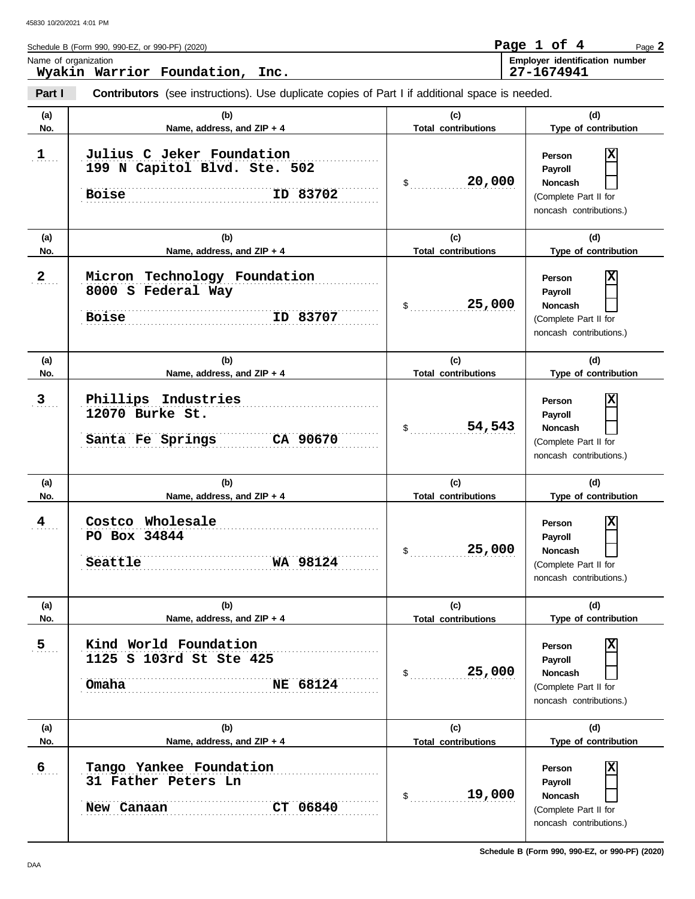Schedule B (Form 990, 990-EZ, or 990-PF) (2020)

Name of organization: **Wyakin Warrior Foundation, Inc.**

Employer identification number: **27-1674941**

**Part I** **Contributors** (see instructions). Use duplicate copies of Part I if additional space is needed.

| (a) No. | (b) Name, address, and ZIP + 4 | (c) Total contributions | (d) Type of contribution |
|---|---|---|---|
| 1 | Julius C Jeker Foundation<br>199 N Capitol Blvd. Ste. 502<br>Boise ID 83702 | $ 20,000 | Person [X]<br>Payroll [ ]<br>Noncash [ ]<br>(Complete Part II for noncash contributions.) |
| 2 | Micron Technology Foundation<br>8000 S Federal Way<br>Boise ID 83707 | $ 25,000 | Person [X]<br>Payroll [ ]<br>Noncash [ ]<br>(Complete Part II for noncash contributions.) |
| 3 | Phillips Industries<br>12070 Burke St.<br>Santa Fe Springs CA 90670 | $ 54,543 | Person [X]<br>Payroll [ ]<br>Noncash [ ]<br>(Complete Part II for noncash contributions.) |
| 4 | Costco Wholesale<br>PO Box 34844<br>Seattle WA 98124 | $ 25,000 | Person [X]<br>Payroll [ ]<br>Noncash [ ]<br>(Complete Part II for noncash contributions.) |
| 5 | Kind World Foundation<br>1125 S 103rd St Ste 425<br>Omaha NE 68124 | $ 25,000 | Person [X]<br>Payroll [ ]<br>Noncash [ ]<br>(Complete Part II for noncash contributions.) |
| 6 | Tango Yankee Foundation<br>31 Father Peters Ln<br>New Canaan CT 06840 | $ 19,000 | Person [X]<br>Payroll [ ]<br>Noncash [ ]<br>(Complete Part II for noncash contributions.) |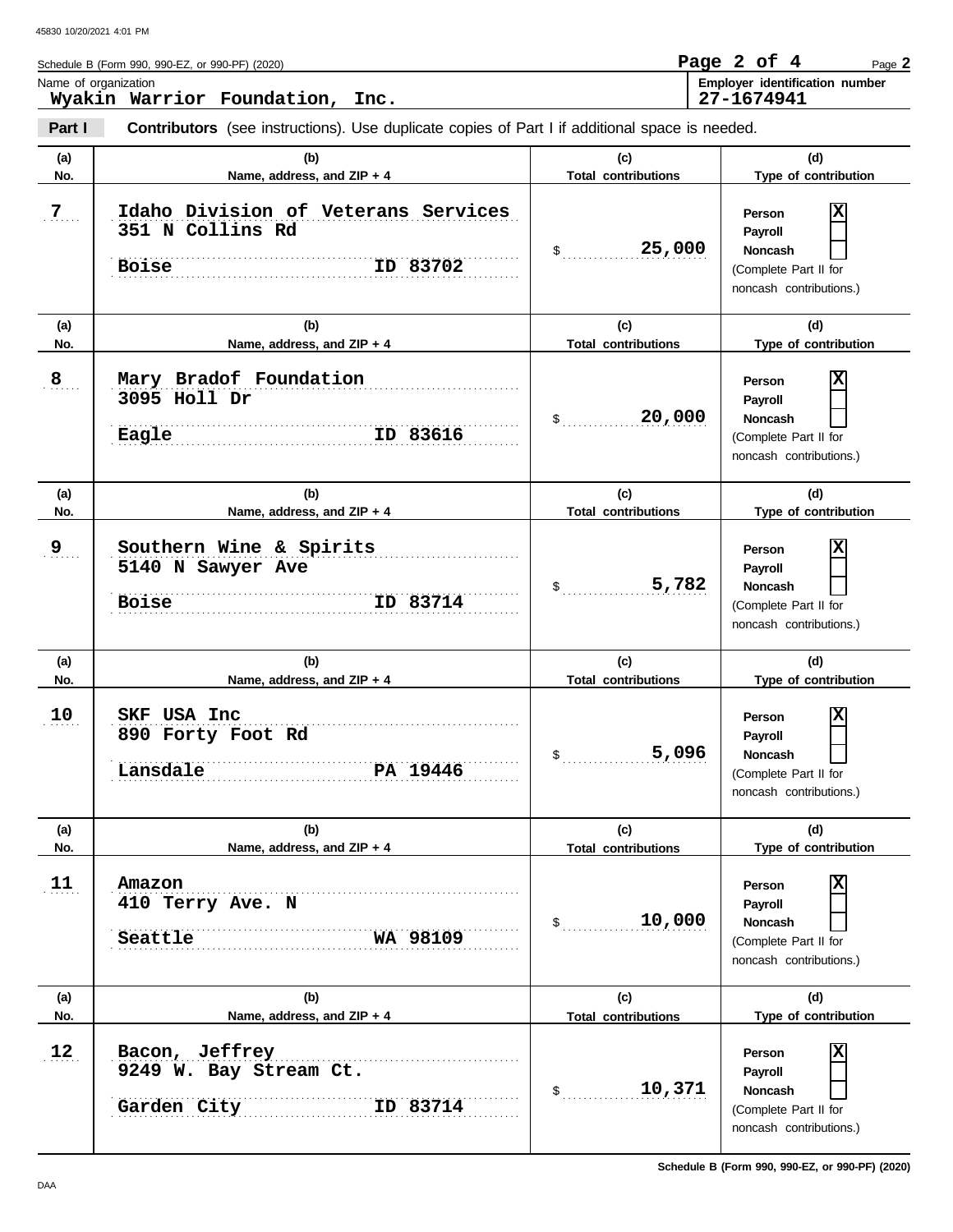Schedule B (Form 990, 990-EZ, or 990-PF) (2020)

Name of organization: **Wyakin Warrior Foundation, Inc.**

Employer identification number: **27-1674941**

**Part I** **Contributors** (see instructions). Use duplicate copies of Part I if additional space is needed.

| (a) No. | (b) Name, address, and ZIP + 4 | (c) Total contributions | (d) Type of contribution |
|---|---|---|---|
| 7 | Idaho Division of Veterans Services<br>351 N Collins Rd<br>Boise ID 83702 | $ 25,000 | Person [X]<br>Payroll [ ]<br>Noncash [ ]<br>(Complete Part II for noncash contributions.) |
| 8 | Mary Bradof Foundation<br>3095 Holl Dr<br>Eagle ID 83616 | $ 20,000 | Person [X]<br>Payroll [ ]<br>Noncash [ ]<br>(Complete Part II for noncash contributions.) |
| 9 | Southern Wine & Spirits<br>5140 N Sawyer Ave<br>Boise ID 83714 | $ 5,782 | Person [X]<br>Payroll [ ]<br>Noncash [ ]<br>(Complete Part II for noncash contributions.) |
| 10 | SKF USA Inc<br>890 Forty Foot Rd<br>Lansdale PA 19446 | $ 5,096 | Person [X]<br>Payroll [ ]<br>Noncash [ ]<br>(Complete Part II for noncash contributions.) |
| 11 | Amazon<br>410 Terry Ave. N<br>Seattle WA 98109 | $ 10,000 | Person [X]<br>Payroll [ ]<br>Noncash [ ]<br>(Complete Part II for noncash contributions.) |
| 12 | Bacon, Jeffrey<br>9249 W. Bay Stream Ct.<br>Garden City ID 83714 | $ 10,371 | Person [X]<br>Payroll [ ]<br>Noncash [ ]<br>(Complete Part II for noncash contributions.) |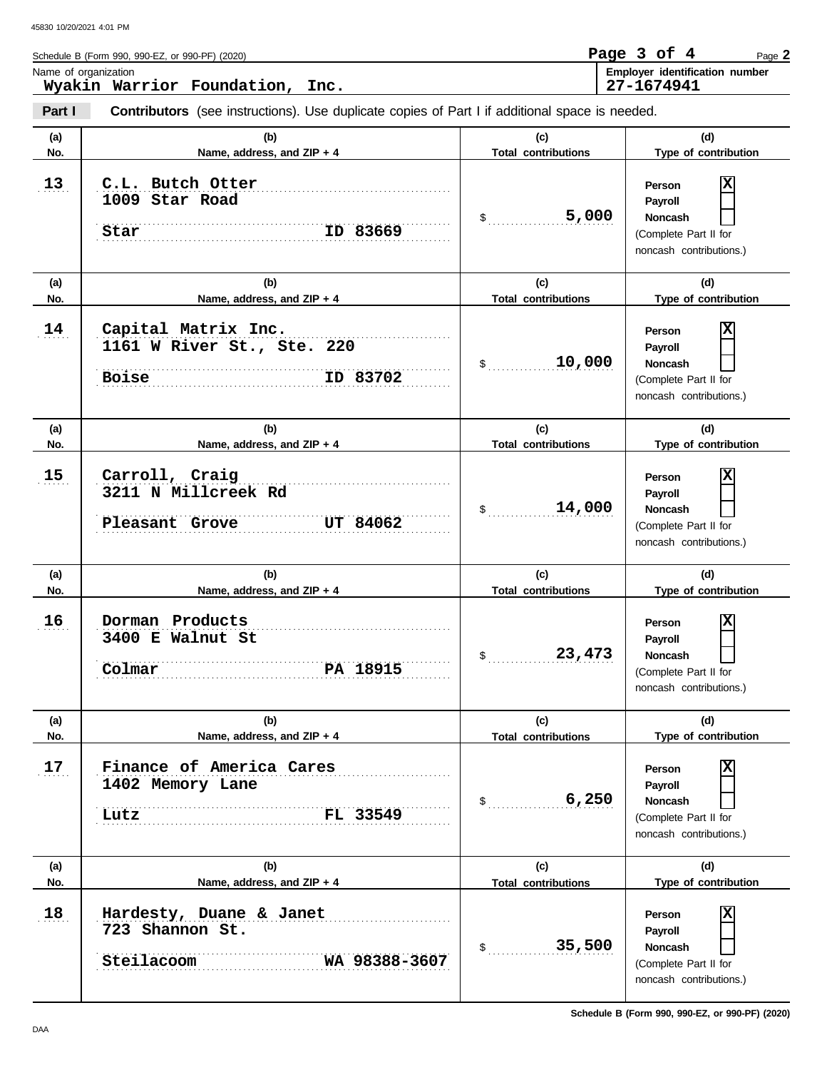Schedule B (Form 990, 990-EZ, or 990-PF) (2020)

Name of organization: **Wyakin Warrior Foundation, Inc.**

Employer identification number: **27-1674941**

**Part I** **Contributors** (see instructions). Use duplicate copies of Part I if additional space is needed.

| (a) No. | (b) Name, address, and ZIP + 4 | (c) Total contributions | (d) Type of contribution |
|---|---|---|---|
| 13 | C.L. Butch Otter<br>1009 Star Road<br>Star ID 83669 | $ 5,000 | Person [X]<br>Payroll [ ]<br>Noncash [ ]<br>(Complete Part II for noncash contributions.) |
| 14 | Capital Matrix Inc.<br>1161 W River St., Ste. 220<br>Boise ID 83702 | $ 10,000 | Person [X]<br>Payroll [ ]<br>Noncash [ ]<br>(Complete Part II for noncash contributions.) |
| 15 | Carroll, Craig<br>3211 N Millcreek Rd<br>Pleasant Grove UT 84062 | $ 14,000 | Person [X]<br>Payroll [ ]<br>Noncash [ ]<br>(Complete Part II for noncash contributions.) |
| 16 | Dorman Products<br>3400 E Walnut St<br>Colmar PA 18915 | $ 23,473 | Person [X]<br>Payroll [ ]<br>Noncash [ ]<br>(Complete Part II for noncash contributions.) |
| 17 | Finance of America Cares<br>1402 Memory Lane<br>Lutz FL 33549 | $ 6,250 | Person [X]<br>Payroll [ ]<br>Noncash [ ]<br>(Complete Part II for noncash contributions.) |
| 18 | Hardesty, Duane & Janet<br>723 Shannon St.<br>Steilacoom WA 98388-3607 | $ 35,500 | Person [X]<br>Payroll [ ]<br>Noncash [ ]<br>(Complete Part II for noncash contributions.) |

Schedule B (Form 990, 990-EZ, or 990-PF) (2020)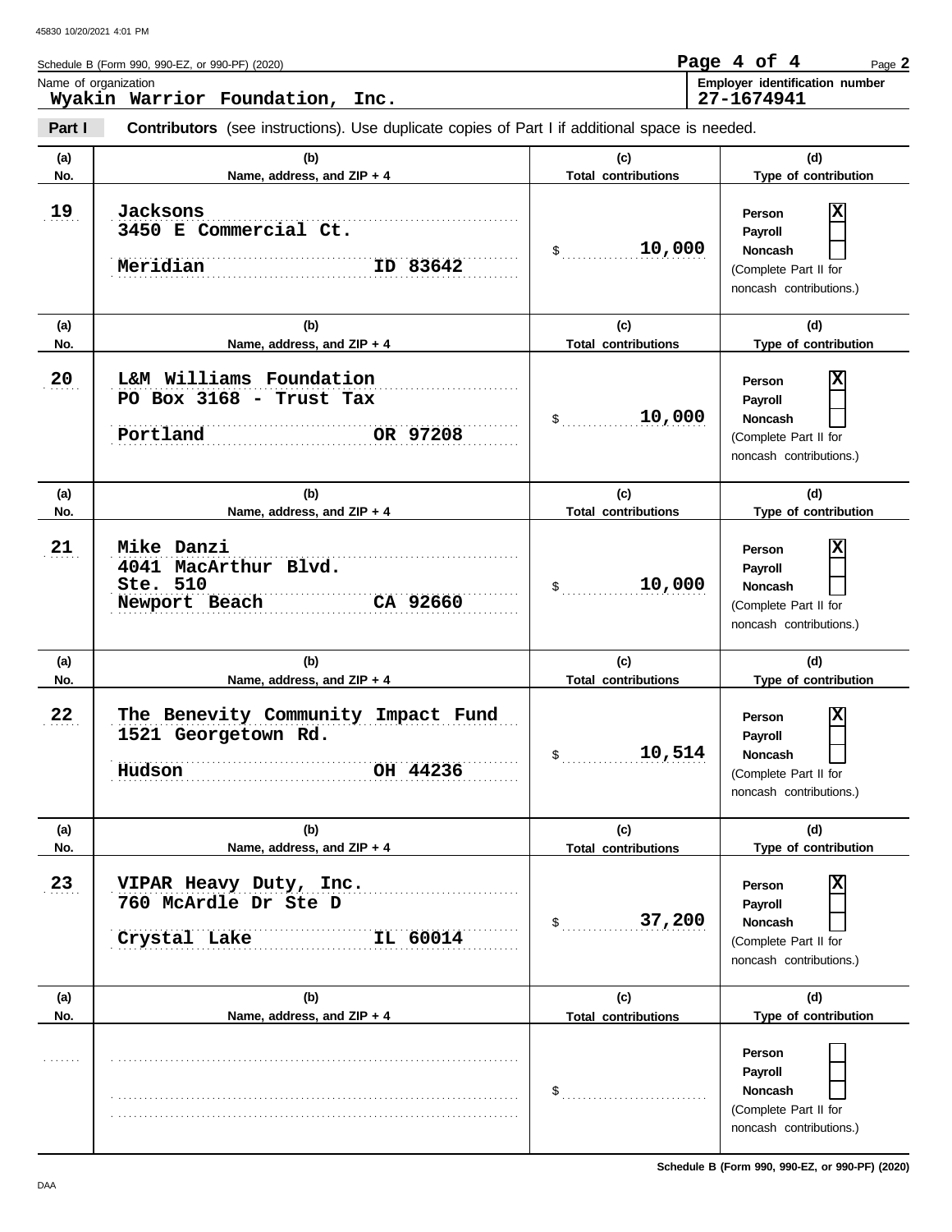Schedule B (Form 990, 990-EZ, or 990-PF) (2020)

Name of organization: **Wyakin Warrior Foundation, Inc.**

Employer identification number: **27-1674941**

**Part I** **Contributors** (see instructions). Use duplicate copies of Part I if additional space is needed.

| (a) No. | (b) Name, address, and ZIP + 4 | (c) Total contributions | (d) Type of contribution |
|---|---|---|---|
| 19 | Jacksons<br>3450 E Commercial Ct.<br>Meridian ID 83642 | $ 10,000 | Person [X]<br>Payroll [ ]<br>Noncash [ ]<br>(Complete Part II for noncash contributions.) |
| 20 | L&M Williams Foundation<br>PO Box 3168 - Trust Tax<br>Portland OR 97208 | $ 10,000 | Person [X]<br>Payroll [ ]<br>Noncash [ ]<br>(Complete Part II for noncash contributions.) |
| 21 | Mike Danzi<br>4041 MacArthur Blvd.<br>Ste. 510<br>Newport Beach CA 92660 | $ 10,000 | Person [X]<br>Payroll [ ]<br>Noncash [ ]<br>(Complete Part II for noncash contributions.) |
| 22 | The Benevity Community Impact Fund<br>1521 Georgetown Rd.<br>Hudson OH 44236 | $ 10,514 | Person [X]<br>Payroll [ ]<br>Noncash [ ]<br>(Complete Part II for noncash contributions.) |
| 23 | VIPAR Heavy Duty, Inc.<br>760 McArdle Dr Ste D<br>Crystal Lake IL 60014 | $ 37,200 | Person [X]<br>Payroll [ ]<br>Noncash [ ]<br>(Complete Part II for noncash contributions.) |
| | | $ | Person [ ]<br>Payroll [ ]<br>Noncash [ ]<br>(Complete Part II for noncash contributions.) |

Schedule B (Form 990, 990-EZ, or 990-PF) (2020)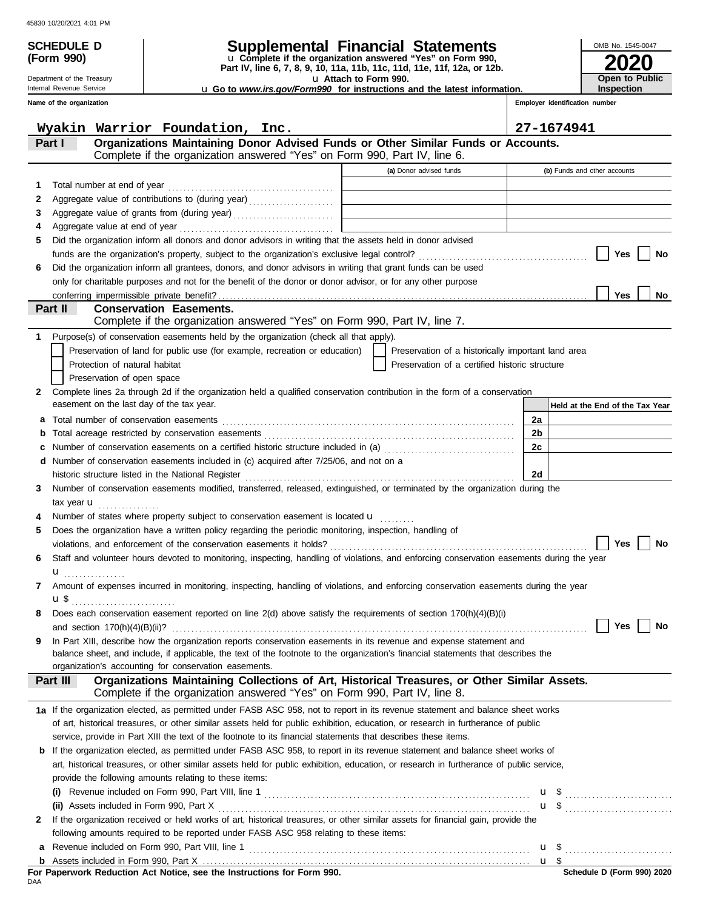**SCHEDULE D (Form 990)**

Department of the Treasury
Internal Revenue Service

# Supplemental Financial Statements

u Complete if the organization answered "Yes" on Form 990, Part IV, line 6, 7, 8, 9, 10, 11a, 11b, 11c, 11d, 11e, 11f, 12a, or 12b.

u Attach to Form 990.

u Go to *www.irs.gov/Form990* for instructions and the latest information.

OMB No. 1545-0047

**2020**

**Open to Public Inspection**

| Name of the organization | Employer identification number |
|---|---|
| Wyakin Warrior Foundation, Inc. | 27-1674941 |

## Part I — Organizations Maintaining Donor Advised Funds or Other Similar Funds or Accounts.

Complete if the organization answered "Yes" on Form 990, Part IV, line 6.

| | | (a) Donor advised funds | (b) Funds and other accounts |
|---|---|---|---|
| 1 | Total number at end of year | | |
| 2 | Aggregate value of contributions to (during year) | | |
| 3 | Aggregate value of grants from (during year) | | |
| 4 | Aggregate value at end of year | | |

5 Did the organization inform all donors and donor advisors in writing that the assets held in donor advised funds are the organization's property, subject to the organization's exclusive legal control? ☐ Yes ☐ No

6 Did the organization inform all grantees, donors, and donor advisors in writing that grant funds can be used only for charitable purposes and not for the benefit of the donor or donor advisor, or for any other purpose conferring impermissible private benefit? ☐ Yes ☐ No

## Part II — Conservation Easements.

Complete if the organization answered "Yes" on Form 990, Part IV, line 7.

1 Purpose(s) of conservation easements held by the organization (check all that apply).

- ☐ Preservation of land for public use (for example, recreation or education)
- ☐ Preservation of a historically important land area
- ☐ Protection of natural habitat
- ☐ Preservation of a certified historic structure
- ☐ Preservation of open space

2 Complete lines 2a through 2d if the organization held a qualified conservation contribution in the form of a conservation easement on the last day of the tax year.

| | | | Held at the End of the Tax Year |
|---|---|---|---|
| a | Total number of conservation easements | 2a | |
| b | Total acreage restricted by conservation easements | 2b | |
| c | Number of conservation easements on a certified historic structure included in (a) | 2c | |
| d | Number of conservation easements included in (c) acquired after 7/25/06, and not on a historic structure listed in the National Register | 2d | |

3 Number of conservation easements modified, transferred, released, extinguished, or terminated by the organization during the tax year u

4 Number of states where property subject to conservation easement is located u

5 Does the organization have a written policy regarding the periodic monitoring, inspection, handling of violations, and enforcement of the conservation easements it holds? ☐ Yes ☐ No

6 Staff and volunteer hours devoted to monitoring, inspecting, handling of violations, and enforcing conservation easements during the year u

7 Amount of expenses incurred in monitoring, inspecting, handling of violations, and enforcing conservation easements during the year u $

8 Does each conservation easement reported on line 2(d) above satisfy the requirements of section 170(h)(4)(B)(i) and section 170(h)(4)(B)(ii)? ☐ Yes ☐ No

9 In Part XIII, describe how the organization reports conservation easements in its revenue and expense statement and balance sheet, and include, if applicable, the text of the footnote to the organization's financial statements that describes the organization's accounting for conservation easements.

## Part III — Organizations Maintaining Collections of Art, Historical Treasures, or Other Similar Assets.

Complete if the organization answered "Yes" on Form 990, Part IV, line 8.

1a If the organization elected, as permitted under FASB ASC 958, not to report in its revenue statement and balance sheet works of art, historical treasures, or other similar assets held for public exhibition, education, or research in furtherance of public service, provide in Part XIII the text of the footnote to its financial statements that describes these items.

b If the organization elected, as permitted under FASB ASC 958, to report in its revenue statement and balance sheet works of art, historical treasures, or other similar assets held for public exhibition, education, or research in furtherance of public service, provide the following amounts relating to these items:

(i) Revenue included on Form 990, Part VIII, line 1 u $

(ii) Assets included in Form 990, Part X u $

2 If the organization received or held works of art, historical treasures, or other similar assets for financial gain, provide the following amounts required to be reported under FASB ASC 958 relating to these items:

a Revenue included on Form 990, Part VIII, line 1 u $

b Assets included in Form 990, Part X u $

**For Paperwork Reduction Act Notice, see the Instructions for Form 990.**

Schedule D (Form 990) 2020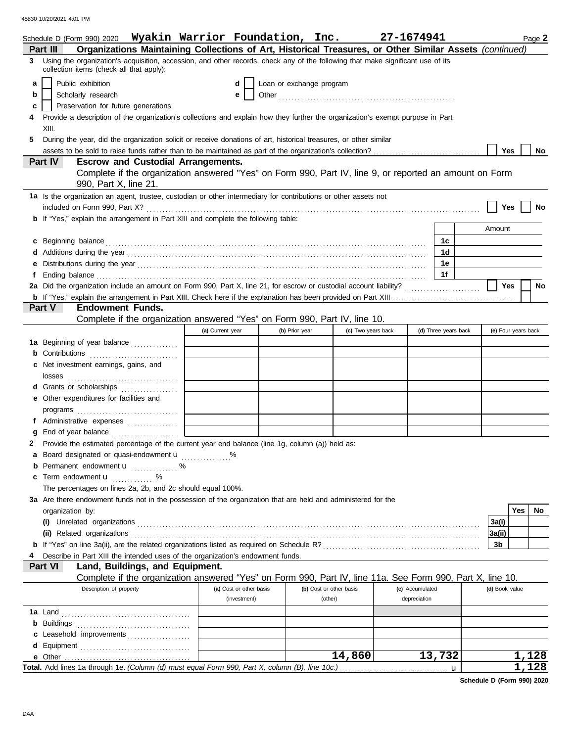Schedule D (Form 990) 2020 **Wyakin Warrior Foundation, Inc.** **27-1674941** Page **2**

**Part III** **Organizations Maintaining Collections of Art, Historical Treasures, or Other Similar Assets** *(continued)*

**3** Using the organization's acquisition, accession, and other records, check any of the following that make significant use of its collection items (check all that apply):

- **a** ☐ Public exhibition
- **b** ☐ Scholarly research
- **c** ☐ Preservation for future generations
- **d** ☐ Loan or exchange program
- **e** ☐ Other

**4** Provide a description of the organization's collections and explain how they further the organization's exempt purpose in Part XIII.

**5** During the year, did the organization solicit or receive donations of art, historical treasures, or other similar assets to be sold to raise funds rather than to be maintained as part of the organization's collection? ☐ Yes ☐ No

**Part IV** **Escrow and Custodial Arrangements.**
Complete if the organization answered "Yes" on Form 990, Part IV, line 9, or reported an amount on Form 990, Part X, line 21.

**1a** Is the organization an agent, trustee, custodian or other intermediary for contributions or other assets not included on Form 990, Part X? ☐ Yes ☐ No

**b** If "Yes," explain the arrangement in Part XIII and complete the following table:

| | | Amount |
|---|---|---|
| **c** Beginning balance | 1c | |
| **d** Additions during the year | 1d | |
| **e** Distributions during the year | 1e | |
| **f** Ending balance | 1f | |

**2a** Did the organization include an amount on Form 990, Part X, line 21, for escrow or custodial account liability? ☐ Yes ☐ No

**b** If "Yes," explain the arrangement in Part XIII. Check here if the explanation has been provided on Part XIII ☐

**Part V** **Endowment Funds.**
Complete if the organization answered "Yes" on Form 990, Part IV, line 10.

| | (a) Current year | (b) Prior year | (c) Two years back | (d) Three years back | (e) Four years back |
|---|---|---|---|---|---|
| **1a** Beginning of year balance | | | | | |
| **b** Contributions | | | | | |
| **c** Net investment earnings, gains, and losses | | | | | |
| **d** Grants or scholarships | | | | | |
| **e** Other expenditures for facilities and programs | | | | | |
| **f** Administrative expenses | | | | | |
| **g** End of year balance | | | | | |

**2** Provide the estimated percentage of the current year end balance (line 1g, column (a)) held as:

- **a** Board designated or quasi-endowment u ______ %
- **b** Permanent endowment u ______ %
- **c** Term endowment u ______ %

The percentages on lines 2a, 2b, and 2c should equal 100%.

**3a** Are there endowment funds not in the possession of the organization that are held and administered for the organization by:

| | | Yes | No |
|---|---|---|---|
| **(i)** Unrelated organizations | 3a(i) | | |
| **(ii)** Related organizations | 3a(ii) | | |
| **b** If "Yes" on line 3a(ii), are the related organizations listed as required on Schedule R? | 3b | | |

**4** Describe in Part XIII the intended uses of the organization's endowment funds.

**Part VI** **Land, Buildings, and Equipment.**
Complete if the organization answered "Yes" on Form 990, Part IV, line 11a. See Form 990, Part X, line 10.

| Description of property | (a) Cost or other basis (investment) | (b) Cost or other basis (other) | (c) Accumulated depreciation | (d) Book value |
|---|---|---|---|---|
| **1a** Land | | | | |
| **b** Buildings | | | | |
| **c** Leasehold improvements | | | | |
| **d** Equipment | | | | |
| **e** Other | | 14,860 | 13,732 | 1,128 |
| **Total.** Add lines 1a through 1e. *(Column (d) must equal Form 990, Part X, column (B), line 10c.)* u | | | | 1,128 |

**Schedule D (Form 990) 2020**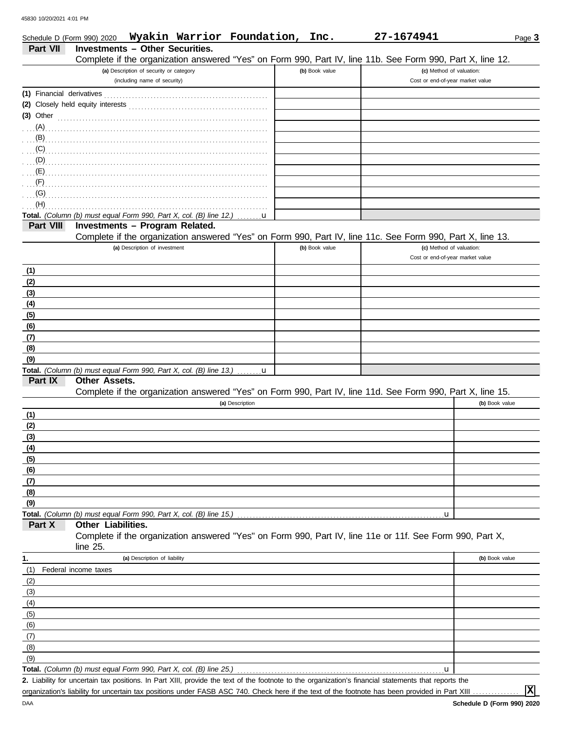Schedule D (Form 990) 2020 **Wyakin Warrior Foundation, Inc.** **27-1674941** Page **3**

## Part VII Investments – Other Securities.

Complete if the organization answered "Yes" on Form 990, Part IV, line 11b. See Form 990, Part X, line 12.

| (a) Description of security or category (including name of security) | (b) Book value | (c) Method of valuation: Cost or end-of-year market value |
|---|---|---|
| (1) Financial derivatives | | |
| (2) Closely held equity interests | | |
| (3) Other | | |
| (A) | | |
| (B) | | |
| (C) | | |
| (D) | | |
| (E) | | |
| (F) | | |
| (G) | | |
| (H) | | |
| **Total.** *(Column (b) must equal Form 990, Part X, col. (B) line 12.)* u | | |

## Part VIII Investments – Program Related.

Complete if the organization answered "Yes" on Form 990, Part IV, line 11c. See Form 990, Part X, line 13.

| (a) Description of investment | (b) Book value | (c) Method of valuation: Cost or end-of-year market value |
|---|---|---|
| (1) | | |
| (2) | | |
| (3) | | |
| (4) | | |
| (5) | | |
| (6) | | |
| (7) | | |
| (8) | | |
| (9) | | |
| **Total.** *(Column (b) must equal Form 990, Part X, col. (B) line 13.)* u | | |

## Part IX Other Assets.

Complete if the organization answered "Yes" on Form 990, Part IV, line 11d. See Form 990, Part X, line 15.

| (a) Description | (b) Book value |
|---|---|
| (1) | |
| (2) | |
| (3) | |
| (4) | |
| (5) | |
| (6) | |
| (7) | |
| (8) | |
| (9) | |
| **Total.** *(Column (b) must equal Form 990, Part X, col. (B) line 15.)* u | |

## Part X Other Liabilities.

Complete if the organization answered "Yes" on Form 990, Part IV, line 11e or 11f. See Form 990, Part X, line 25.

| 1. (a) Description of liability | (b) Book value |
|---|---|
| (1) Federal income taxes | |
| (2) | |
| (3) | |
| (4) | |
| (5) | |
| (6) | |
| (7) | |
| (8) | |
| (9) | |
| **Total.** *(Column (b) must equal Form 990, Part X, col. (B) line 25.)* u | |

**2.** Liability for uncertain tax positions. In Part XIII, provide the text of the footnote to the organization's financial statements that reports the organization's liability for uncertain tax positions under FASB ASC 740. Check here if the text of the footnote has been provided in Part XIII ............... **X**

**Schedule D (Form 990) 2020**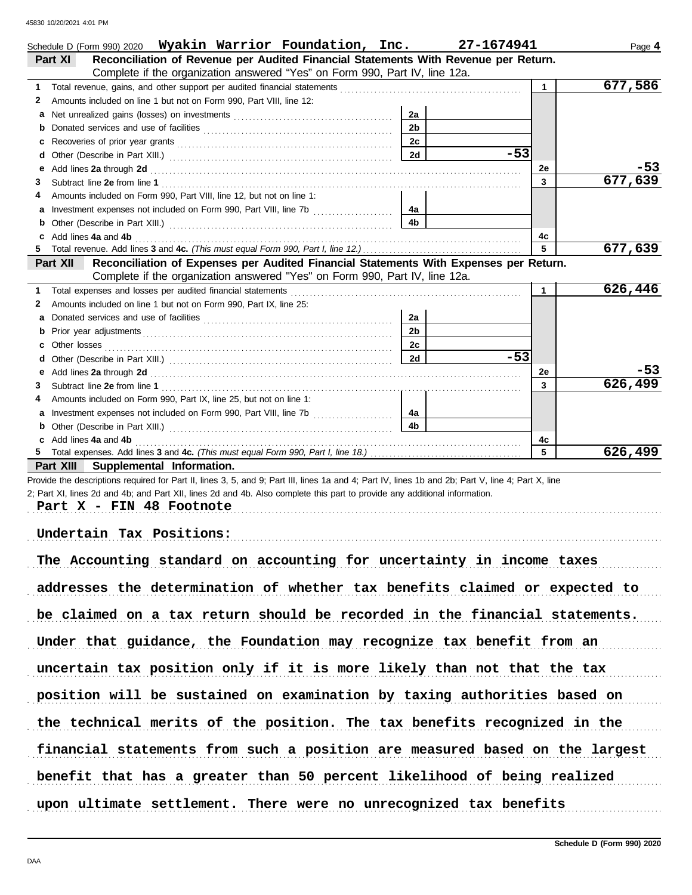Schedule D (Form 990) 2020 **Wyakin Warrior Foundation, Inc.** **27-1674941** Page **4**

**Part XI** **Reconciliation of Revenue per Audited Financial Statements With Revenue per Return.**
Complete if the organization answered "Yes" on Form 990, Part IV, line 12a.

| | | | | | |
|---|---|---|---|---|---|
| **1** | Total revenue, gains, and other support per audited financial statements | | | 1 | 677,586 |
| **2** | Amounts included on line 1 but not on Form 990, Part VIII, line 12: | | | | |
| **a** | Net unrealized gains (losses) on investments | 2a | | | |
| **b** | Donated services and use of facilities | 2b | | | |
| **c** | Recoveries of prior year grants | 2c | | | |
| **d** | Other (Describe in Part XIII.) | 2d | -53 | | |
| **e** | Add lines **2a** through **2d** | | | 2e | -53 |
| **3** | Subtract line **2e** from line **1** | | | 3 | 677,639 |
| **4** | Amounts included on Form 990, Part VIII, line 12, but not on line 1: | | | | |
| **a** | Investment expenses not included on Form 990, Part VIII, line 7b | 4a | | | |
| **b** | Other (Describe in Part XIII.) | 4b | | | |
| **c** | Add lines **4a** and **4b** | | | 4c | |
| **5** | Total revenue. Add lines **3** and **4c.** *(This must equal Form 990, Part I, line 12.)* | | | 5 | 677,639 |

**Part XII** **Reconciliation of Expenses per Audited Financial Statements With Expenses per Return.**
Complete if the organization answered "Yes" on Form 990, Part IV, line 12a.

| | | | | | |
|---|---|---|---|---|---|
| **1** | Total expenses and losses per audited financial statements | | | 1 | 626,446 |
| **2** | Amounts included on line 1 but not on Form 990, Part IX, line 25: | | | | |
| **a** | Donated services and use of facilities | 2a | | | |
| **b** | Prior year adjustments | 2b | | | |
| **c** | Other losses | 2c | | | |
| **d** | Other (Describe in Part XIII.) | 2d | -53 | | |
| **e** | Add lines **2a** through **2d** | | | 2e | -53 |
| **3** | Subtract line **2e** from line **1** | | | 3 | 626,499 |
| **4** | Amounts included on Form 990, Part IX, line 25, but not on line 1: | | | | |
| **a** | Investment expenses not included on Form 990, Part VIII, line 7b | 4a | | | |
| **b** | Other (Describe in Part XIII.) | 4b | | | |
| **c** | Add lines **4a** and **4b** | | | 4c | |
| **5** | Total expenses. Add lines **3** and **4c.** *(This must equal Form 990, Part I, line 18.)* | | | 5 | 626,499 |

**Part XIII** **Supplemental Information.**

Provide the descriptions required for Part II, lines 3, 5, and 9; Part III, lines 1a and 4; Part IV, lines 1b and 2b; Part V, line 4; Part X, line 2; Part XI, lines 2d and 4b; and Part XII, lines 2d and 4b. Also complete this part to provide any additional information.

Part X - FIN 48 Footnote

Undertain Tax Positions:

The Accounting standard on accounting for uncertainty in income taxes addresses the determination of whether tax benefits claimed or expected to be claimed on a tax return should be recorded in the financial statements. Under that guidance, the Foundation may recognize tax benefit from an uncertain tax position only if it is more likely than not that the tax position will be sustained on examination by taxing authorities based on the technical merits of the position. The tax benefits recognized in the financial statements from such a position are measured based on the largest benefit that has a greater than 50 percent likelihood of being realized upon ultimate settlement. There were no unrecognized tax benefits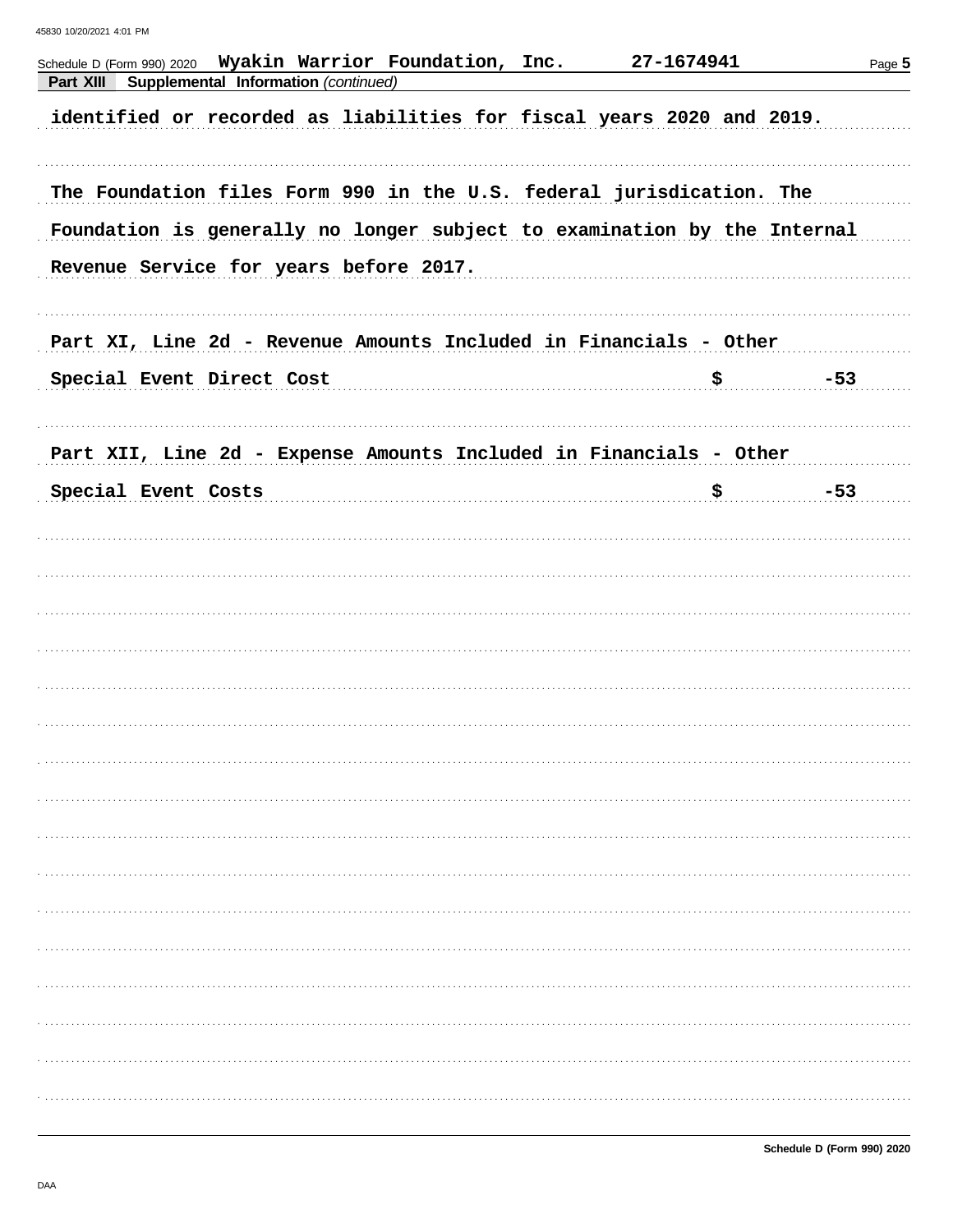Schedule D (Form 990) 2020 **Wyakin Warrior Foundation, Inc.** **27-1674941**

**Part XIII** **Supplemental Information** *(continued)*

identified or recorded as liabilities for fiscal years 2020 and 2019.

The Foundation files Form 990 in the U.S. federal jurisdication. The Foundation is generally no longer subject to examination by the Internal Revenue Service for years before 2017.

Part XI, Line 2d - Revenue Amounts Included in Financials - Other

| | | |
|---|---|---|
| Special Event Direct Cost | $ | -53 |

Part XII, Line 2d - Expense Amounts Included in Financials - Other

| | | |
|---|---|---|
| Special Event Costs | $ | -53 |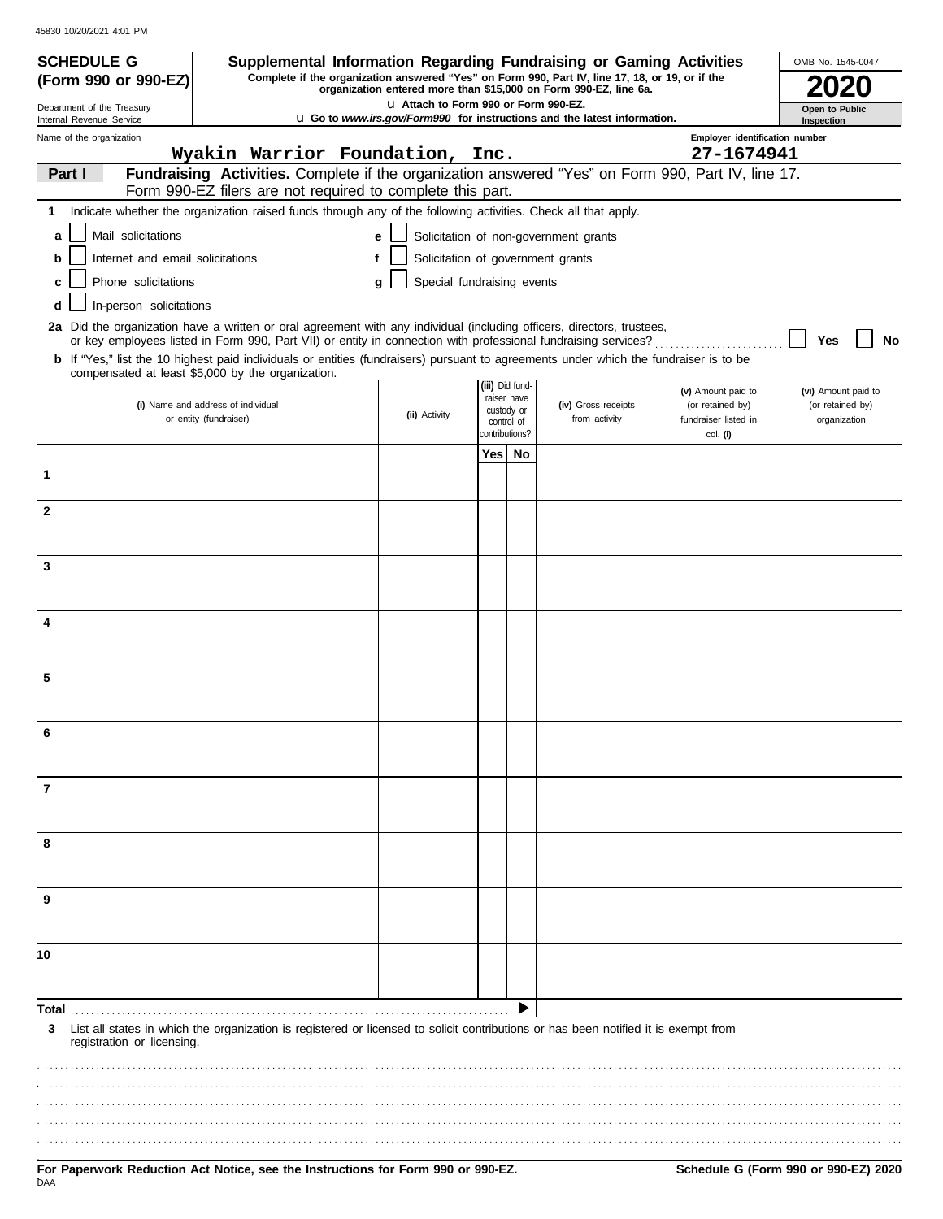45830 10/20/2021 4:01 PM

**SCHEDULE G (Form 990 or 990-EZ)**

Department of the Treasury
Internal Revenue Service

# Supplemental Information Regarding Fundraising or Gaming Activities

**Complete if the organization answered "Yes" on Form 990, Part IV, line 17, 18, or 19, or if the organization entered more than $15,000 on Form 990-EZ, line 6a.**

u **Attach to Form 990 or Form 990-EZ.**

u **Go to *www.irs.gov/Form990* for instructions and the latest information.**

OMB No. 1545-0047

**2020**

**Open to Public Inspection**

Name of the organization: **Wyakin Warrior Foundation, Inc.**

Employer identification number: **27-1674941**

## Part I — Fundraising Activities.

Complete if the organization answered "Yes" on Form 990, Part IV, line 17. Form 990-EZ filers are not required to complete this part.

**1** Indicate whether the organization raised funds through any of the following activities. Check all that apply.

- **a** ☐ Mail solicitations
- **b** ☐ Internet and email solicitations
- **c** ☐ Phone solicitations
- **d** ☐ In-person solicitations
- **e** ☐ Solicitation of non-government grants
- **f** ☐ Solicitation of government grants
- **g** ☐ Special fundraising events

**2a** Did the organization have a written or oral agreement with any individual (including officers, directors, trustees, or key employees listed in Form 990, Part VII) or entity in connection with professional fundraising services? ☐ **Yes** ☐ **No**

**b** If "Yes," list the 10 highest paid individuals or entities (fundraisers) pursuant to agreements under which the fundraiser is to be compensated at least $5,000 by the organization.

| | (i) Name and address of individual or entity (fundraiser) | (ii) Activity | (iii) Did fund-raiser have custody or control of contributions? Yes | No | (iv) Gross receipts from activity | (v) Amount paid to (or retained by) fundraiser listed in col. (i) | (vi) Amount paid to (or retained by) organization |
|---|---|---|---|---|---|---|---|
| 1 | | | | | | | |
| 2 | | | | | | | |
| 3 | | | | | | | |
| 4 | | | | | | | |
| 5 | | | | | | | |
| 6 | | | | | | | |
| 7 | | | | | | | |
| 8 | | | | | | | |
| 9 | | | | | | | |
| 10 | | | | | | | |
| **Total** | | | | ▶ | | | |

**3** List all states in which the organization is registered or licensed to solicit contributions or has been notified it is exempt from registration or licensing.

**For Paperwork Reduction Act Notice, see the Instructions for Form 990 or 990-EZ.**

DAA

**Schedule G (Form 990 or 990-EZ) 2020**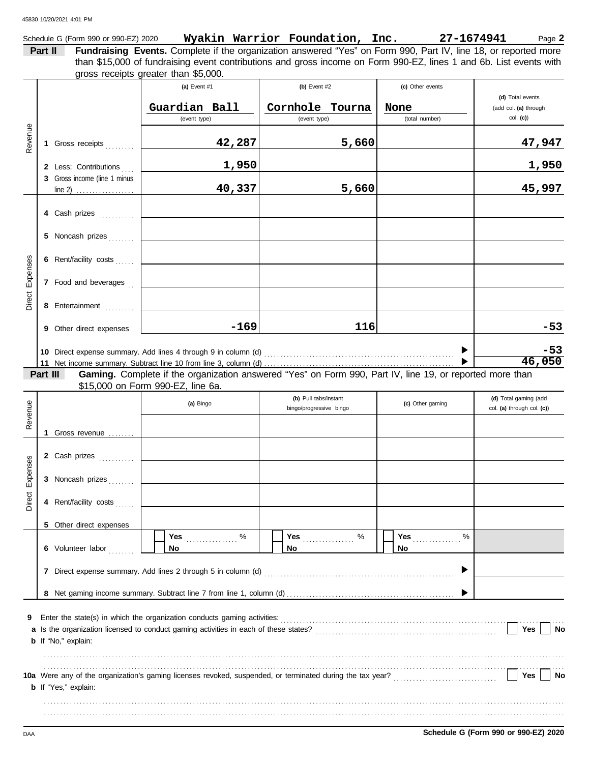45830 10/20/2021 4:01 PM

Schedule G (Form 990 or 990-EZ) 2020 **Wyakin Warrior Foundation, Inc.** **27-1674941** Page **2**

**Part II** **Fundraising Events.** Complete if the organization answered "Yes" on Form 990, Part IV, line 18, or reported more than $15,000 of fundraising event contributions and gross income on Form 990-EZ, lines 1 and 6b. List events with gross receipts greater than $5,000.

| | | (a) Event #1 | (b) Event #2 | (c) Other events | (d) Total events (add col. (a) through col. (c)) |
|---|---|---|---|---|---|
| | | Guardian Ball (event type) | Cornhole Tourna (event type) | None (total number) | |
| Revenue | 1 Gross receipts | 42,287 | 5,660 | | 47,947 |
| | 2 Less: Contributions | 1,950 | | | 1,950 |
| | 3 Gross income (line 1 minus line 2) | 40,337 | 5,660 | | 45,997 |
| Direct Expenses | 4 Cash prizes | | | | |
| | 5 Noncash prizes | | | | |
| | 6 Rent/facility costs | | | | |
| | 7 Food and beverages | | | | |
| | 8 Entertainment | | | | |
| | 9 Other direct expenses | -169 | 116 | | -53 |
| | 10 Direct expense summary. Add lines 4 through 9 in column (d) | | | ▶ | -53 |
| | 11 Net income summary. Subtract line 10 from line 3, column (d) | | | ▶ | 46,050 |

**Part III** **Gaming.** Complete if the organization answered "Yes" on Form 990, Part IV, line 19, or reported more than $15,000 on Form 990-EZ, line 6a.

| | | (a) Bingo | (b) Pull tabs/instant bingo/progressive bingo | (c) Other gaming | (d) Total gaming (add col. (a) through col. (c)) |
|---|---|---|---|---|---|
| Revenue | 1 Gross revenue | | | | |
| Direct Expenses | 2 Cash prizes | | | | |
| | 3 Noncash prizes | | | | |
| | 4 Rent/facility costs | | | | |
| | 5 Other direct expenses | | | | |
| | 6 Volunteer labor | ☐ Yes ....... % ☐ No | ☐ Yes ....... % ☐ No | ☐ Yes ....... % ☐ No | |
| | 7 Direct expense summary. Add lines 2 through 5 in column (d) | | | ▶ | |
| | 8 Net gaming income summary. Subtract line 7 from line 1, column (d) | | | ▶ | |

**9** Enter the state(s) in which the organization conducts gaming activities:

**a** Is the organization licensed to conduct gaming activities in each of these states? ☐ Yes ☐ No

**b** If "No," explain:

**10a** Were any of the organization's gaming licenses revoked, suspended, or terminated during the tax year? ☐ Yes ☐ No

**b** If "Yes," explain:

DAA **Schedule G (Form 990 or 990-EZ) 2020**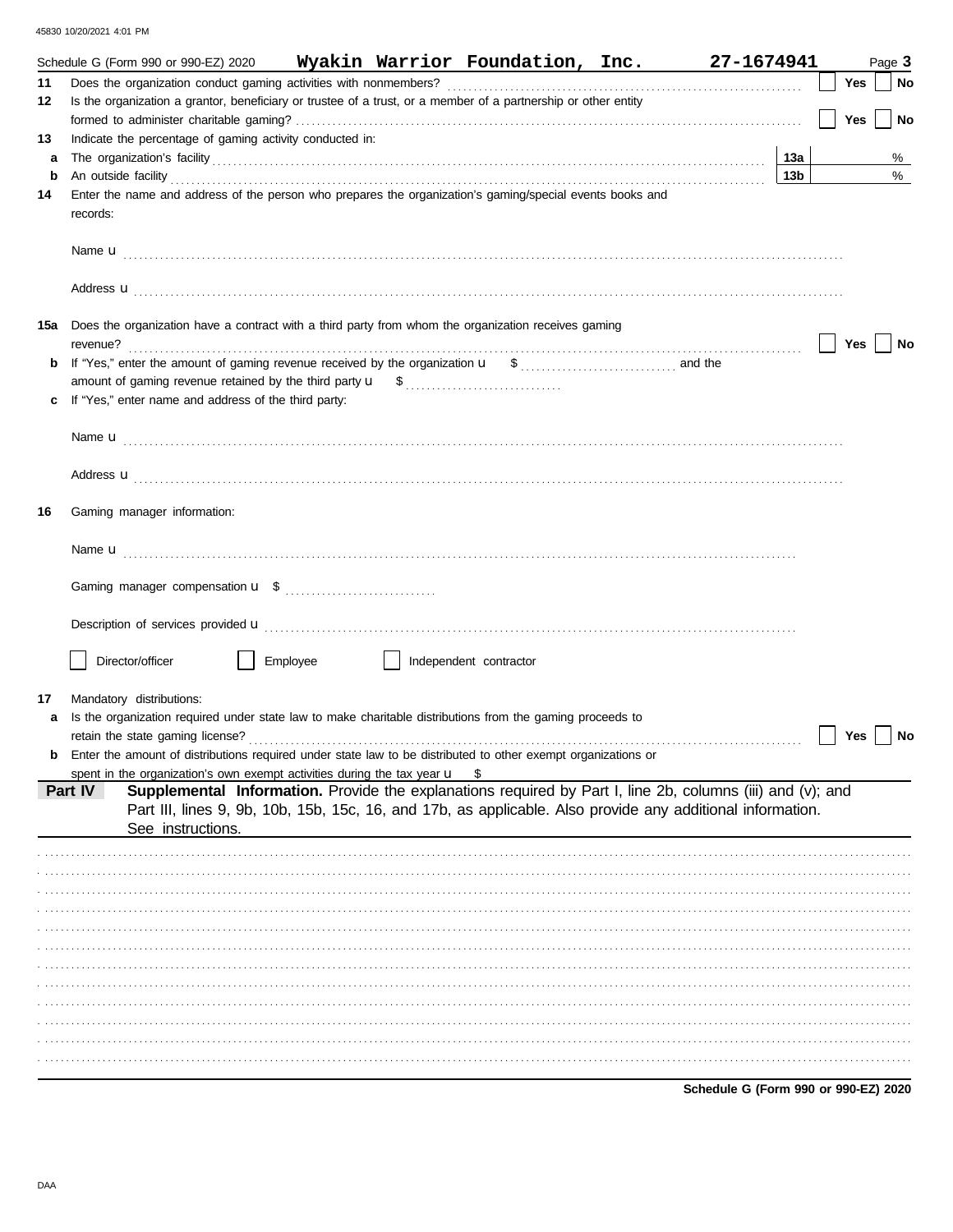Schedule G (Form 990 or 990-EZ) 2020 **Wyakin Warrior Foundation, Inc.** **27-1674941** Page **3**

**11** Does the organization conduct gaming activities with nonmembers? ☐ Yes ☐ No

**12** Is the organization a grantor, beneficiary or trustee of a trust, or a member of a partnership or other entity formed to administer charitable gaming? ☐ Yes ☐ No

**13** Indicate the percentage of gaming activity conducted in:

**a** The organization's facility **13a** %

**b** An outside facility **13b** %

**14** Enter the name and address of the person who prepares the organization's gaming/special events books and records:

Name u

Address u

**15a** Does the organization have a contract with a third party from whom the organization receives gaming revenue? ☐ Yes ☐ No

**b** If "Yes," enter the amount of gaming revenue received by the organization u $ and the amount of gaming revenue retained by the third party u $

**c** If "Yes," enter name and address of the third party:

Name u

Address u

**16** Gaming manager information:

Name u

Gaming manager compensation u $

Description of services provided u

☐ Director/officer ☐ Employee ☐ Independent contractor

**17** Mandatory distributions:

**a** Is the organization required under state law to make charitable distributions from the gaming proceeds to retain the state gaming license? ☐ Yes ☐ No

**b** Enter the amount of distributions required under state law to be distributed to other exempt organizations or spent in the organization's own exempt activities during the tax year u $

**Part IV** **Supplemental Information.** Provide the explanations required by Part I, line 2b, columns (iii) and (v); and Part III, lines 9, 9b, 10b, 15b, 15c, 16, and 17b, as applicable. Also provide any additional information. See instructions.

**Schedule G (Form 990 or 990-EZ) 2020**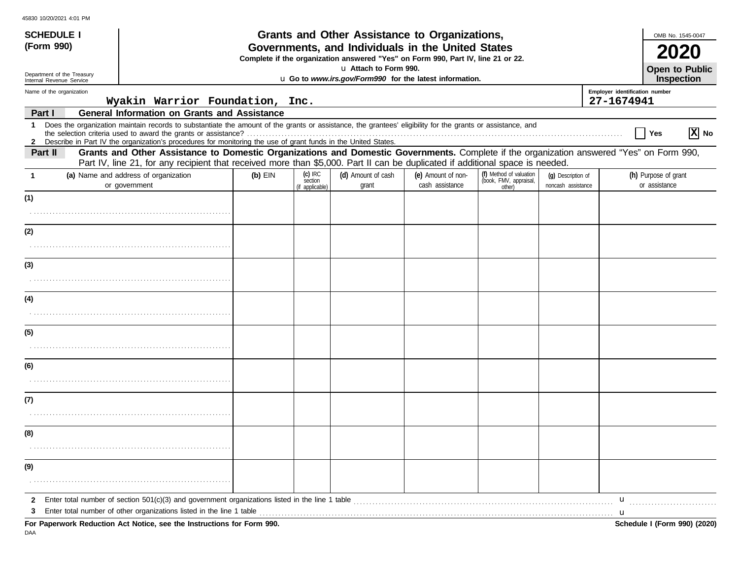**SCHEDULE I (Form 990)**

Department of the Treasury
Internal Revenue Service

# Grants and Other Assistance to Organizations, Governments, and Individuals in the United States

**Complete if the organization answered "Yes" on Form 990, Part IV, line 21 or 22.**

u **Attach to Form 990.**

u **Go to *www.irs.gov/Form990* for the latest information.**

OMB No. 1545-0047

**2020**

**Open to Public Inspection**

Name of the organization: Wyakin Warrior Foundation, Inc.

Employer identification number: 27-1674941

**Part I — General Information on Grants and Assistance**

1 Does the organization maintain records to substantiate the amount of the grants or assistance, the grantees' eligibility for the grants or assistance, and the selection criteria used to award the grants or assistance? ☐ Yes ☒ No

2 Describe in Part IV the organization's procedures for monitoring the use of grant funds in the United States.

**Part II — Grants and Other Assistance to Domestic Organizations and Domestic Governments.** Complete if the organization answered "Yes" on Form 990, Part IV, line 21, for any recipient that received more than $5,000. Part II can be duplicated if additional space is needed.

| 1 (a) Name and address of organization or government | (b) EIN | (c) IRC section (if applicable) | (d) Amount of cash grant | (e) Amount of non-cash assistance | (f) Method of valuation (book, FMV, appraisal, other) | (g) Description of noncash assistance | (h) Purpose of grant or assistance |
|---|---|---|---|---|---|---|---|
| (1) | | | | | | | |
| (2) | | | | | | | |
| (3) | | | | | | | |
| (4) | | | | | | | |
| (5) | | | | | | | |
| (6) | | | | | | | |
| (7) | | | | | | | |
| (8) | | | | | | | |
| (9) | | | | | | | |

2 Enter total number of section 501(c)(3) and government organizations listed in the line 1 table u

3 Enter total number of other organizations listed in the line 1 table u

**For Paperwork Reduction Act Notice, see the Instructions for Form 990.** **Schedule I (Form 990) (2020)**

DAA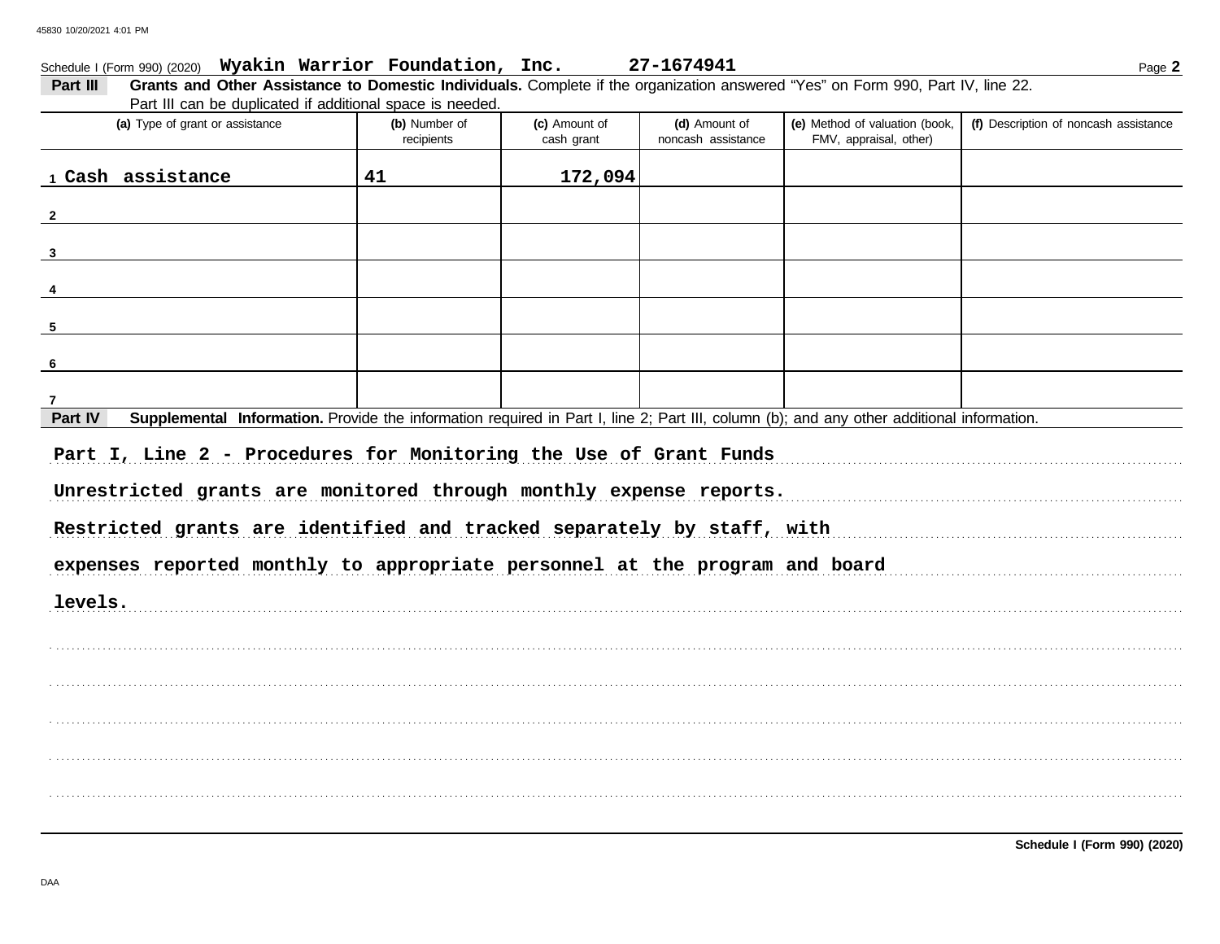Schedule I (Form 990) (2020) **Wyakin Warrior Foundation, Inc.** **27-1674941** Page **2**

**Part III** **Grants and Other Assistance to Domestic Individuals.** Complete if the organization answered "Yes" on Form 990, Part IV, line 22. Part III can be duplicated if additional space is needed.

| (a) Type of grant or assistance | (b) Number of recipients | (c) Amount of cash grant | (d) Amount of noncash assistance | (e) Method of valuation (book, FMV, appraisal, other) | (f) Description of noncash assistance |
|---|---|---|---|---|---|
| 1 Cash assistance | 41 | 172,094 | | | |
| 2 | | | | | |
| 3 | | | | | |
| 4 | | | | | |
| 5 | | | | | |
| 6 | | | | | |
| 7 | | | | | |

**Part IV** **Supplemental Information.** Provide the information required in Part I, line 2; Part III, column (b); and any other additional information.

Part I, Line 2 - Procedures for Monitoring the Use of Grant Funds

Unrestricted grants are monitored through monthly expense reports. Restricted grants are identified and tracked separately by staff, with expenses reported monthly to appropriate personnel at the program and board levels.

**Schedule I (Form 990) (2020)**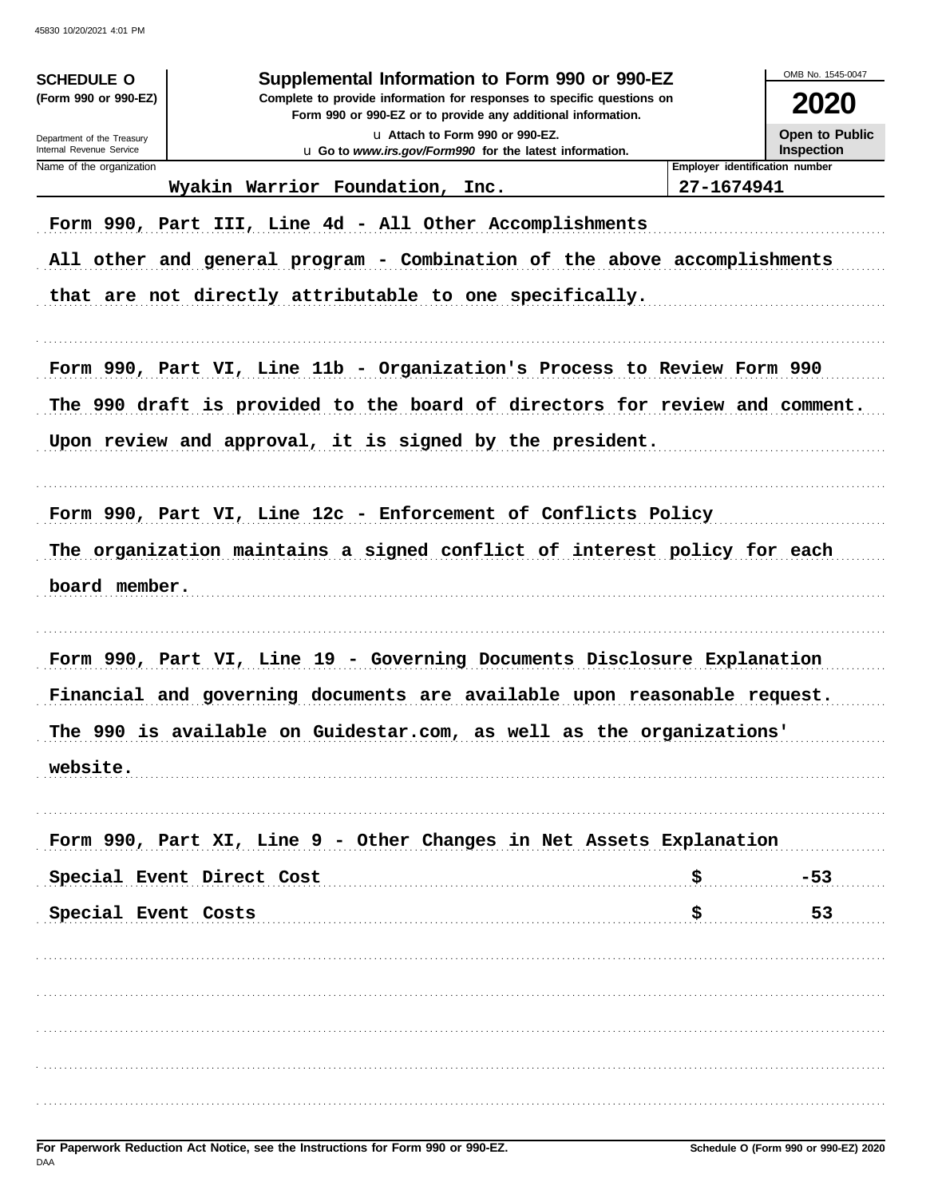**SCHEDULE O**
**(Form 990 or 990-EZ)**

Department of the Treasury
Internal Revenue Service

# Supplemental Information to Form 990 or 990-EZ

**Complete to provide information for responses to specific questions on Form 990 or 990-EZ or to provide any additional information.**

u Attach to Form 990 or 990-EZ.
u Go to *www.irs.gov/Form990* for the latest information.

OMB No. 1545-0047

**2020**

**Open to Public Inspection**

| Name of the organization | Employer identification number |
|---|---|
| Wyakin Warrior Foundation, Inc. | 27-1674941 |

Form 990, Part III, Line 4d - All Other Accomplishments

All other and general program - Combination of the above accomplishments that are not directly attributable to one specifically.

Form 990, Part VI, Line 11b - Organization's Process to Review Form 990

The 990 draft is provided to the board of directors for review and comment. Upon review and approval, it is signed by the president.

Form 990, Part VI, Line 12c - Enforcement of Conflicts Policy

The organization maintains a signed conflict of interest policy for each board member.

Form 990, Part VI, Line 19 - Governing Documents Disclosure Explanation

Financial and governing documents are available upon reasonable request. The 990 is available on Guidestar.com, as well as the organizations' website.

Form 990, Part XI, Line 9 - Other Changes in Net Assets Explanation

| | | |
|---|---|---|
| Special Event Direct Cost | $ | -53 |
| Special Event Costs | $ | 53 |

**For Paperwork Reduction Act Notice, see the Instructions for Form 990 or 990-EZ.**

**Schedule O (Form 990 or 990-EZ) 2020**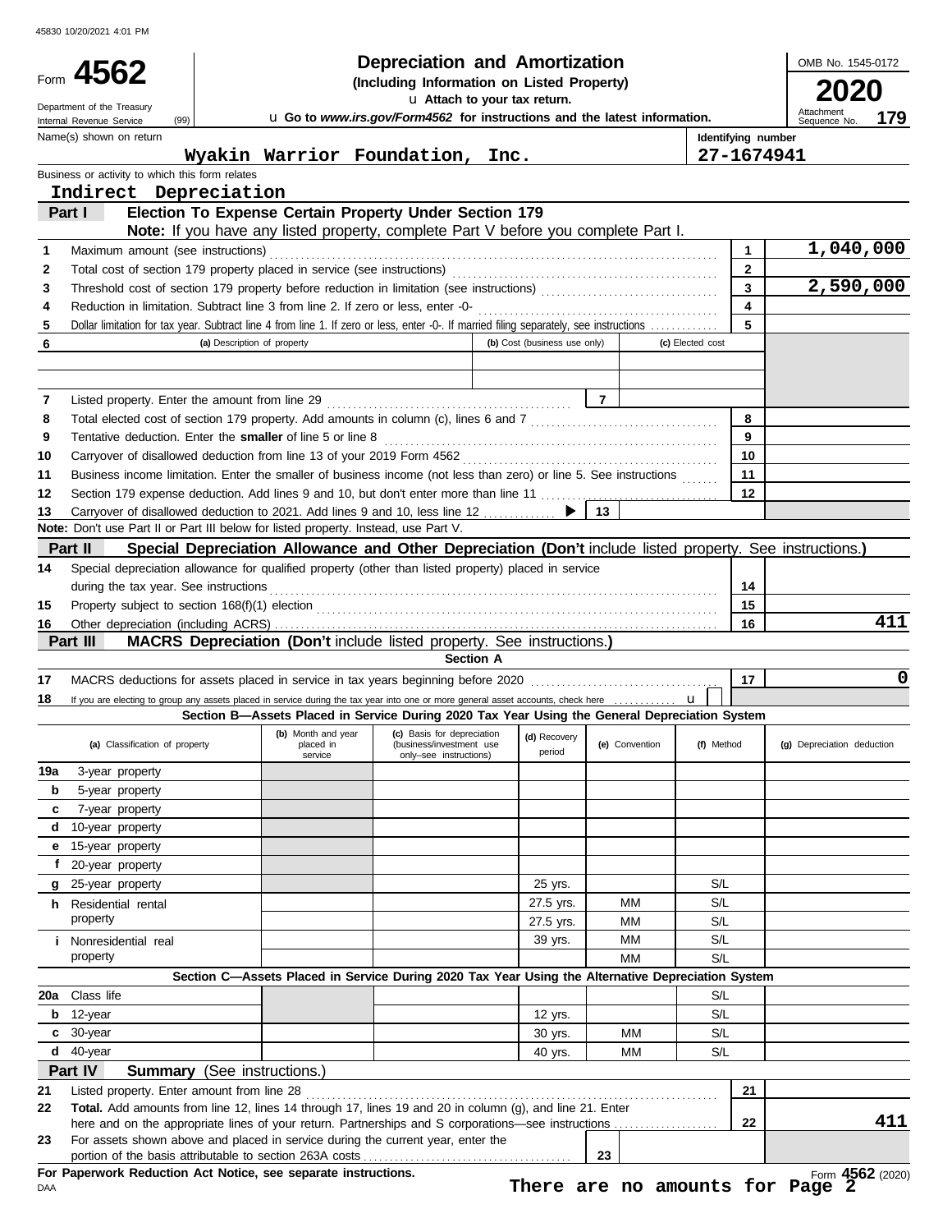45830 10/20/2021 4:01 PM

# Form 4562 — Depreciation and Amortization

**(Including Information on Listed Property)**

u Attach to your tax return.

Department of the Treasury
Internal Revenue Service (99)

u Go to *www.irs.gov/Form4562* for instructions and the latest information.

OMB No. 1545-0172

**2020**

Attachment Sequence No. **179**

Name(s) shown on return: **Wyakin Warrior Foundation, Inc.**

Identifying number: **27-1674941**

Business or activity to which this form relates: **Indirect Depreciation**

## Part I — Election To Expense Certain Property Under Section 179

**Note:** If you have any listed property, complete Part V before you complete Part I.

| Line | Description | | Amount |
|---|---|---|---|
| 1 | Maximum amount (see instructions) | 1 | 1,040,000 |
| 2 | Total cost of section 179 property placed in service (see instructions) | 2 | |
| 3 | Threshold cost of section 179 property before reduction in limitation (see instructions) | 3 | 2,590,000 |
| 4 | Reduction in limitation. Subtract line 3 from line 2. If zero or less, enter -0- | 4 | |
| 5 | Dollar limitation for tax year. Subtract line 4 from line 1. If zero or less, enter -0-. If married filing separately, see instructions | 5 | |

| 6 | (a) Description of property | (b) Cost (business use only) | (c) Elected cost |
|---|---|---|---|
| | | | |
| | | | |

| Line | Description | | Amount |
|---|---|---|---|
| 7 | Listed property. Enter the amount from line 29 | 7 | |
| 8 | Total elected cost of section 179 property. Add amounts in column (c), lines 6 and 7 | 8 | |
| 9 | Tentative deduction. Enter the **smaller** of line 5 or line 8 | 9 | |
| 10 | Carryover of disallowed deduction from line 13 of your 2019 Form 4562 | 10 | |
| 11 | Business income limitation. Enter the smaller of business income (not less than zero) or line 5. See instructions | 11 | |
| 12 | Section 179 expense deduction. Add lines 9 and 10, but don't enter more than line 11 | 12 | |
| 13 | Carryover of disallowed deduction to 2021. Add lines 9 and 10, less line 12 | 13 | |

**Note:** Don't use Part II or Part III below for listed property. Instead, use Part V.

## Part II — Special Depreciation Allowance and Other Depreciation (Don't include listed property. See instructions.)

| Line | Description | | Amount |
|---|---|---|---|
| 14 | Special depreciation allowance for qualified property (other than listed property) placed in service during the tax year. See instructions | 14 | |
| 15 | Property subject to section 168(f)(1) election | 15 | |
| 16 | Other depreciation (including ACRS) | 16 | 411 |

## Part III — MACRS Depreciation (Don't include listed property. See instructions.)

### Section A

| Line | Description | | Amount |
|---|---|---|---|
| 17 | MACRS deductions for assets placed in service in tax years beginning before 2020 | 17 | 0 |
| 18 | If you are electing to group any assets placed in service during the tax year into one or more general asset accounts, check here u | | |

### Section B—Assets Placed in Service During 2020 Tax Year Using the General Depreciation System

| (a) Classification of property | (b) Month and year placed in service | (c) Basis for depreciation (business/investment use only–see instructions) | (d) Recovery period | (e) Convention | (f) Method | (g) Depreciation deduction |
|---|---|---|---|---|---|---|
| 19a 3-year property | | | | | | |
| b 5-year property | | | | | | |
| c 7-year property | | | | | | |
| d 10-year property | | | | | | |
| e 15-year property | | | | | | |
| f 20-year property | | | | | | |
| g 25-year property | | | 25 yrs. | | S/L | |
| h Residential rental property | | | 27.5 yrs. | MM | S/L | |
| | | | 27.5 yrs. | MM | S/L | |
| i Nonresidential real property | | | 39 yrs. | MM | S/L | |
| | | | | MM | S/L | |

### Section C—Assets Placed in Service During 2020 Tax Year Using the Alternative Depreciation System

| (a) Classification of property | (b) Month and year placed in service | (c) Basis for depreciation | (d) Recovery period | (e) Convention | (f) Method | (g) Depreciation deduction |
|---|---|---|---|---|---|---|
| 20a Class life | | | | | S/L | |
| b 12-year | | | 12 yrs. | | S/L | |
| c 30-year | | | 30 yrs. | MM | S/L | |
| d 40-year | | | 40 yrs. | MM | S/L | |

## Part IV — Summary (See instructions.)

| Line | Description | | Amount |
|---|---|---|---|
| 21 | Listed property. Enter amount from line 28 | 21 | |
| 22 | **Total.** Add amounts from line 12, lines 14 through 17, lines 19 and 20 in column (g), and line 21. Enter here and on the appropriate lines of your return. Partnerships and S corporations—see instructions | 22 | 411 |
| 23 | For assets shown above and placed in service during the current year, enter the portion of the basis attributable to section 263A costs | 23 | |

**For Paperwork Reduction Act Notice, see separate instructions.**

DAA

**There are no amounts for Page 2**

Form **4562** (2020)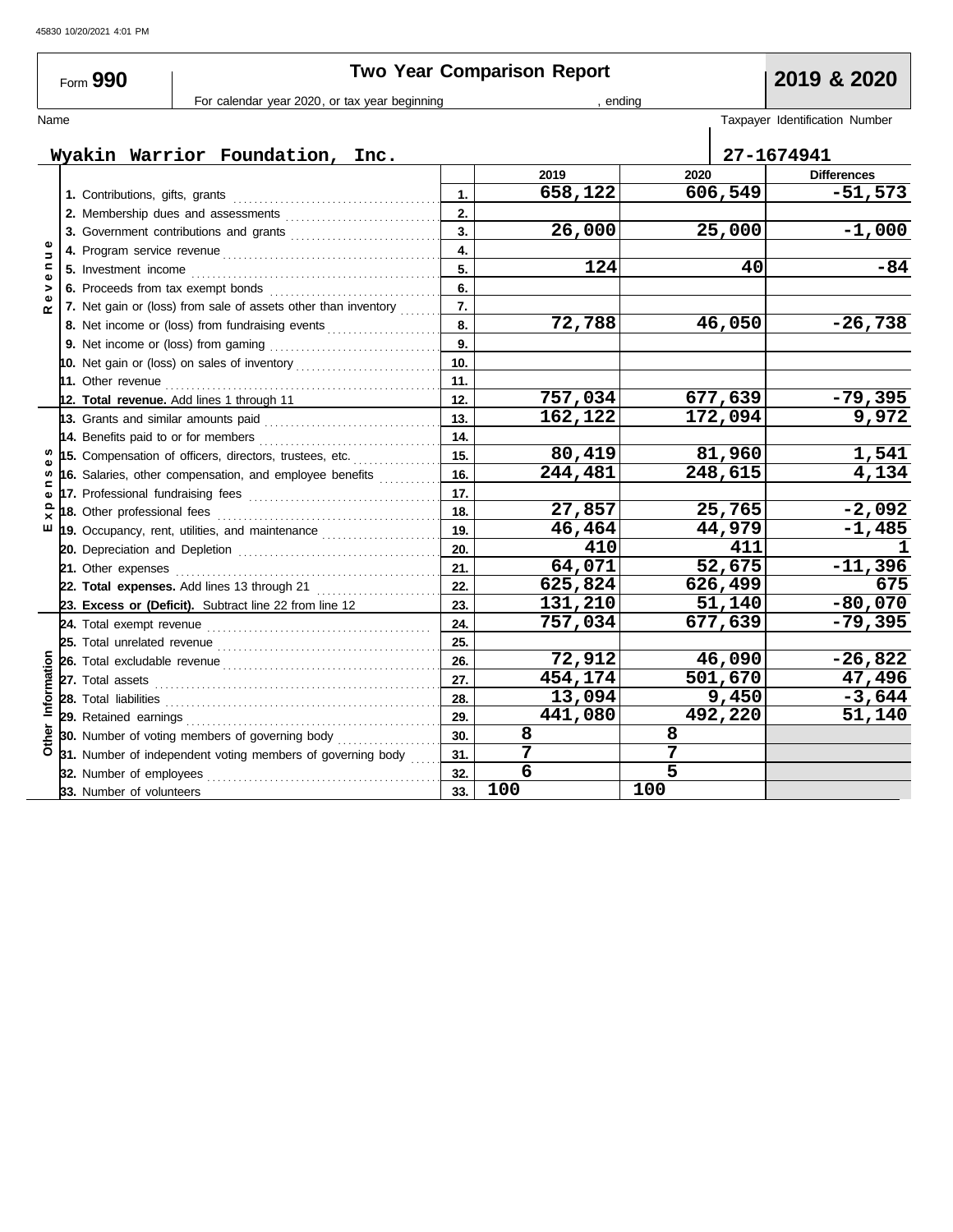Form **990**

# Two Year Comparison Report

**2019 & 2020**

For calendar year 2020, or tax year beginning , ending

Name: **Wyakin Warrior Foundation, Inc.**

Taxpayer Identification Number: **27-1674941**

| Section | Item | Line | 2019 | 2020 | Differences |
|---|---|---|---|---|---|
| Revenue | 1. Contributions, gifts, grants | 1. | 658,122 | 606,549 | -51,573 |
| | 2. Membership dues and assessments | 2. | | | |
| | 3. Government contributions and grants | 3. | 26,000 | 25,000 | -1,000 |
| | 4. Program service revenue | 4. | | | |
| | 5. Investment income | 5. | 124 | 40 | -84 |
| | 6. Proceeds from tax exempt bonds | 6. | | | |
| | 7. Net gain or (loss) from sale of assets other than inventory | 7. | | | |
| | 8. Net income or (loss) from fundraising events | 8. | 72,788 | 46,050 | -26,738 |
| | 9. Net income or (loss) from gaming | 9. | | | |
| | 10. Net gain or (loss) on sales of inventory | 10. | | | |
| | 11. Other revenue | 11. | | | |
| | 12. **Total revenue.** Add lines 1 through 11 | 12. | 757,034 | 677,639 | -79,395 |
| Expenses | 13. Grants and similar amounts paid | 13. | 162,122 | 172,094 | 9,972 |
| | 14. Benefits paid to or for members | 14. | | | |
| | 15. Compensation of officers, directors, trustees, etc. | 15. | 80,419 | 81,960 | 1,541 |
| | 16. Salaries, other compensation, and employee benefits | 16. | 244,481 | 248,615 | 4,134 |
| | 17. Professional fundraising fees | 17. | | | |
| | 18. Other professional fees | 18. | 27,857 | 25,765 | -2,092 |
| | 19. Occupancy, rent, utilities, and maintenance | 19. | 46,464 | 44,979 | -1,485 |
| | 20. Depreciation and Depletion | 20. | 410 | 411 | 1 |
| | 21. Other expenses | 21. | 64,071 | 52,675 | -11,396 |
| | 22. **Total expenses.** Add lines 13 through 21 | 22. | 625,824 | 626,499 | 675 |
| | 23. **Excess or (Deficit).** Subtract line 22 from line 12 | 23. | 131,210 | 51,140 | -80,070 |
| Other Information | 24. Total exempt revenue | 24. | 757,034 | 677,639 | -79,395 |
| | 25. Total unrelated revenue | 25. | | | |
| | 26. Total excludable revenue | 26. | 72,912 | 46,090 | -26,822 |
| | 27. Total assets | 27. | 454,174 | 501,670 | 47,496 |
| | 28. Total liabilities | 28. | 13,094 | 9,450 | -3,644 |
| | 29. Retained earnings | 29. | 441,080 | 492,220 | 51,140 |
| | 30. Number of voting members of governing body | 30. | 8 | 8 | |
| | 31. Number of independent voting members of governing body | 31. | 7 | 7 | |
| | 32. Number of employees | 32. | 6 | 5 | |
| | 33. Number of volunteers | 33. | 100 | 100 | |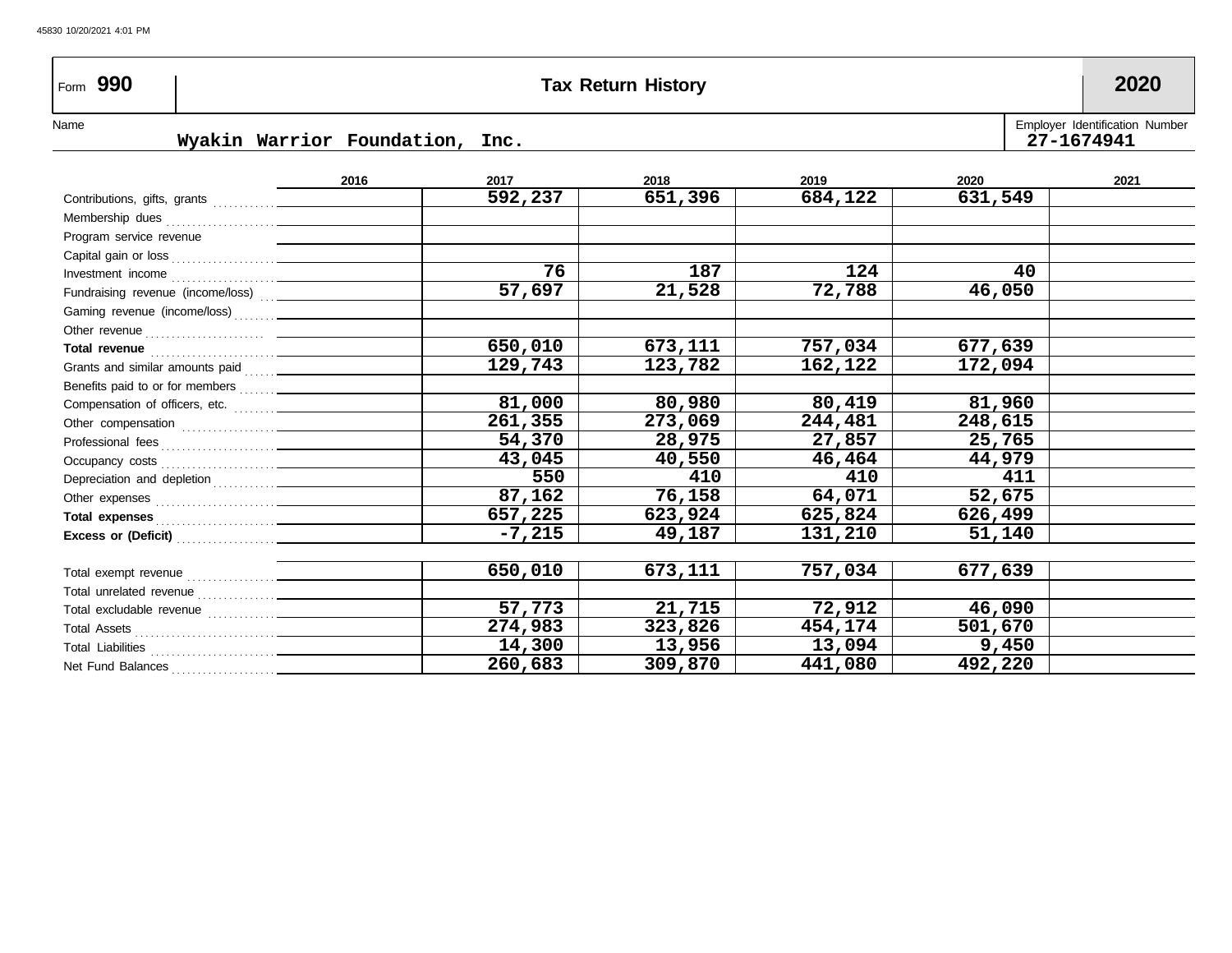| Form 990 | Tax Return History | 2020 |
|---|---|---|

Name: Wyakin Warrior Foundation, Inc.

Employer Identification Number: 27-1674941

| | 2016 | 2017 | 2018 | 2019 | 2020 | 2021 |
|---|---|---|---|---|---|---|
| Contributions, gifts, grants | | 592,237 | 651,396 | 684,122 | 631,549 | |
| Membership dues | | | | | | |
| Program service revenue | | | | | | |
| Capital gain or loss | | | | | | |
| Investment income | | 76 | 187 | 124 | 40 | |
| Fundraising revenue (income/loss) | | 57,697 | 21,528 | 72,788 | 46,050 | |
| Gaming revenue (income/loss) | | | | | | |
| Other revenue | | | | | | |
| **Total revenue** | | 650,010 | 673,111 | 757,034 | 677,639 | |
| Grants and similar amounts paid | | 129,743 | 123,782 | 162,122 | 172,094 | |
| Benefits paid to or for members | | | | | | |
| Compensation of officers, etc. | | 81,000 | 80,980 | 80,419 | 81,960 | |
| Other compensation | | 261,355 | 273,069 | 244,481 | 248,615 | |
| Professional fees | | 54,370 | 28,975 | 27,857 | 25,765 | |
| Occupancy costs | | 43,045 | 40,550 | 46,464 | 44,979 | |
| Depreciation and depletion | | 550 | 410 | 410 | 411 | |
| Other expenses | | 87,162 | 76,158 | 64,071 | 52,675 | |
| **Total expenses** | | 657,225 | 623,924 | 625,824 | 626,499 | |
| **Excess or (Deficit)** | | -7,215 | 49,187 | 131,210 | 51,140 | |
| | | | | | | |
| Total exempt revenue | | 650,010 | 673,111 | 757,034 | 677,639 | |
| Total unrelated revenue | | | | | | |
| Total excludable revenue | | 57,773 | 21,715 | 72,912 | 46,090 | |
| Total Assets | | 274,983 | 323,826 | 454,174 | 501,670 | |
| Total Liabilities | | 14,300 | 13,956 | 13,094 | 9,450 | |
| Net Fund Balances | | 260,683 | 309,870 | 441,080 | 492,220 | |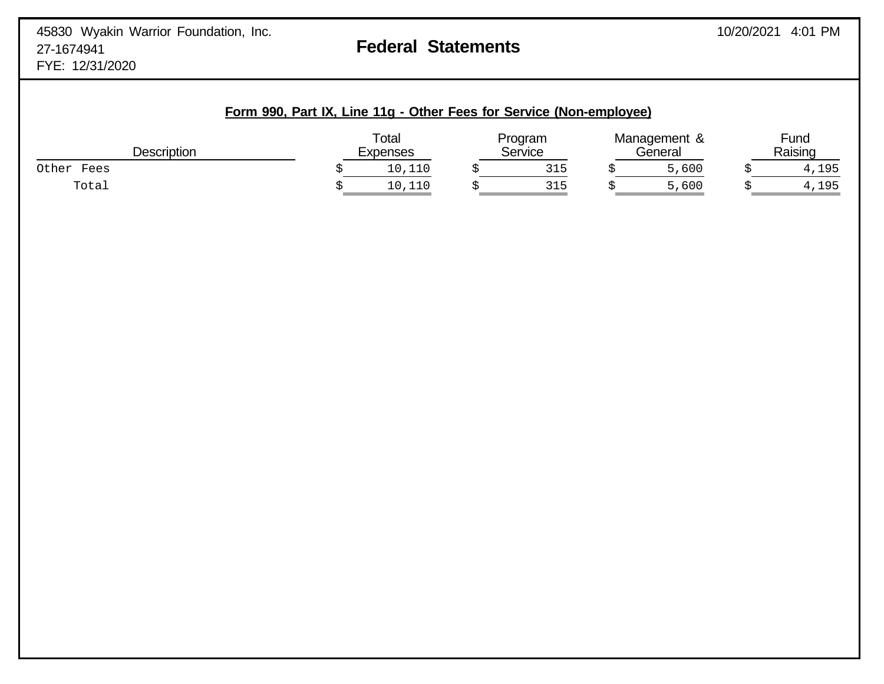45830 Wyakin Warrior Foundation, Inc.
27-1674941
FYE: 12/31/2020

10/20/2021 4:01 PM

# Federal Statements

## Form 990, Part IX, Line 11g - Other Fees for Service (Non-employee)

| Description | Total Expenses | Program Service | Management & General | Fund Raising |
|---|---|---|---|---|
| Other Fees | $ 10,110 | $ 315 | $ 5,600 | $ 4,195 |
| Total | $ 10,110 | $ 315 | $ 5,600 | $ 4,195 |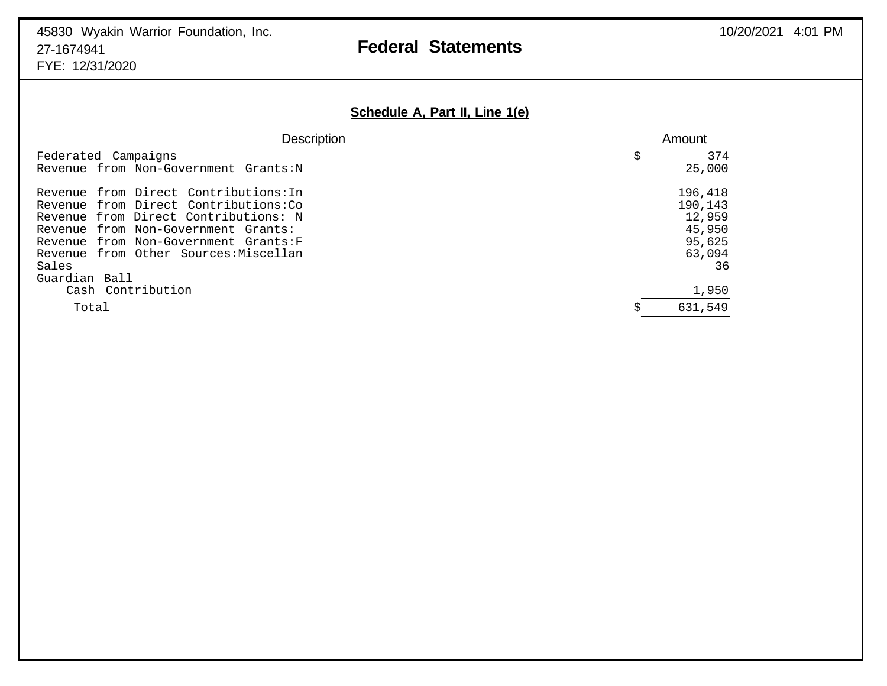45830 Wyakin Warrior Foundation, Inc.
27-1674941
FYE: 12/31/2020

# Federal Statements

10/20/2021 4:01 PM

## Schedule A, Part II, Line 1(e)

| Description | Amount |
| --- | --- |
| Federated Campaigns | $ 374 |
| Revenue from Non-Government Grants:N | 25,000 |
| Revenue from Direct Contributions:In | 196,418 |
| Revenue from Direct Contributions:Co | 190,143 |
| Revenue from Direct Contributions: N | 12,959 |
| Revenue from Non-Government Grants: | 45,950 |
| Revenue from Non-Government Grants:F | 95,625 |
| Revenue from Other Sources:Miscellan | 63,094 |
| Sales | 36 |
| Guardian Ball | |
| Cash Contribution | 1,950 |
| Total | $ 631,549 |